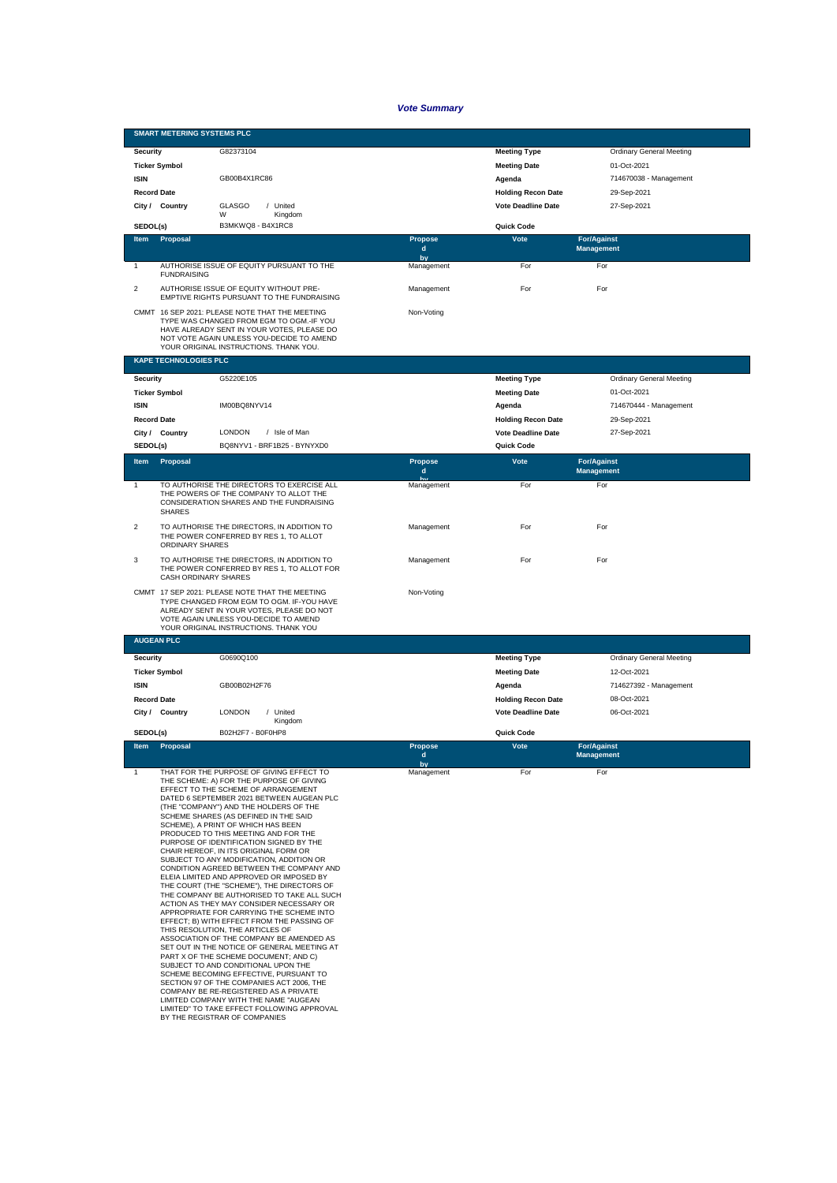# *Vote Summary*

## SMART METERING SYSTEMS PLC

| | | | |
|---|---|---|---|
| **Security** | G82373104 | **Meeting Type** | Ordinary General Meeting |
| **Ticker Symbol** | | **Meeting Date** | 01-Oct-2021 |
| **ISIN** | GB00B4X1RC86 | **Agenda** | 714670038 - Management |
| **Record Date** | | **Holding Recon Date** | 29-Sep-2021 |
| **City / Country** | GLASGOW / United Kingdom | **Vote Deadline Date** | 27-Sep-2021 |
| **SEDOL(s)** | B3MKWQ8 - B4X1RC8 | **Quick Code** | |

| Item | Proposal | Proposed by | Vote | For/Against Management |
|---|---|---|---|---|
| 1 | AUTHORISE ISSUE OF EQUITY PURSUANT TO THE FUNDRAISING | Management | For | For |
| 2 | AUTHORISE ISSUE OF EQUITY WITHOUT PRE-EMPTIVE RIGHTS PURSUANT TO THE FUNDRAISING | Management | For | For |
| CMMT | 16 SEP 2021: PLEASE NOTE THAT THE MEETING TYPE WAS CHANGED FROM EGM TO OGM.-IF YOU HAVE ALREADY SENT IN YOUR VOTES, PLEASE DO NOT VOTE AGAIN UNLESS YOU-DECIDE TO AMEND YOUR ORIGINAL INSTRUCTIONS. THANK YOU. | Non-Voting | | |

## KAPE TECHNOLOGIES PLC

| | | | |
|---|---|---|---|
| **Security** | G5220E105 | **Meeting Type** | Ordinary General Meeting |
| **Ticker Symbol** | | **Meeting Date** | 01-Oct-2021 |
| **ISIN** | IM00BQ8NYV14 | **Agenda** | 714670444 - Management |
| **Record Date** | | **Holding Recon Date** | 29-Sep-2021 |
| **City / Country** | LONDON / Isle of Man | **Vote Deadline Date** | 27-Sep-2021 |
| **SEDOL(s)** | BQ8NYV1 - BRF1B25 - BYNYXD0 | **Quick Code** | |

| Item | Proposal | Proposed by | Vote | For/Against Management |
|---|---|---|---|---|
| 1 | TO AUTHORISE THE DIRECTORS TO EXERCISE ALL THE POWERS OF THE COMPANY TO ALLOT THE CONSIDERATION SHARES AND THE FUNDRAISING SHARES | Management | For | For |
| 2 | TO AUTHORISE THE DIRECTORS, IN ADDITION TO THE POWER CONFERRED BY RES 1, TO ALLOT ORDINARY SHARES | Management | For | For |
| 3 | TO AUTHORISE THE DIRECTORS, IN ADDITION TO THE POWER CONFERRED BY RES 1, TO ALLOT FOR CASH ORDINARY SHARES | Management | For | For |
| CMMT | 17 SEP 2021: PLEASE NOTE THAT THE MEETING TYPE CHANGED FROM EGM TO OGM. IF-YOU HAVE ALREADY SENT IN YOUR VOTES, PLEASE DO NOT VOTE AGAIN UNLESS YOU-DECIDE TO AMEND YOUR ORIGINAL INSTRUCTIONS. THANK YOU | Non-Voting | | |

## AUGEAN PLC

| | | | |
|---|---|---|---|
| **Security** | G0690Q100 | **Meeting Type** | Ordinary General Meeting |
| **Ticker Symbol** | | **Meeting Date** | 12-Oct-2021 |
| **ISIN** | GB00B02H2F76 | **Agenda** | 714627392 - Management |
| **Record Date** | | **Holding Recon Date** | 08-Oct-2021 |
| **City / Country** | LONDON / United Kingdom | **Vote Deadline Date** | 06-Oct-2021 |
| **SEDOL(s)** | B02H2F7 - B0F0HP8 | **Quick Code** | |

| Item | Proposal | Proposed by | Vote | For/Against Management |
|---|---|---|---|---|
| 1 | THAT FOR THE PURPOSE OF GIVING EFFECT TO THE SCHEME: A) FOR THE PURPOSE OF GIVING EFFECT TO THE SCHEME OF ARRANGEMENT DATED 6 SEPTEMBER 2021 BETWEEN AUGEAN PLC (THE "COMPANY") AND THE HOLDERS OF THE SCHEME SHARES (AS DEFINED IN THE SAID SCHEME), A PRINT OF WHICH HAS BEEN PRODUCED TO THIS MEETING AND FOR THE PURPOSE OF IDENTIFICATION SIGNED BY THE CHAIR HEREOF, IN ITS ORIGINAL FORM OR SUBJECT TO ANY MODIFICATION, ADDITION OR CONDITION AGREED BETWEEN THE COMPANY AND ELEIA LIMITED AND APPROVED OR IMPOSED BY THE COURT (THE "SCHEME"), THE DIRECTORS OF THE COMPANY BE AUTHORISED TO TAKE ALL SUCH ACTION AS THEY MAY CONSIDER NECESSARY OR APPROPRIATE FOR CARRYING THE SCHEME INTO EFFECT; B) WITH EFFECT FROM THE PASSING OF THIS RESOLUTION, THE ARTICLES OF ASSOCIATION OF THE COMPANY BE AMENDED AS SET OUT IN THE NOTICE OF GENERAL MEETING AT PART X OF THE SCHEME DOCUMENT; AND C) SUBJECT TO AND CONDITIONAL UPON THE SCHEME BECOMING EFFECTIVE, PURSUANT TO SECTION 97 OF THE COMPANIES ACT 2006, THE COMPANY BE RE-REGISTERED AS A PRIVATE LIMITED COMPANY WITH THE NAME "AUGEAN LIMITED" TO TAKE EFFECT FOLLOWING APPROVAL BY THE REGISTRAR OF COMPANIES | Management | For | For |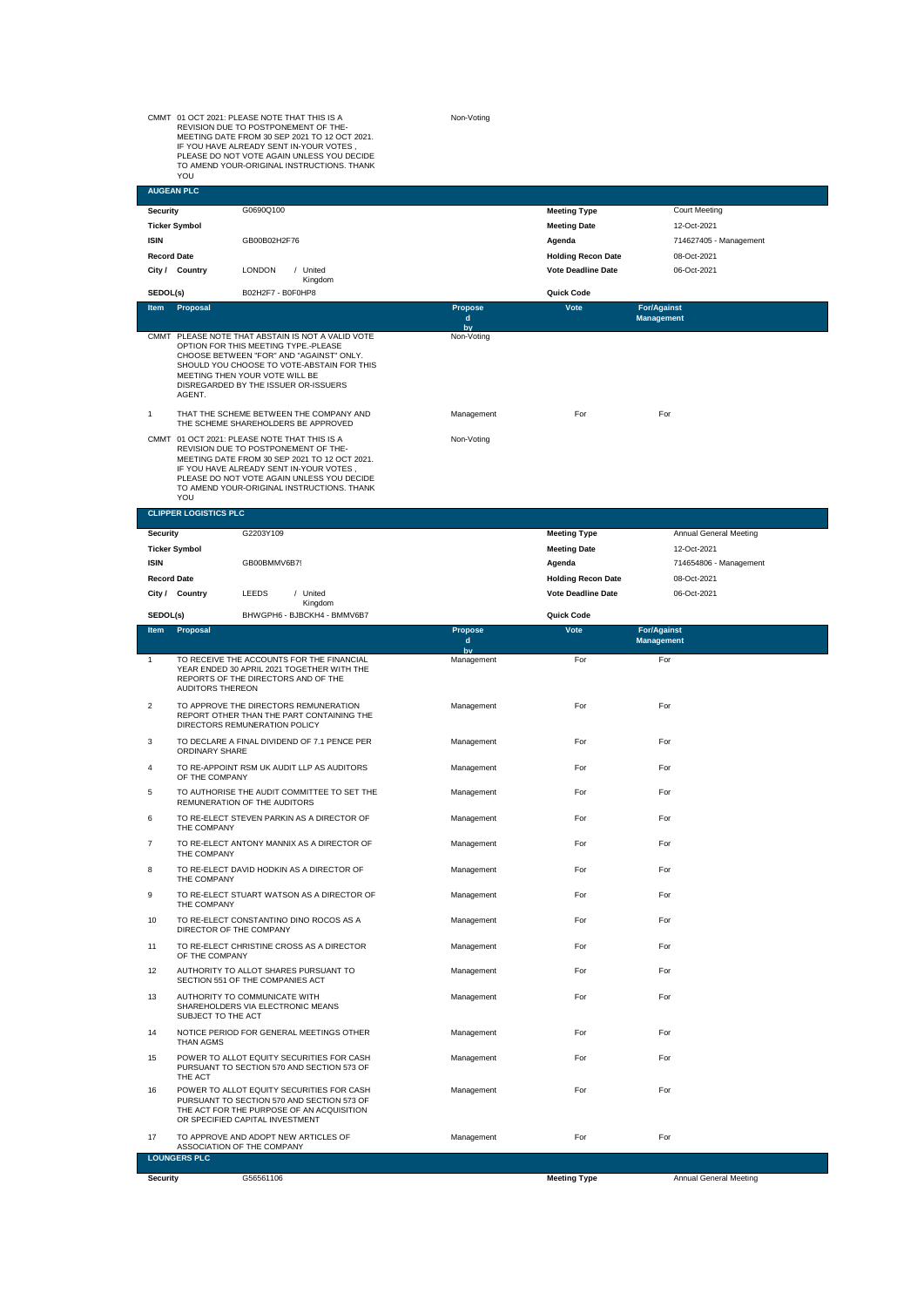| | | | | |
|---|---|---|---|---|
| CMMT | 01 OCT 2021: PLEASE NOTE THAT THIS IS A REVISION DUE TO POSTPONEMENT OF THE- MEETING DATE FROM 30 SEP 2021 TO 12 OCT 2021. IF YOU HAVE ALREADY SENT IN-YOUR VOTES , PLEASE DO NOT VOTE AGAIN UNLESS YOU DECIDE TO AMEND YOUR-ORIGINAL INSTRUCTIONS. THANK YOU | Non-Voting | | |

## AUGEAN PLC

| | | | |
|---|---|---|---|
| **Security** | G0690Q100 | **Meeting Type** | Court Meeting |
| **Ticker Symbol** | | **Meeting Date** | 12-Oct-2021 |
| **ISIN** | GB00B02H2F76 | **Agenda** | 714627405 - Management |
| **Record Date** | | **Holding Recon Date** | 08-Oct-2021 |
| **City / Country** | LONDON / United Kingdom | **Vote Deadline Date** | 06-Oct-2021 |
| **SEDOL(s)** | B02H2F7 - B0F0HP8 | **Quick Code** | |

| Item | Proposal | Proposed by | Vote | For/Against Management |
|---|---|---|---|---|
| CMMT | PLEASE NOTE THAT ABSTAIN IS NOT A VALID VOTE OPTION FOR THIS MEETING TYPE.-PLEASE CHOOSE BETWEEN "FOR" AND "AGAINST" ONLY. SHOULD YOU CHOOSE TO VOTE-ABSTAIN FOR THIS MEETING THEN YOUR VOTE WILL BE DISREGARDED BY THE ISSUER OR-ISSUERS AGENT. | Non-Voting | | |
| 1 | THAT THE SCHEME BETWEEN THE COMPANY AND THE SCHEME SHAREHOLDERS BE APPROVED | Management | For | For |
| CMMT | 01 OCT 2021: PLEASE NOTE THAT THIS IS A REVISION DUE TO POSTPONEMENT OF THE- MEETING DATE FROM 30 SEP 2021 TO 12 OCT 2021. IF YOU HAVE ALREADY SENT IN-YOUR VOTES , PLEASE DO NOT VOTE AGAIN UNLESS YOU DECIDE TO AMEND YOUR-ORIGINAL INSTRUCTIONS. THANK YOU | Non-Voting | | |

## CLIPPER LOGISTICS PLC

| | | | |
|---|---|---|---|
| **Security** | G2203Y109 | **Meeting Type** | Annual General Meeting |
| **Ticker Symbol** | | **Meeting Date** | 12-Oct-2021 |
| **ISIN** | GB00BMMV6B79 | **Agenda** | 714654806 - Management |
| **Record Date** | | **Holding Recon Date** | 08-Oct-2021 |
| **City / Country** | LEEDS / United Kingdom | **Vote Deadline Date** | 06-Oct-2021 |
| **SEDOL(s)** | BHWGPH6 - BJBCKH4 - BMMV6B7 | **Quick Code** | |

| Item | Proposal | Proposed by | Vote | For/Against Management |
|---|---|---|---|---|
| 1 | TO RECEIVE THE ACCOUNTS FOR THE FINANCIAL YEAR ENDED 30 APRIL 2021 TOGETHER WITH THE REPORTS OF THE DIRECTORS AND OF THE AUDITORS THEREON | Management | For | For |
| 2 | TO APPROVE THE DIRECTORS REMUNERATION REPORT OTHER THAN THE PART CONTAINING THE DIRECTORS REMUNERATION POLICY | Management | For | For |
| 3 | TO DECLARE A FINAL DIVIDEND OF 7.1 PENCE PER ORDINARY SHARE | Management | For | For |
| 4 | TO RE-APPOINT RSM UK AUDIT LLP AS AUDITORS OF THE COMPANY | Management | For | For |
| 5 | TO AUTHORISE THE AUDIT COMMITTEE TO SET THE REMUNERATION OF THE AUDITORS | Management | For | For |
| 6 | TO RE-ELECT STEVEN PARKIN AS A DIRECTOR OF THE COMPANY | Management | For | For |
| 7 | TO RE-ELECT ANTONY MANNIX AS A DIRECTOR OF THE COMPANY | Management | For | For |
| 8 | TO RE-ELECT DAVID HODKIN AS A DIRECTOR OF THE COMPANY | Management | For | For |
| 9 | TO RE-ELECT STUART WATSON AS A DIRECTOR OF THE COMPANY | Management | For | For |
| 10 | TO RE-ELECT CONSTANTINO DINO ROCOS AS A DIRECTOR OF THE COMPANY | Management | For | For |
| 11 | TO RE-ELECT CHRISTINE CROSS AS A DIRECTOR OF THE COMPANY | Management | For | For |
| 12 | AUTHORITY TO ALLOT SHARES PURSUANT TO SECTION 551 OF THE COMPANIES ACT | Management | For | For |
| 13 | AUTHORITY TO COMMUNICATE WITH SHAREHOLDERS VIA ELECTRONIC MEANS SUBJECT TO THE ACT | Management | For | For |
| 14 | NOTICE PERIOD FOR GENERAL MEETINGS OTHER THAN AGMS | Management | For | For |
| 15 | POWER TO ALLOT EQUITY SECURITIES FOR CASH PURSUANT TO SECTION 570 AND SECTION 573 OF THE ACT | Management | For | For |
| 16 | POWER TO ALLOT EQUITY SECURITIES FOR CASH PURSUANT TO SECTION 570 AND SECTION 573 OF THE ACT FOR THE PURPOSE OF AN ACQUISITION OR SPECIFIED CAPITAL INVESTMENT | Management | For | For |
| 17 | TO APPROVE AND ADOPT NEW ARTICLES OF ASSOCIATION OF THE COMPANY | Management | For | For |

## LOUNGERS PLC

| | | | |
|---|---|---|---|
| **Security** | G56561106 | **Meeting Type** | Annual General Meeting |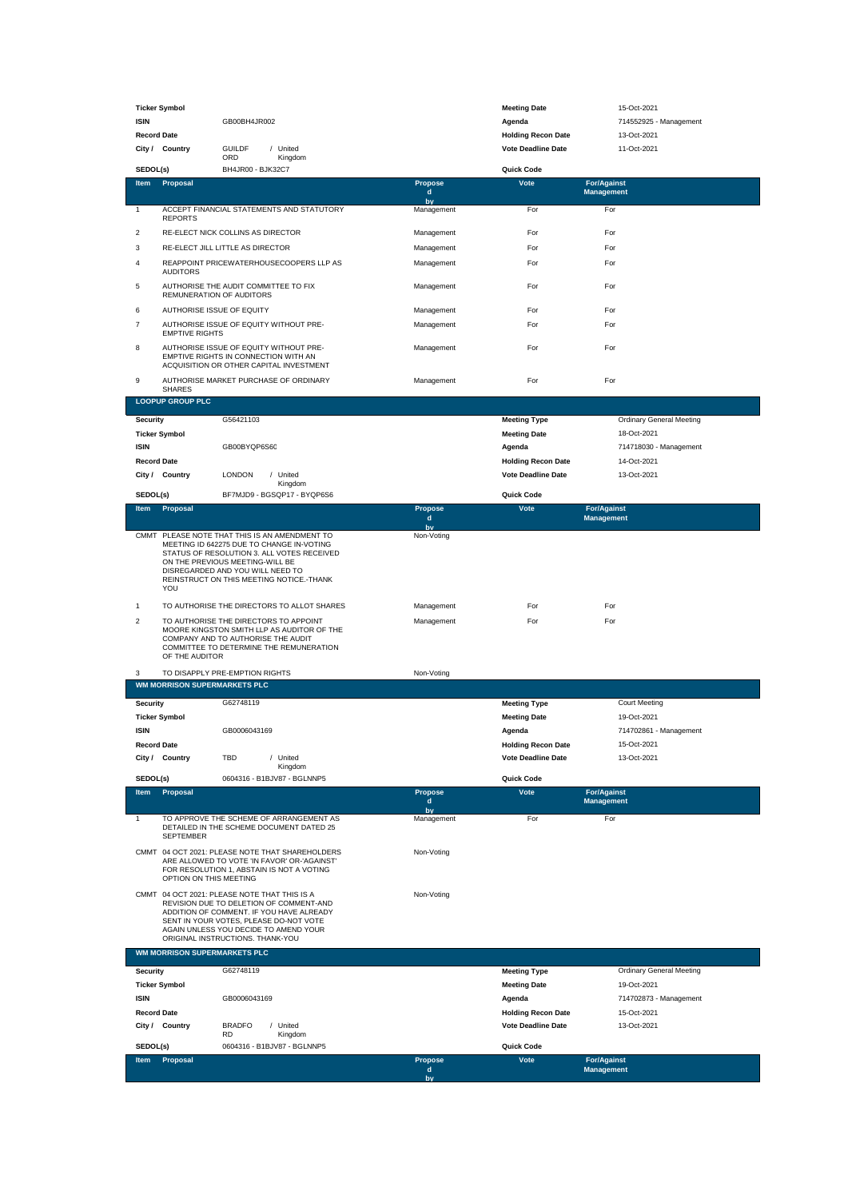| | | | |
|---|---|---|---|
| **Ticker Symbol** | | **Meeting Date** | 15-Oct-2021 |
| **ISIN** | GB00BH4JR002 | **Agenda** | 714552925 - Management |
| **Record Date** | | **Holding Recon Date** | 13-Oct-2021 |
| **City / Country** | GUILDFORD / United Kingdom | **Vote Deadline Date** | 11-Oct-2021 |
| **SEDOL(s)** | BH4JR00 - BJK32C7 | **Quick Code** | |

| Item | Proposal | Proposed by | Vote | For/Against Management |
|---|---|---|---|---|
| 1 | ACCEPT FINANCIAL STATEMENTS AND STATUTORY REPORTS | Management | For | For |
| 2 | RE-ELECT NICK COLLINS AS DIRECTOR | Management | For | For |
| 3 | RE-ELECT JILL LITTLE AS DIRECTOR | Management | For | For |
| 4 | REAPPOINT PRICEWATERHOUSECOOPERS LLP AS AUDITORS | Management | For | For |
| 5 | AUTHORISE THE AUDIT COMMITTEE TO FIX REMUNERATION OF AUDITORS | Management | For | For |
| 6 | AUTHORISE ISSUE OF EQUITY | Management | For | For |
| 7 | AUTHORISE ISSUE OF EQUITY WITHOUT PRE-EMPTIVE RIGHTS | Management | For | For |
| 8 | AUTHORISE ISSUE OF EQUITY WITHOUT PRE-EMPTIVE RIGHTS IN CONNECTION WITH AN ACQUISITION OR OTHER CAPITAL INVESTMENT | Management | For | For |
| 9 | AUTHORISE MARKET PURCHASE OF ORDINARY SHARES | Management | For | For |

## LOOPUP GROUP PLC

| | | | |
|---|---|---|---|
| **Security** | G56421103 | **Meeting Type** | Ordinary General Meeting |
| **Ticker Symbol** | | **Meeting Date** | 18-Oct-2021 |
| **ISIN** | GB00BYQP6S60 | **Agenda** | 714718030 - Management |
| **Record Date** | | **Holding Recon Date** | 14-Oct-2021 |
| **City / Country** | LONDON / United Kingdom | **Vote Deadline Date** | 13-Oct-2021 |
| **SEDOL(s)** | BF7MJD9 - BGSQP17 - BYQP6S6 | **Quick Code** | |

| Item | Proposal | Proposed by | Vote | For/Against Management |
|---|---|---|---|---|
| CMMT | PLEASE NOTE THAT THIS IS AN AMENDMENT TO MEETING ID 642275 DUE TO CHANGE IN-VOTING STATUS OF RESOLUTION 3. ALL VOTES RECEIVED ON THE PREVIOUS MEETING-WILL BE DISREGARDED AND YOU WILL NEED TO REINSTRUCT ON THIS MEETING NOTICE.-THANK YOU | Non-Voting | | |
| 1 | TO AUTHORISE THE DIRECTORS TO ALLOT SHARES | Management | For | For |
| 2 | TO AUTHORISE THE DIRECTORS TO APPOINT MOORE KINGSTON SMITH LLP AS AUDITOR OF THE COMPANY AND TO AUTHORISE THE AUDIT COMMITTEE TO DETERMINE THE REMUNERATION OF THE AUDITOR | Management | For | For |
| 3 | TO DISAPPLY PRE-EMPTION RIGHTS | Non-Voting | | |

## WM MORRISON SUPERMARKETS PLC

| | | | |
|---|---|---|---|
| **Security** | G62748119 | **Meeting Type** | Court Meeting |
| **Ticker Symbol** | | **Meeting Date** | 19-Oct-2021 |
| **ISIN** | GB0006043169 | **Agenda** | 714702861 - Management |
| **Record Date** | | **Holding Recon Date** | 15-Oct-2021 |
| **City / Country** | TBD / United Kingdom | **Vote Deadline Date** | 13-Oct-2021 |
| **SEDOL(s)** | 0604316 - B1BJV87 - BGLNNP5 | **Quick Code** | |

| Item | Proposal | Proposed by | Vote | For/Against Management |
|---|---|---|---|---|
| 1 | TO APPROVE THE SCHEME OF ARRANGEMENT AS DETAILED IN THE SCHEME DOCUMENT DATED 25 SEPTEMBER | Management | For | For |
| CMMT | 04 OCT 2021: PLEASE NOTE THAT SHAREHOLDERS ARE ALLOWED TO VOTE 'IN FAVOR' OR-'AGAINST' FOR RESOLUTION 1, ABSTAIN IS NOT A VOTING OPTION ON THIS MEETING | Non-Voting | | |
| CMMT | 04 OCT 2021: PLEASE NOTE THAT THIS IS A REVISION DUE TO DELETION OF COMMENT-AND ADDITION OF COMMENT. IF YOU HAVE ALREADY SENT IN YOUR VOTES, PLEASE DO-NOT VOTE AGAIN UNLESS YOU DECIDE TO AMEND YOUR ORIGINAL INSTRUCTIONS. THANK-YOU | Non-Voting | | |

## WM MORRISON SUPERMARKETS PLC

| | | | |
|---|---|---|---|
| **Security** | G62748119 | **Meeting Type** | Ordinary General Meeting |
| **Ticker Symbol** | | **Meeting Date** | 19-Oct-2021 |
| **ISIN** | GB0006043169 | **Agenda** | 714702873 - Management |
| **Record Date** | | **Holding Recon Date** | 15-Oct-2021 |
| **City / Country** | BRADFORD / United Kingdom | **Vote Deadline Date** | 13-Oct-2021 |
| **SEDOL(s)** | 0604316 - B1BJV87 - BGLNNP5 | **Quick Code** | |

| Item | Proposal | Proposed by | Vote | For/Against Management |
|---|---|---|---|---|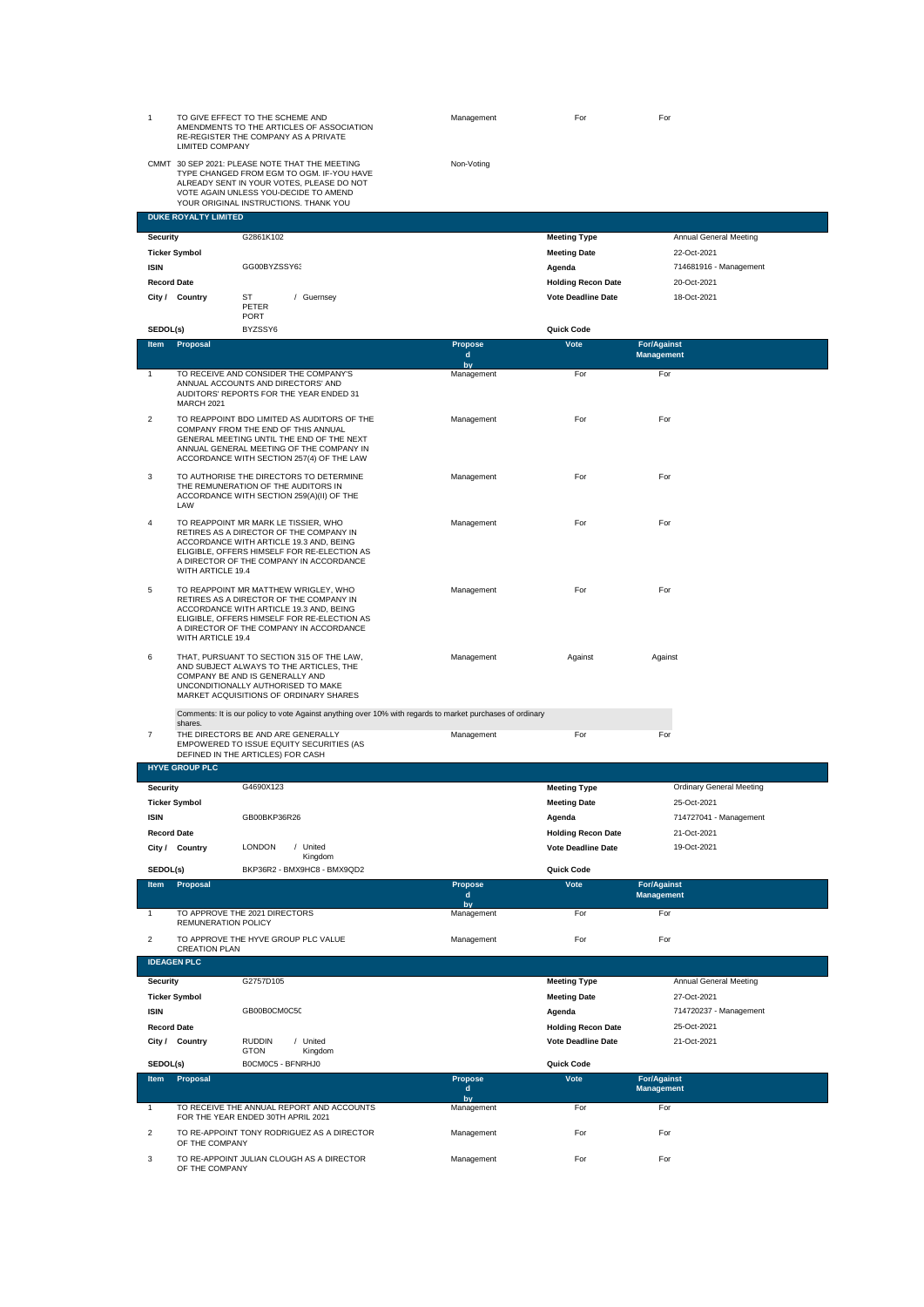| Item | Proposal | Proposed by | Vote | For/Against Management |
|---|---|---|---|---|
| 1 | TO GIVE EFFECT TO THE SCHEME AND AMENDMENTS TO THE ARTICLES OF ASSOCIATION RE-REGISTER THE COMPANY AS A PRIVATE LIMITED COMPANY | Management | For | For |
| CMMT | 30 SEP 2021: PLEASE NOTE THAT THE MEETING TYPE CHANGED FROM EGM TO OGM. IF-YOU HAVE ALREADY SENT IN YOUR VOTES, PLEASE DO NOT VOTE AGAIN UNLESS YOU-DECIDE TO AMEND YOUR ORIGINAL INSTRUCTIONS. THANK YOU | Non-Voting | | |

## DUKE ROYALTY LIMITED

| | | | |
|---|---|---|---|
| **Security** | G2861K102 | **Meeting Type** | Annual General Meeting |
| **Ticker Symbol** | | **Meeting Date** | 22-Oct-2021 |
| **ISIN** | GG00BYZSSY63 | **Agenda** | 714681916 - Management |
| **Record Date** | | **Holding Recon Date** | 20-Oct-2021 |
| **City / Country** | ST PETER PORT / Guernsey | **Vote Deadline Date** | 18-Oct-2021 |
| **SEDOL(s)** | BYZSSY6 | **Quick Code** | |

| Item | Proposal | Proposed by | Vote | For/Against Management |
|---|---|---|---|---|
| 1 | TO RECEIVE AND CONSIDER THE COMPANY'S ANNUAL ACCOUNTS AND DIRECTORS' AND AUDITORS' REPORTS FOR THE YEAR ENDED 31 MARCH 2021 | Management | For | For |
| 2 | TO REAPPOINT BDO LIMITED AS AUDITORS OF THE COMPANY FROM THE END OF THIS ANNUAL GENERAL MEETING UNTIL THE END OF THE NEXT ANNUAL GENERAL MEETING OF THE COMPANY IN ACCORDANCE WITH SECTION 257(4) OF THE LAW | Management | For | For |
| 3 | TO AUTHORISE THE DIRECTORS TO DETERMINE THE REMUNERATION OF THE AUDITORS IN ACCORDANCE WITH SECTION 259(A)(II) OF THE LAW | Management | For | For |
| 4 | TO REAPPOINT MR MARK LE TISSIER, WHO RETIRES AS A DIRECTOR OF THE COMPANY IN ACCORDANCE WITH ARTICLE 19.3 AND, BEING ELIGIBLE, OFFERS HIMSELF FOR RE-ELECTION AS A DIRECTOR OF THE COMPANY IN ACCORDANCE WITH ARTICLE 19.4 | Management | For | For |
| 5 | TO REAPPOINT MR MATTHEW WRIGLEY, WHO RETIRES AS A DIRECTOR OF THE COMPANY IN ACCORDANCE WITH ARTICLE 19.3 AND, BEING ELIGIBLE, OFFERS HIMSELF FOR RE-ELECTION AS A DIRECTOR OF THE COMPANY IN ACCORDANCE WITH ARTICLE 19.4 | Management | For | For |
| 6 | THAT, PURSUANT TO SECTION 315 OF THE LAW, AND SUBJECT ALWAYS TO THE ARTICLES, THE COMPANY BE AND IS GENERALLY AND UNCONDITIONALLY AUTHORISED TO MAKE MARKET ACQUISITIONS OF ORDINARY SHARES | Management | Against | Against |
| | Comments: It is our policy to vote Against anything over 10% with regards to market purchases of ordinary shares. | | | |
| 7 | THE DIRECTORS BE AND ARE GENERALLY EMPOWERED TO ISSUE EQUITY SECURITIES (AS DEFINED IN THE ARTICLES) FOR CASH | Management | For | For |

## HYVE GROUP PLC

| | | | |
|---|---|---|---|
| **Security** | G4690X123 | **Meeting Type** | Ordinary General Meeting |
| **Ticker Symbol** | | **Meeting Date** | 25-Oct-2021 |
| **ISIN** | GB00BKP36R26 | **Agenda** | 714727041 - Management |
| **Record Date** | | **Holding Recon Date** | 21-Oct-2021 |
| **City / Country** | LONDON / United Kingdom | **Vote Deadline Date** | 19-Oct-2021 |
| **SEDOL(s)** | BKP36R2 - BMX9HC8 - BMX9QD2 | **Quick Code** | |

| Item | Proposal | Proposed by | Vote | For/Against Management |
|---|---|---|---|---|
| 1 | TO APPROVE THE 2021 DIRECTORS REMUNERATION POLICY | Management | For | For |
| 2 | TO APPROVE THE HYVE GROUP PLC VALUE CREATION PLAN | Management | For | For |

## IDEAGEN PLC

| | | | |
|---|---|---|---|
| **Security** | G2757D105 | **Meeting Type** | Annual General Meeting |
| **Ticker Symbol** | | **Meeting Date** | 27-Oct-2021 |
| **ISIN** | GB00B0CM0C50 | **Agenda** | 714720237 - Management |
| **Record Date** | | **Holding Recon Date** | 25-Oct-2021 |
| **City / Country** | RUDDINGTON / United Kingdom | **Vote Deadline Date** | 21-Oct-2021 |
| **SEDOL(s)** | B0CM0C5 - BFNRHJ0 | **Quick Code** | |

| Item | Proposal | Proposed by | Vote | For/Against Management |
|---|---|---|---|---|
| 1 | TO RECEIVE THE ANNUAL REPORT AND ACCOUNTS FOR THE YEAR ENDED 30TH APRIL 2021 | Management | For | For |
| 2 | TO RE-APPOINT TONY RODRIGUEZ AS A DIRECTOR OF THE COMPANY | Management | For | For |
| 3 | TO RE-APPOINT JULIAN CLOUGH AS A DIRECTOR OF THE COMPANY | Management | For | For |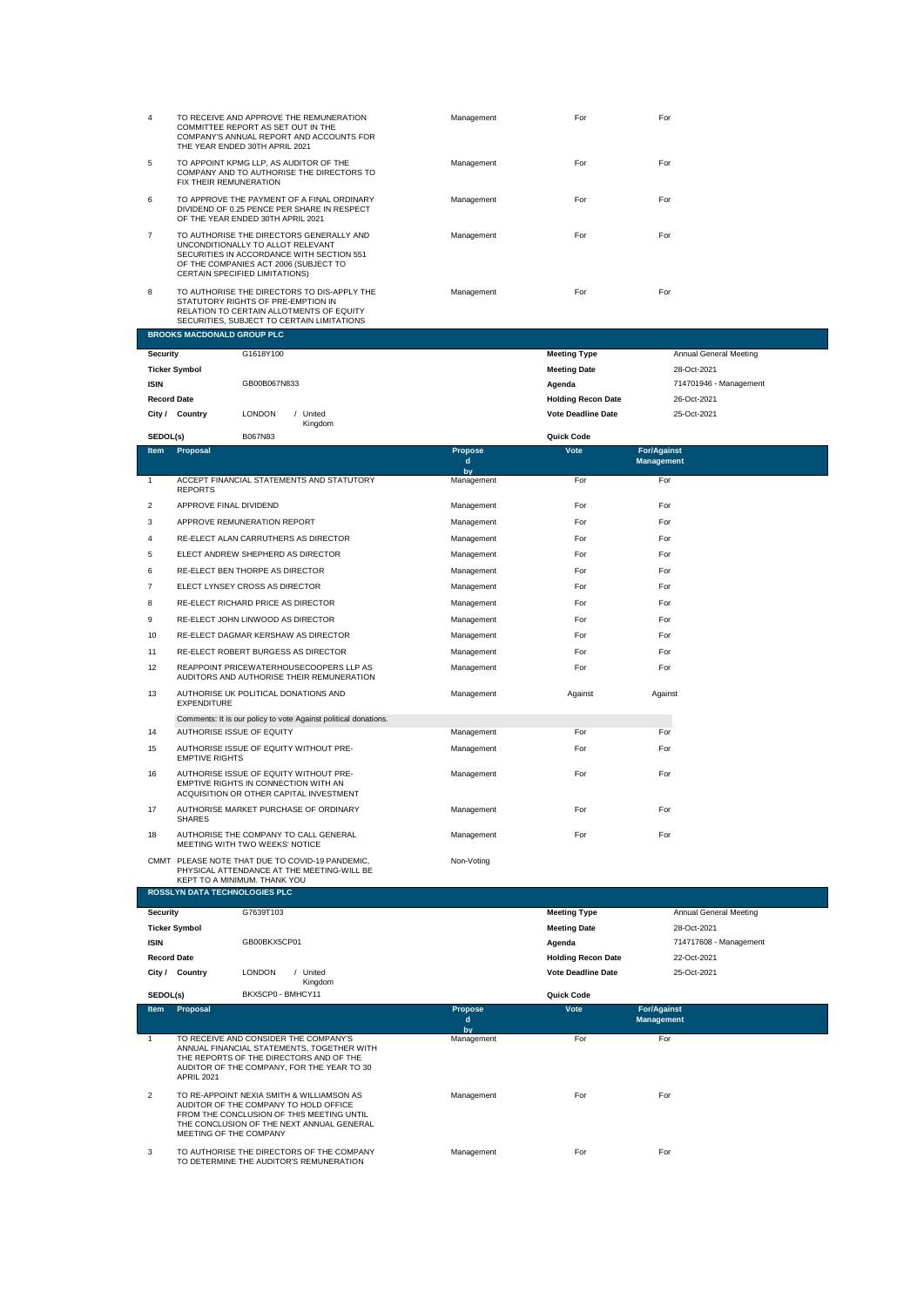| Item | Proposal | Proposed by | Vote | For/Against Management |
|---|---|---|---|---|
| 4 | TO RECEIVE AND APPROVE THE REMUNERATION COMMITTEE REPORT AS SET OUT IN THE COMPANY'S ANNUAL REPORT AND ACCOUNTS FOR THE YEAR ENDED 30TH APRIL 2021 | Management | For | For |
| 5 | TO APPOINT KPMG LLP, AS AUDITOR OF THE COMPANY AND TO AUTHORISE THE DIRECTORS TO FIX THEIR REMUNERATION | Management | For | For |
| 6 | TO APPROVE THE PAYMENT OF A FINAL ORDINARY DIVIDEND OF 0.25 PENCE PER SHARE IN RESPECT OF THE YEAR ENDED 30TH APRIL 2021 | Management | For | For |
| 7 | TO AUTHORISE THE DIRECTORS GENERALLY AND UNCONDITIONALLY TO ALLOT RELEVANT SECURITIES IN ACCORDANCE WITH SECTION 551 OF THE COMPANIES ACT 2006 (SUBJECT TO CERTAIN SPECIFIED LIMITATIONS) | Management | For | For |
| 8 | TO AUTHORISE THE DIRECTORS TO DIS-APPLY THE STATUTORY RIGHTS OF PRE-EMPTION IN RELATION TO CERTAIN ALLOTMENTS OF EQUITY SECURITIES, SUBJECT TO CERTAIN LIMITATIONS | Management | For | For |

## BROOKS MACDONALD GROUP PLC

| | | | |
|---|---|---|---|
| **Security** | G1618Y100 | **Meeting Type** | Annual General Meeting |
| **Ticker Symbol** | | **Meeting Date** | 28-Oct-2021 |
| **ISIN** | GB00B067N833 | **Agenda** | 714701946 - Management |
| **Record Date** | | **Holding Recon Date** | 26-Oct-2021 |
| **City / Country** | LONDON / United Kingdom | **Vote Deadline Date** | 25-Oct-2021 |
| **SEDOL(s)** | B067N83 | **Quick Code** | |

| Item | Proposal | Proposed by | Vote | For/Against Management |
|---|---|---|---|---|
| 1 | ACCEPT FINANCIAL STATEMENTS AND STATUTORY REPORTS | Management | For | For |
| 2 | APPROVE FINAL DIVIDEND | Management | For | For |
| 3 | APPROVE REMUNERATION REPORT | Management | For | For |
| 4 | RE-ELECT ALAN CARRUTHERS AS DIRECTOR | Management | For | For |
| 5 | ELECT ANDREW SHEPHERD AS DIRECTOR | Management | For | For |
| 6 | RE-ELECT BEN THORPE AS DIRECTOR | Management | For | For |
| 7 | ELECT LYNSEY CROSS AS DIRECTOR | Management | For | For |
| 8 | RE-ELECT RICHARD PRICE AS DIRECTOR | Management | For | For |
| 9 | RE-ELECT JOHN LINWOOD AS DIRECTOR | Management | For | For |
| 10 | RE-ELECT DAGMAR KERSHAW AS DIRECTOR | Management | For | For |
| 11 | RE-ELECT ROBERT BURGESS AS DIRECTOR | Management | For | For |
| 12 | REAPPOINT PRICEWATERHOUSECOOPERS LLP AS AUDITORS AND AUTHORISE THEIR REMUNERATION | Management | For | For |
| 13 | AUTHORISE UK POLITICAL DONATIONS AND EXPENDITURE | Management | Against | Against |
| | Comments: It is our policy to vote Against political donations. | | | |
| 14 | AUTHORISE ISSUE OF EQUITY | Management | For | For |
| 15 | AUTHORISE ISSUE OF EQUITY WITHOUT PRE-EMPTIVE RIGHTS | Management | For | For |
| 16 | AUTHORISE ISSUE OF EQUITY WITHOUT PRE-EMPTIVE RIGHTS IN CONNECTION WITH AN ACQUISITION OR OTHER CAPITAL INVESTMENT | Management | For | For |
| 17 | AUTHORISE MARKET PURCHASE OF ORDINARY SHARES | Management | For | For |
| 18 | AUTHORISE THE COMPANY TO CALL GENERAL MEETING WITH TWO WEEKS' NOTICE | Management | For | For |
| CMMT | PLEASE NOTE THAT DUE TO COVID-19 PANDEMIC, PHYSICAL ATTENDANCE AT THE MEETING-WILL BE KEPT TO A MINIMUM. THANK YOU | Non-Voting | | |

## ROSSLYN DATA TECHNOLOGIES PLC

| | | | |
|---|---|---|---|
| **Security** | G7639T103 | **Meeting Type** | Annual General Meeting |
| **Ticker Symbol** | | **Meeting Date** | 28-Oct-2021 |
| **ISIN** | GB00BKX5CP01 | **Agenda** | 714717608 - Management |
| **Record Date** | | **Holding Recon Date** | 22-Oct-2021 |
| **City / Country** | LONDON / United Kingdom | **Vote Deadline Date** | 25-Oct-2021 |
| **SEDOL(s)** | BKX5CP0 - BMHCY11 | **Quick Code** | |

| Item | Proposal | Proposed by | Vote | For/Against Management |
|---|---|---|---|---|
| 1 | TO RECEIVE AND CONSIDER THE COMPANY'S ANNUAL FINANCIAL STATEMENTS, TOGETHER WITH THE REPORTS OF THE DIRECTORS AND OF THE AUDITOR OF THE COMPANY, FOR THE YEAR TO 30 APRIL 2021 | Management | For | For |
| 2 | TO RE-APPOINT NEXIA SMITH & WILLIAMSON AS AUDITOR OF THE COMPANY TO HOLD OFFICE FROM THE CONCLUSION OF THIS MEETING UNTIL THE CONCLUSION OF THE NEXT ANNUAL GENERAL MEETING OF THE COMPANY | Management | For | For |
| 3 | TO AUTHORISE THE DIRECTORS OF THE COMPANY TO DETERMINE THE AUDITOR'S REMUNERATION | Management | For | For |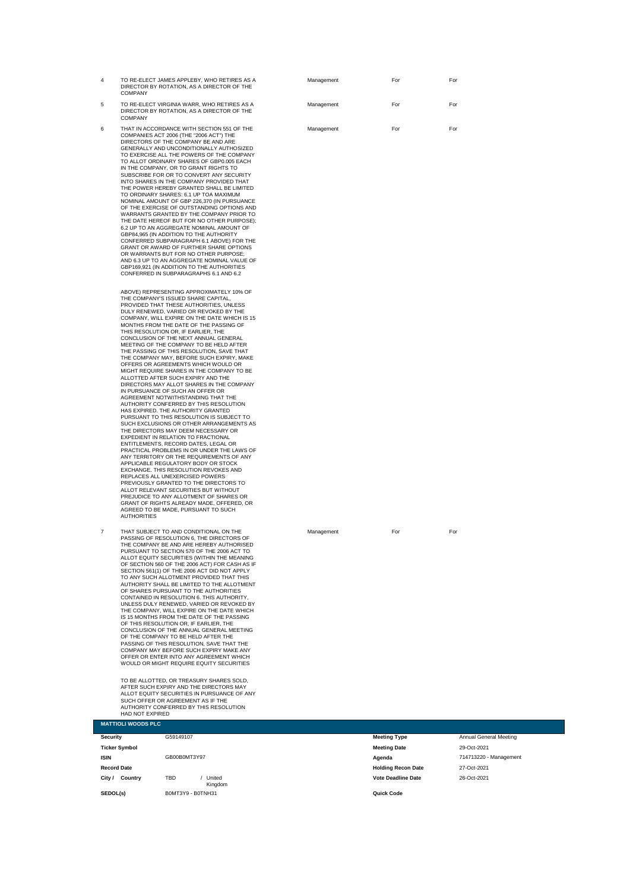| | | | | |
|---|---|---|---|---|
| 4 | TO RE-ELECT JAMES APPLEBY, WHO RETIRES AS A DIRECTOR BY ROTATION, AS A DIRECTOR OF THE COMPANY | Management | For | For |
| 5 | TO RE-ELECT VIRGINIA WARR, WHO RETIRES AS A DIRECTOR BY ROTATION, AS A DIRECTOR OF THE COMPANY | Management | For | For |
| 6 | THAT IN ACCORDANCE WITH SECTION 551 OF THE COMPANIES ACT 2006 (THE "2006 ACT") THE DIRECTORS OF THE COMPANY BE AND ARE GENERALLY AND UNCONDITIONALLY AUTHOSIZED TO EXERCISE ALL THE POWERS OF THE COMPANY TO ALLOT ORDINARY SHARES OF GBP0.005 EACH IN THE COMPANY, OR TO GRANT RIGHTS TO SUBSCRIBE FOR OR TO CONVERT ANY SECURITY INTO SHARES IN THE COMPANY PROVIDED THAT THE POWER HEREBY GRANTED SHALL BE LIMITED TO ORDINARY SHARES: 6.1 UP TOA MAXIMUM NOMINAL AMOUNT OF GBP 226,370 (IN PURSUANCE OF THE EXERCISE OF OUTSTANDING OPTIONS AND WARRANTS GRANTED BY THE COMPANY PRIOR TO THE DATE HEREOF BUT FOR NO OTHER PURPOSE); 6.2 UP TO AN AGGREGATE NOMINAL AMOUNT OF GBP84,965 (IN ADDITION TO THE AUTHORITY CONFERRED SUBPARAGRAPH 6.1 ABOVE) FOR THE GRANT OR AWARD OF FURTHER SHARE OPTIONS OR WARRANTS BUT FOR NO OTHER PURPOSE; AND 6.3 UP TO AN AGGREGATE NOMINAL VALUE OF GBP169,921 (IN ADDITION TO THE AUTHORITIES CONFERRED IN SUBPARAGRAPHS 6.1 AND 6.2 ABOVE) REPRESENTING APPROXIMATELY 10% OF THE COMPANY'S ISSUED SHARE CAPITAL, PROVIDED THAT THESE AUTHORITIES, UNLESS DULY RENEWED, VARIED OR REVOKED BY THE COMPANY, WILL EXPIRE ON THE DATE WHICH IS 15 MONTHS FROM THE DATE OF THE PASSING OF THIS RESOLUTION OR, IF EARLIER, THE CONCLUSION OF THE NEXT ANNUAL GENERAL MEETING OF THE COMPANY TO BE HELD AFTER THE PASSING OF THIS RESOLUTION, SAVE THAT THE COMPANY MAY, BEFORE SUCH EXPIRY, MAKE OFFERS OR AGREEMENTS WHICH WOULD OR MIGHT REQUIRE SHARES IN THE COMPANY TO BE ALLOTTED AFTER SUCH EXPIRY AND THE DIRECTORS MAY ALLOT SHARES IN THE COMPANY IN PURSUANCE OF SUCH AN OFFER OR AGREEMENT NOTWITHSTANDING THAT THE AUTHORITY CONFERRED BY THIS RESOLUTION HAS EXPIRED. THE AUTHORITY GRANTED PURSUANT TO THIS RESOLUTION IS SUBJECT TO SUCH EXCLUSIONS OR OTHER ARRANGEMENTS AS THE DIRECTORS MAY DEEM NECESSARY OR EXPEDIENT IN RELATION TO FRACTIONAL ENTITLEMENTS, RECORD DATES, LEGAL OR PRACTICAL PROBLEMS IN OR UNDER THE LAWS OF ANY TERRITORY OR THE REQUIREMENTS OF ANY APPLICABLE REGULATORY BODY OR STOCK EXCHANGE. THIS RESOLUTION REVOKES AND REPLACES ALL UNEXERCISED POWERS PREVIOUSLY GRANTED TO THE DIRECTORS TO ALLOT RELEVANT SECURITIES BUT WITHOUT PREJUDICE TO ANY ALLOTMENT OF SHARES OR GRANT OF RIGHTS ALREADY MADE, OFFERED, OR AGREED TO BE MADE, PURSUANT TO SUCH AUTHORITIES | Management | For | For |
| 7 | THAT SUBJECT TO AND CONDITIONAL ON THE PASSING OF RESOLUTION 6, THE DIRECTORS OF THE COMPANY BE AND ARE HEREBY AUTHORISED PURSUANT TO SECTION 570 OF THE 2006 ACT TO ALLOT EQUITY SECURITIES (WITHIN THE MEANING OF SECTION 560 OF THE 2006 ACT) FOR CASH AS IF SECTION 561(1) OF THE 2006 ACT DID NOT APPLY TO ANY SUCH ALLOTMENT PROVIDED THAT THIS AUTHORITY SHALL BE LIMITED TO THE ALLOTMENT OF SHARES PURSUANT TO THE AUTHORITIES CONTAINED IN RESOLUTION 6. THIS AUTHORITY, UNLESS DULY RENEWED, VARIED OR REVOKED BY THE COMPANY, WILL EXPIRE ON THE DATE WHICH IS 15 MONTHS FROM THE DATE OF THE PASSING OF THIS RESOLUTION OR, IF EARLIER, THE CONCLUSION OF THE ANNUAL GENERAL MEETING OF THE COMPANY TO BE HELD AFTER THE PASSING OF THIS RESOLUTION, SAVE THAT THE COMPANY MAY BEFORE SUCH EXPIRY MAKE ANY OFFER OR ENTER INTO ANY AGREEMENT WHICH WOULD OR MIGHT REQUIRE EQUITY SECURITIES TO BE ALLOTTED, OR TREASURY SHARES SOLD, AFTER SUCH EXPIRY AND THE DIRECTORS MAY ALLOT EQUITY SECURITIES IN PURSUANCE OF ANY SUCH OFFER OR AGREEMENT AS IF THE AUTHORITY CONFERRED BY THIS RESOLUTION HAD NOT EXPIRED | Management | For | For |

## MATTIOLI WOODS PLC

| | | | |
|---|---|---|---|
| **Security** | G59149107 | **Meeting Type** | Annual General Meeting |
| **Ticker Symbol** | | **Meeting Date** | 29-Oct-2021 |
| **ISIN** | GB00B0MT3Y97 | **Agenda** | 714713220 - Management |
| **Record Date** | | **Holding Recon Date** | 27-Oct-2021 |
| **City / Country** | TBD / United Kingdom | **Vote Deadline Date** | 26-Oct-2021 |
| **SEDOL(s)** | B0MT3Y9 - B0TNH31 | **Quick Code** | |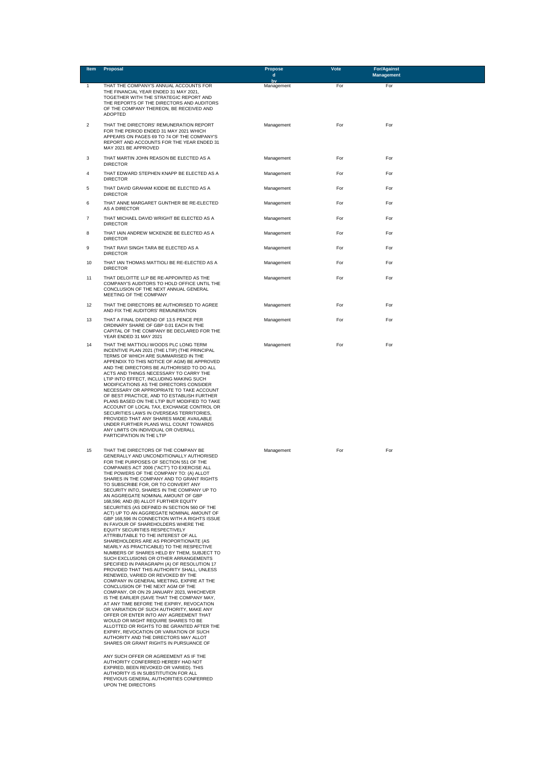| Item | Proposal | Proposed by | Vote | For/Against Management |
|---|---|---|---|---|
| 1 | THAT THE COMPANY'S ANNUAL ACCOUNTS FOR THE FINANCIAL YEAR ENDED 31 MAY 2021, TOGETHER WITH THE STRATEGIC REPORT AND THE REPORTS OF THE DIRECTORS AND AUDITORS OF THE COMPANY THEREON, BE RECEIVED AND ADOPTED | Management | For | For |
| 2 | THAT THE DIRECTORS' REMUNERATION REPORT FOR THE PERIOD ENDED 31 MAY 2021 WHICH APPEARS ON PAGES 69 TO 74 OF THE COMPANY'S REPORT AND ACCOUNTS FOR THE YEAR ENDED 31 MAY 2021 BE APPROVED | Management | For | For |
| 3 | THAT MARTIN JOHN REASON BE ELECTED AS A DIRECTOR | Management | For | For |
| 4 | THAT EDWARD STEPHEN KNAPP BE ELECTED AS A DIRECTOR | Management | For | For |
| 5 | THAT DAVID GRAHAM KIDDIE BE ELECTED AS A DIRECTOR | Management | For | For |
| 6 | THAT ANNE MARGARET GUNTHER BE RE-ELECTED AS A DIRECTOR | Management | For | For |
| 7 | THAT MICHAEL DAVID WRIGHT BE ELECTED AS A DIRECTOR | Management | For | For |
| 8 | THAT IAIN ANDREW MCKENZIE BE ELECTED AS A DIRECTOR | Management | For | For |
| 9 | THAT RAVI SINGH TARA BE ELECTED AS A DIRECTOR | Management | For | For |
| 10 | THAT IAN THOMAS MATTIOLI BE RE-ELECTED AS A DIRECTOR | Management | For | For |
| 11 | THAT DELOITTE LLP BE RE-APPOINTED AS THE COMPANY'S AUDITORS TO HOLD OFFICE UNTIL THE CONCLUSION OF THE NEXT ANNUAL GENERAL MEETING OF THE COMPANY | Management | For | For |
| 12 | THAT THE DIRECTORS BE AUTHORISED TO AGREE AND FIX THE AUDITORS' REMUNERATION | Management | For | For |
| 13 | THAT A FINAL DIVIDEND OF 13.5 PENCE PER ORDINARY SHARE OF GBP 0.01 EACH IN THE CAPITAL OF THE COMPANY BE DECLARED FOR THE YEAR ENDED 31 MAY 2021 | Management | For | For |
| 14 | THAT THE MATTIOLI WOODS PLC LONG TERM INCENTIVE PLAN 2021 (THE LTIP) (THE PRINCIPAL TERMS OF WHICH ARE SUMMARISED IN THE APPENDIX TO THIS NOTICE OF AGM) BE APPROVED AND THE DIRECTORS BE AUTHORISED TO DO ALL ACTS AND THINGS NECESSARY TO CARRY THE LTIP INTO EFFECT, INCLUDING MAKING SUCH MODIFICATIONS AS THE DIRECTORS CONSIDER NECESSARY OR APPROPRIATE TO TAKE ACCOUNT OF BEST PRACTICE, AND TO ESTABLISH FURTHER PLANS BASED ON THE LTIP BUT MODIFIED TO TAKE ACCOUNT OF LOCAL TAX, EXCHANGE CONTROL OR SECURITIES LAWS IN OVERSEAS TERRITORIES, PROVIDED THAT ANY SHARES MADE AVAILABLE UNDER FURTHER PLANS WILL COUNT TOWARDS ANY LIMITS ON INDIVIDUAL OR OVERALL PARTICIPATION IN THE LTIP | Management | For | For |
| 15 | THAT THE DIRECTORS OF THE COMPANY BE GENERALLY AND UNCONDITIONALLY AUTHORISED FOR THE PURPOSES OF SECTION 551 OF THE COMPANIES ACT 2006 ("ACT") TO EXERCISE ALL THE POWERS OF THE COMPANY TO: (A) ALLOT SHARES IN THE COMPANY AND TO GRANT RIGHTS TO SUBSCRIBE FOR, OR TO CONVERT ANY SECURITY INTO, SHARES IN THE COMPANY UP TO AN AGGREGATE NOMINAL AMOUNT OF GBP 168,596; AND (B) ALLOT FURTHER EQUITY SECURITIES (AS DEFINED IN SECTION 560 OF THE ACT) UP TO AN AGGREGATE NOMINAL AMOUNT OF GBP 168,596 IN CONNECTION WITH A RIGHTS ISSUE IN FAVOUR OF SHAREHOLDERS WHERE THE EQUITY SECURITIES RESPECTIVELY ATTRIBUTABLE TO THE INTEREST OF ALL SHAREHOLDERS ARE AS PROPORTIONATE (AS NEARLY AS PRACTICABLE) TO THE RESPECTIVE NUMBERS OF SHARES HELD BY THEM, SUBJECT TO SUCH EXCLUSIONS OR OTHER ARRANGEMENTS SPECIFIED IN PARAGRAPH (A) OF RESOLUTION 17 PROVIDED THAT THIS AUTHORITY SHALL, UNLESS RENEWED, VARIED OR REVOKED BY THE COMPANY IN GENERAL MEETING, EXPIRE AT THE CONCLUSION OF THE NEXT AGM OF THE COMPANY, OR ON 29 JANUARY 2023, WHICHEVER IS THE EARLIER (SAVE THAT THE COMPANY MAY, AT ANY TIME BEFORE THE EXPIRY, REVOCATION OR VARIATION OF SUCH AUTHORITY, MAKE ANY OFFER OR ENTER INTO ANY AGREEMENT THAT WOULD OR MIGHT REQUIRE SHARES TO BE ALLOTTED OR RIGHTS TO BE GRANTED AFTER THE EXPIRY, REVOCATION OR VARIATION OF SUCH AUTHORITY AND THE DIRECTORS MAY ALLOT SHARES OR GRANT RIGHTS IN PURSUANCE OF ANY SUCH OFFER OR AGREEMENT AS IF THE AUTHORITY CONFERRED HEREBY HAD NOT EXPIRED, BEEN REVOKED OR VARIED). THIS AUTHORITY IS IN SUBSTITUTION FOR ALL PREVIOUS GENERAL AUTHORITIES CONFERRED UPON THE DIRECTORS | Management | For | For |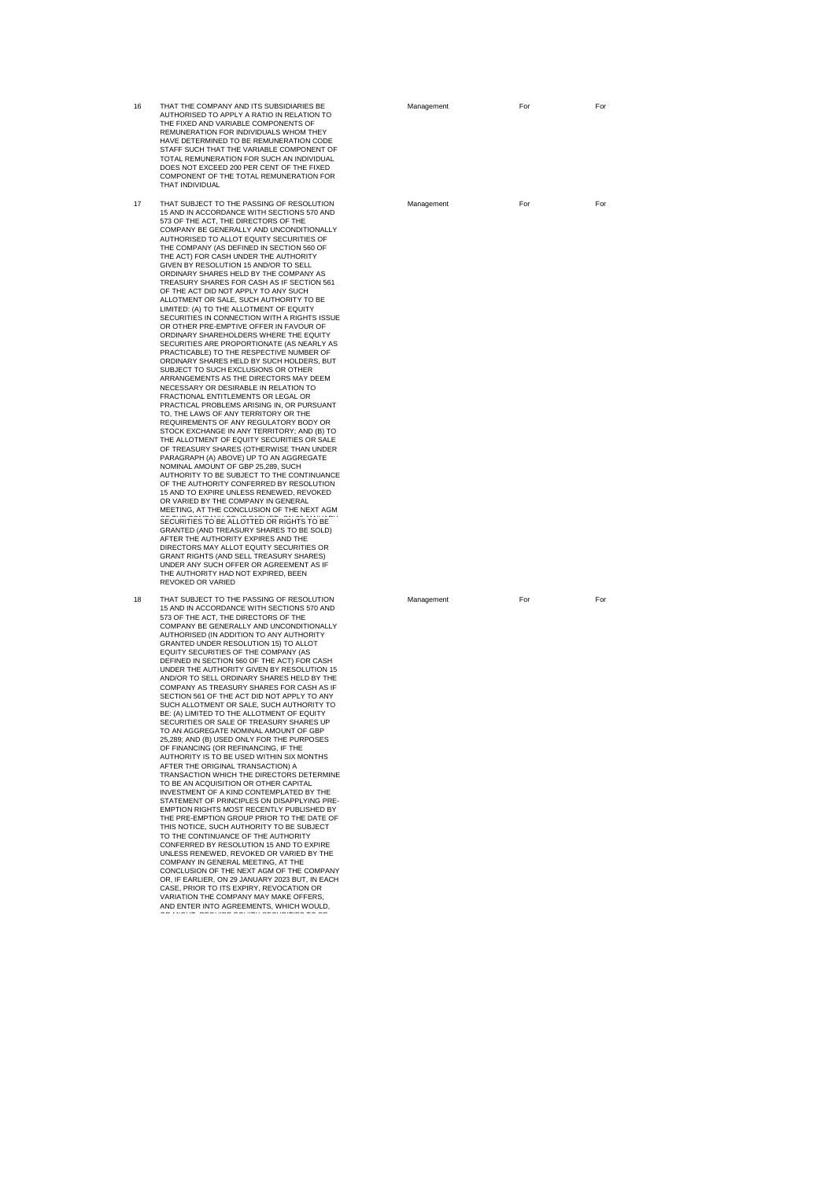| | | | | |
|---|---|---|---|---|
| 16 | THAT THE COMPANY AND ITS SUBSIDIARIES BE AUTHORISED TO APPLY A RATIO IN RELATION TO THE FIXED AND VARIABLE COMPONENTS OF REMUNERATION FOR INDIVIDUALS WHOM THEY HAVE DETERMINED TO BE REMUNERATION CODE STAFF SUCH THAT THE VARIABLE COMPONENT OF TOTAL REMUNERATION FOR SUCH AN INDIVIDUAL DOES NOT EXCEED 200 PER CENT OF THE FIXED COMPONENT OF THE TOTAL REMUNERATION FOR THAT INDIVIDUAL | Management | For | For |
| 17 | THAT SUBJECT TO THE PASSING OF RESOLUTION 15 AND IN ACCORDANCE WITH SECTIONS 570 AND 573 OF THE ACT, THE DIRECTORS OF THE COMPANY BE GENERALLY AND UNCONDITIONALLY AUTHORISED TO ALLOT EQUITY SECURITIES OF THE COMPANY (AS DEFINED IN SECTION 560 OF THE ACT) FOR CASH UNDER THE AUTHORITY GIVEN BY RESOLUTION 15 AND/OR TO SELL ORDINARY SHARES HELD BY THE COMPANY AS TREASURY SHARES FOR CASH AS IF SECTION 561 OF THE ACT DID NOT APPLY TO ANY SUCH ALLOTMENT OR SALE, SUCH AUTHORITY TO BE LIMITED: (A) TO THE ALLOTMENT OF EQUITY SECURITIES IN CONNECTION WITH A RIGHTS ISSUE OR OTHER PRE-EMPTIVE OFFER IN FAVOUR OF ORDINARY SHAREHOLDERS WHERE THE EQUITY SECURITIES ARE PROPORTIONATE (AS NEARLY AS PRACTICABLE) TO THE RESPECTIVE NUMBER OF ORDINARY SHARES HELD BY SUCH HOLDERS, BUT SUBJECT TO SUCH EXCLUSIONS OR OTHER ARRANGEMENTS AS THE DIRECTORS MAY DEEM NECESSARY OR DESIRABLE IN RELATION TO FRACTIONAL ENTITLEMENTS OR LEGAL OR PRACTICAL PROBLEMS ARISING IN, OR PURSUANT TO, THE LAWS OF ANY TERRITORY OR THE REQUIREMENTS OF ANY REGULATORY BODY OR STOCK EXCHANGE IN ANY TERRITORY; AND (B) TO THE ALLOTMENT OF EQUITY SECURITIES OR SALE OF TREASURY SHARES (OTHERWISE THAN UNDER PARAGRAPH (A) ABOVE) UP TO AN AGGREGATE NOMINAL AMOUNT OF GBP 25,289, SUCH AUTHORITY TO BE SUBJECT TO THE CONTINUANCE OF THE AUTHORITY CONFERRED BY RESOLUTION 15 AND TO EXPIRE UNLESS RENEWED, REVOKED OR VARIED BY THE COMPANY IN GENERAL MEETING, AT THE CONCLUSION OF THE NEXT AGM SECURITIES TO BE ALLOTTED OR RIGHTS TO BE GRANTED (AND TREASURY SHARES TO BE SOLD) AFTER THE AUTHORITY EXPIRES AND THE DIRECTORS MAY ALLOT EQUITY SECURITIES OR GRANT RIGHTS (AND SELL TREASURY SHARES) UNDER ANY SUCH OFFER OR AGREEMENT AS IF THE AUTHORITY HAD NOT EXPIRED, BEEN REVOKED OR VARIED | Management | For | For |
| 18 | THAT SUBJECT TO THE PASSING OF RESOLUTION 15 AND IN ACCORDANCE WITH SECTIONS 570 AND 573 OF THE ACT, THE DIRECTORS OF THE COMPANY BE GENERALLY AND UNCONDITIONALLY AUTHORISED (IN ADDITION TO ANY AUTHORITY GRANTED UNDER RESOLUTION 15) TO ALLOT EQUITY SECURITIES OF THE COMPANY (AS DEFINED IN SECTION 560 OF THE ACT) FOR CASH UNDER THE AUTHORITY GIVEN BY RESOLUTION 15 AND/OR TO SELL ORDINARY SHARES HELD BY THE COMPANY AS TREASURY SHARES FOR CASH AS IF SECTION 561 OF THE ACT DID NOT APPLY TO ANY SUCH ALLOTMENT OR SALE, SUCH AUTHORITY TO BE: (A) LIMITED TO THE ALLOTMENT OF EQUITY SECURITIES OR SALE OF TREASURY SHARES UP TO AN AGGREGATE NOMINAL AMOUNT OF GBP 25,289; AND (B) USED ONLY FOR THE PURPOSES OF FINANCING (OR REFINANCING, IF THE AUTHORITY IS TO BE USED WITHIN SIX MONTHS AFTER THE ORIGINAL TRANSACTION) A TRANSACTION WHICH THE DIRECTORS DETERMINE TO BE AN ACQUISITION OR OTHER CAPITAL INVESTMENT OF A KIND CONTEMPLATED BY THE STATEMENT OF PRINCIPLES ON DISAPPLYING PRE-EMPTION RIGHTS MOST RECENTLY PUBLISHED BY THE PRE-EMPTION GROUP PRIOR TO THE DATE OF THIS NOTICE, SUCH AUTHORITY TO BE SUBJECT TO THE CONTINUANCE OF THE AUTHORITY CONFERRED BY RESOLUTION 15 AND TO EXPIRE UNLESS RENEWED, REVOKED OR VARIED BY THE COMPANY IN GENERAL MEETING, AT THE CONCLUSION OF THE NEXT AGM OF THE COMPANY OR, IF EARLIER, ON 29 JANUARY 2023 BUT, IN EACH CASE, PRIOR TO ITS EXPIRY, REVOCATION OR VARIATION THE COMPANY MAY MAKE OFFERS, AND ENTER INTO AGREEMENTS, WHICH WOULD, | Management | For | For |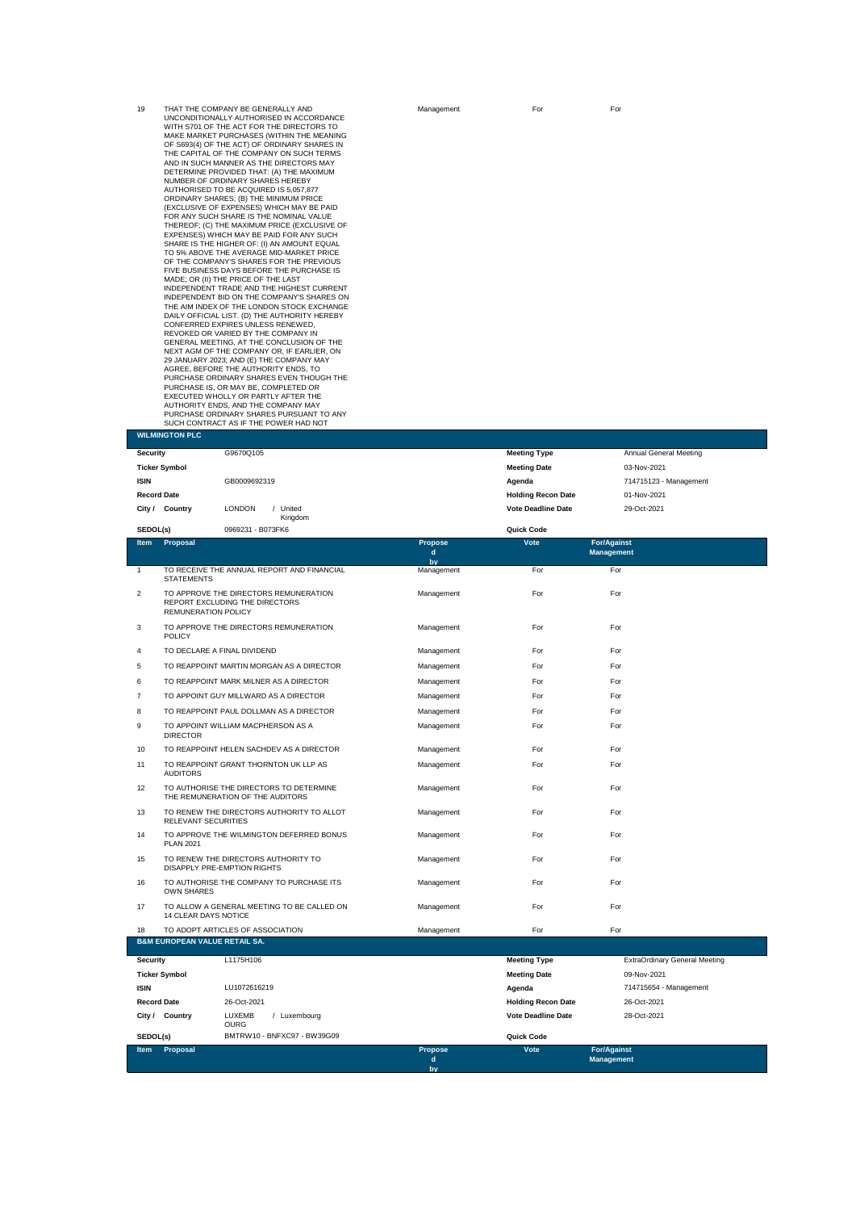| 19 | THAT THE COMPANY BE GENERALLY AND UNCONDITIONALLY AUTHORISED IN ACCORDANCE WITH S701 OF THE ACT FOR THE DIRECTORS TO MAKE MARKET PURCHASES (WITHIN THE MEANING OF S693(4) OF THE ACT) OF ORDINARY SHARES IN THE CAPITAL OF THE COMPANY ON SUCH TERMS AND IN SUCH MANNER AS THE DIRECTORS MAY DETERMINE PROVIDED THAT: (A) THE MAXIMUM NUMBER OF ORDINARY SHARES HEREBY AUTHORISED TO BE ACQUIRED IS 5,057,877 ORDINARY SHARES; (B) THE MINIMUM PRICE (EXCLUSIVE OF EXPENSES) WHICH MAY BE PAID FOR ANY SUCH SHARE IS THE NOMINAL VALUE THEREOF; (C) THE MAXIMUM PRICE (EXCLUSIVE OF EXPENSES) WHICH MAY BE PAID FOR ANY SUCH SHARE IS THE HIGHER OF: (I) AN AMOUNT EQUAL TO 5% ABOVE THE AVERAGE MID-MARKET PRICE OF THE COMPANY'S SHARES FOR THE PREVIOUS FIVE BUSINESS DAYS BEFORE THE PURCHASE IS MADE; OR (II) THE PRICE OF THE LAST INDEPENDENT TRADE AND THE HIGHEST CURRENT INDEPENDENT BID ON THE COMPANY'S SHARES ON THE AIM INDEX OF THE LONDON STOCK EXCHANGE DAILY OFFICIAL LIST. (D) THE AUTHORITY HEREBY CONFERRED EXPIRES UNLESS RENEWED, REVOKED OR VARIED BY THE COMPANY IN GENERAL MEETING, AT THE CONCLUSION OF THE NEXT AGM OF THE COMPANY OR, IF EARLIER, ON 29 JANUARY 2023; AND (E) THE COMPANY MAY AGREE, BEFORE THE AUTHORITY ENDS, TO PURCHASE ORDINARY SHARES EVEN THOUGH THE PURCHASE IS, OR MAY BE, COMPLETED OR EXECUTED WHOLLY OR PARTLY AFTER THE AUTHORITY ENDS, AND THE COMPANY MAY PURCHASE ORDINARY SHARES PURSUANT TO ANY SUCH CONTRACT AS IF THE POWER HAD NOT | Management | For | For |
|---|---|---|---|---|

## WILMINGTON PLC

| | | | |
|---|---|---|---|
| **Security** | G9670Q105 | **Meeting Type** | Annual General Meeting |
| **Ticker Symbol** | | **Meeting Date** | 03-Nov-2021 |
| **ISIN** | GB0009692319 | **Agenda** | 714715123 - Management |
| **Record Date** | | **Holding Recon Date** | 01-Nov-2021 |
| **City / Country** | LONDON / United Kingdom | **Vote Deadline Date** | 29-Oct-2021 |
| **SEDOL(s)** | 0969231 - B073FK6 | **Quick Code** | |

| Item | Proposal | Proposed by | Vote | For/Against Management |
|---|---|---|---|---|
| 1 | TO RECEIVE THE ANNUAL REPORT AND FINANCIAL STATEMENTS | Management | For | For |
| 2 | TO APPROVE THE DIRECTORS REMUNERATION REPORT EXCLUDING THE DIRECTORS REMUNERATION POLICY | Management | For | For |
| 3 | TO APPROVE THE DIRECTORS REMUNERATION POLICY | Management | For | For |
| 4 | TO DECLARE A FINAL DIVIDEND | Management | For | For |
| 5 | TO REAPPOINT MARTIN MORGAN AS A DIRECTOR | Management | For | For |
| 6 | TO REAPPOINT MARK MILNER AS A DIRECTOR | Management | For | For |
| 7 | TO APPOINT GUY MILLWARD AS A DIRECTOR | Management | For | For |
| 8 | TO REAPPOINT PAUL DOLLMAN AS A DIRECTOR | Management | For | For |
| 9 | TO APPOINT WILLIAM MACPHERSON AS A DIRECTOR | Management | For | For |
| 10 | TO REAPPOINT HELEN SACHDEV AS A DIRECTOR | Management | For | For |
| 11 | TO REAPPOINT GRANT THORNTON UK LLP AS AUDITORS | Management | For | For |
| 12 | TO AUTHORISE THE DIRECTORS TO DETERMINE THE REMUNERATION OF THE AUDITORS | Management | For | For |
| 13 | TO RENEW THE DIRECTORS AUTHORITY TO ALLOT RELEVANT SECURITIES | Management | For | For |
| 14 | TO APPROVE THE WILMINGTON DEFERRED BONUS PLAN 2021 | Management | For | For |
| 15 | TO RENEW THE DIRECTORS AUTHORITY TO DISAPPLY PRE-EMPTION RIGHTS | Management | For | For |
| 16 | TO AUTHORISE THE COMPANY TO PURCHASE ITS OWN SHARES | Management | For | For |
| 17 | TO ALLOW A GENERAL MEETING TO BE CALLED ON 14 CLEAR DAYS NOTICE | Management | For | For |
| 18 | TO ADOPT ARTICLES OF ASSOCIATION | Management | For | For |

## B&M EUROPEAN VALUE RETAIL SA.

| | | | |
|---|---|---|---|
| **Security** | L1175H106 | **Meeting Type** | ExtraOrdinary General Meeting |
| **Ticker Symbol** | | **Meeting Date** | 09-Nov-2021 |
| **ISIN** | LU1072616219 | **Agenda** | 714715654 - Management |
| **Record Date** | 26-Oct-2021 | **Holding Recon Date** | 26-Oct-2021 |
| **City / Country** | LUXEMBOURG / Luxembourg | **Vote Deadline Date** | 28-Oct-2021 |
| **SEDOL(s)** | BMTRW10 - BNFXC97 - BW39G09 | **Quick Code** | |

| Item | Proposal | Proposed by | Vote | For/Against Management |
|---|---|---|---|---|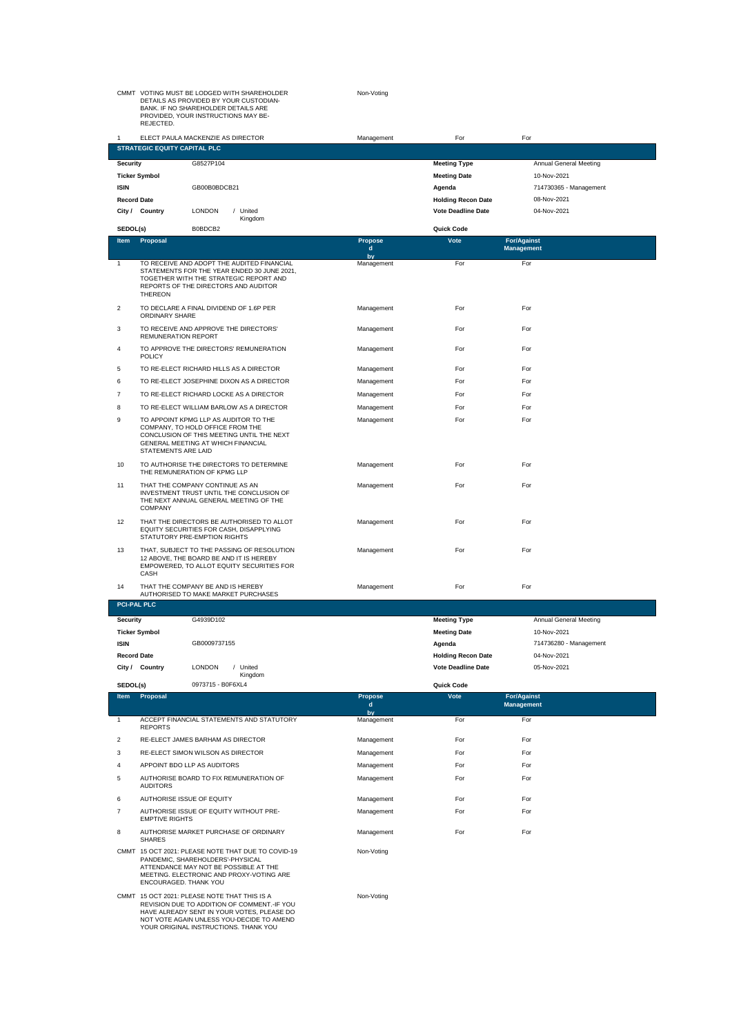| | | | | |
|---|---|---|---|---|
| CMMT | VOTING MUST BE LODGED WITH SHAREHOLDER DETAILS AS PROVIDED BY YOUR CUSTODIAN-BANK. IF NO SHAREHOLDER DETAILS ARE PROVIDED, YOUR INSTRUCTIONS MAY BE-REJECTED. | Non-Voting | | |
| 1 | ELECT PAULA MACKENZIE AS DIRECTOR | Management | For | For |

## STRATEGIC EQUITY CAPITAL PLC

| | | | |
|---|---|---|---|
| **Security** | G8527P104 | **Meeting Type** | Annual General Meeting |
| **Ticker Symbol** | | **Meeting Date** | 10-Nov-2021 |
| **ISIN** | GB00B0BDCB21 | **Agenda** | 714730365 - Management |
| **Record Date** | | **Holding Recon Date** | 08-Nov-2021 |
| **City / Country** | LONDON / United Kingdom | **Vote Deadline Date** | 04-Nov-2021 |
| **SEDOL(s)** | B0BDCB2 | **Quick Code** | |

| Item | Proposal | Proposed by | Vote | For/Against Management |
|---|---|---|---|---|
| 1 | TO RECEIVE AND ADOPT THE AUDITED FINANCIAL STATEMENTS FOR THE YEAR ENDED 30 JUNE 2021, TOGETHER WITH THE STRATEGIC REPORT AND REPORTS OF THE DIRECTORS AND AUDITOR THEREON | Management | For | For |
| 2 | TO DECLARE A FINAL DIVIDEND OF 1.6P PER ORDINARY SHARE | Management | For | For |
| 3 | TO RECEIVE AND APPROVE THE DIRECTORS' REMUNERATION REPORT | Management | For | For |
| 4 | TO APPROVE THE DIRECTORS' REMUNERATION POLICY | Management | For | For |
| 5 | TO RE-ELECT RICHARD HILLS AS A DIRECTOR | Management | For | For |
| 6 | TO RE-ELECT JOSEPHINE DIXON AS A DIRECTOR | Management | For | For |
| 7 | TO RE-ELECT RICHARD LOCKE AS A DIRECTOR | Management | For | For |
| 8 | TO RE-ELECT WILLIAM BARLOW AS A DIRECTOR | Management | For | For |
| 9 | TO APPOINT KPMG LLP AS AUDITOR TO THE COMPANY, TO HOLD OFFICE FROM THE CONCLUSION OF THIS MEETING UNTIL THE NEXT GENERAL MEETING AT WHICH FINANCIAL STATEMENTS ARE LAID | Management | For | For |
| 10 | TO AUTHORISE THE DIRECTORS TO DETERMINE THE REMUNERATION OF KPMG LLP | Management | For | For |
| 11 | THAT THE COMPANY CONTINUE AS AN INVESTMENT TRUST UNTIL THE CONCLUSION OF THE NEXT ANNUAL GENERAL MEETING OF THE COMPANY | Management | For | For |
| 12 | THAT THE DIRECTORS BE AUTHORISED TO ALLOT EQUITY SECURITIES FOR CASH, DISAPPLYING STATUTORY PRE-EMPTION RIGHTS | Management | For | For |
| 13 | THAT, SUBJECT TO THE PASSING OF RESOLUTION 12 ABOVE, THE BOARD BE AND IT IS HEREBY EMPOWERED, TO ALLOT EQUITY SECURITIES FOR CASH | Management | For | For |
| 14 | THAT THE COMPANY BE AND IS HEREBY AUTHORISED TO MAKE MARKET PURCHASES | Management | For | For |

## PCI-PAL PLC

| | | | |
|---|---|---|---|
| **Security** | G4939D102 | **Meeting Type** | Annual General Meeting |
| **Ticker Symbol** | | **Meeting Date** | 10-Nov-2021 |
| **ISIN** | GB0009737155 | **Agenda** | 714736280 - Management |
| **Record Date** | | **Holding Recon Date** | 04-Nov-2021 |
| **City / Country** | LONDON / United Kingdom | **Vote Deadline Date** | 05-Nov-2021 |
| **SEDOL(s)** | 0973715 - B0F6XL4 | **Quick Code** | |

| Item | Proposal | Proposed by | Vote | For/Against Management |
|---|---|---|---|---|
| 1 | ACCEPT FINANCIAL STATEMENTS AND STATUTORY REPORTS | Management | For | For |
| 2 | RE-ELECT JAMES BARHAM AS DIRECTOR | Management | For | For |
| 3 | RE-ELECT SIMON WILSON AS DIRECTOR | Management | For | For |
| 4 | APPOINT BDO LLP AS AUDITORS | Management | For | For |
| 5 | AUTHORISE BOARD TO FIX REMUNERATION OF AUDITORS | Management | For | For |
| 6 | AUTHORISE ISSUE OF EQUITY | Management | For | For |
| 7 | AUTHORISE ISSUE OF EQUITY WITHOUT PRE-EMPTIVE RIGHTS | Management | For | For |
| 8 | AUTHORISE MARKET PURCHASE OF ORDINARY SHARES | Management | For | For |
| CMMT | 15 OCT 2021: PLEASE NOTE THAT DUE TO COVID-19 PANDEMIC, SHAREHOLDERS'-PHYSICAL ATTENDANCE MAY NOT BE POSSIBLE AT THE MEETING. ELECTRONIC AND PROXY-VOTING ARE ENCOURAGED. THANK YOU | Non-Voting | | |
| CMMT | 15 OCT 2021: PLEASE NOTE THAT THIS IS A REVISION DUE TO ADDITION OF COMMENT.-IF YOU HAVE ALREADY SENT IN YOUR VOTES, PLEASE DO NOT VOTE AGAIN UNLESS YOU-DECIDE TO AMEND YOUR ORIGINAL INSTRUCTIONS. THANK YOU | Non-Voting | | |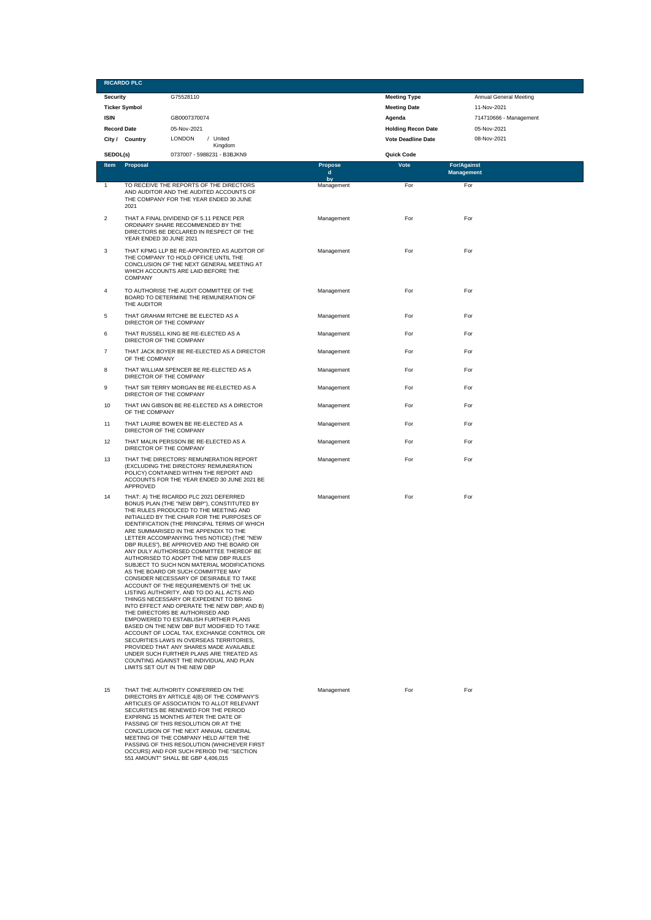## RICARDO PLC

| Security | G75528110 | Meeting Type | Annual General Meeting |
|---|---|---|---|
| Ticker Symbol | | Meeting Date | 11-Nov-2021 |
| ISIN | GB0007370074 | Agenda | 714710666 - Management |
| Record Date | 05-Nov-2021 | Holding Recon Date | 05-Nov-2021 |
| City / Country | LONDON / United Kingdom | Vote Deadline Date | 08-Nov-2021 |
| SEDOL(s) | 0737007 - 5988231 - B3BJKN9 | Quick Code | |

| Item | Proposal | Proposed by | Vote | For/Against Management |
|---|---|---|---|---|
| 1 | TO RECEIVE THE REPORTS OF THE DIRECTORS AND AUDITOR AND THE AUDITED ACCOUNTS OF THE COMPANY FOR THE YEAR ENDED 30 JUNE 2021 | Management | For | For |
| 2 | THAT A FINAL DIVIDEND OF 5.11 PENCE PER ORDINARY SHARE RECOMMENDED BY THE DIRECTORS BE DECLARED IN RESPECT OF THE YEAR ENDED 30 JUNE 2021 | Management | For | For |
| 3 | THAT KPMG LLP BE RE-APPOINTED AS AUDITOR OF THE COMPANY TO HOLD OFFICE UNTIL THE CONCLUSION OF THE NEXT GENERAL MEETING AT WHICH ACCOUNTS ARE LAID BEFORE THE COMPANY | Management | For | For |
| 4 | TO AUTHORISE THE AUDIT COMMITTEE OF THE BOARD TO DETERMINE THE REMUNERATION OF THE AUDITOR | Management | For | For |
| 5 | THAT GRAHAM RITCHIE BE ELECTED AS A DIRECTOR OF THE COMPANY | Management | For | For |
| 6 | THAT RUSSELL KING BE RE-ELECTED AS A DIRECTOR OF THE COMPANY | Management | For | For |
| 7 | THAT JACK BOYER BE RE-ELECTED AS A DIRECTOR OF THE COMPANY | Management | For | For |
| 8 | THAT WILLIAM SPENCER BE RE-ELECTED AS A DIRECTOR OF THE COMPANY | Management | For | For |
| 9 | THAT SIR TERRY MORGAN BE RE-ELECTED AS A DIRECTOR OF THE COMPANY | Management | For | For |
| 10 | THAT IAN GIBSON BE RE-ELECTED AS A DIRECTOR OF THE COMPANY | Management | For | For |
| 11 | THAT LAURIE BOWEN BE RE-ELECTED AS A DIRECTOR OF THE COMPANY | Management | For | For |
| 12 | THAT MALIN PERSSON BE RE-ELECTED AS A DIRECTOR OF THE COMPANY | Management | For | For |
| 13 | THAT THE DIRECTORS' REMUNERATION REPORT (EXCLUDING THE DIRECTORS' REMUNERATION POLICY) CONTAINED WITHIN THE REPORT AND ACCOUNTS FOR THE YEAR ENDED 30 JUNE 2021 BE APPROVED | Management | For | For |
| 14 | THAT: A) THE RICARDO PLC 2021 DEFERRED BONUS PLAN (THE "NEW DBP"), CONSTITUTED BY THE RULES PRODUCED TO THE MEETING AND INITIALLED BY THE CHAIR FOR THE PURPOSES OF IDENTIFICATION (THE PRINCIPAL TERMS OF WHICH ARE SUMMARISED IN THE APPENDIX TO THE LETTER ACCOMPANYING THIS NOTICE) (THE "NEW DBP RULES"), BE APPROVED AND THE BOARD OR ANY DULY AUTHORISED COMMITTEE THEREOF BE AUTHORISED TO ADOPT THE NEW DBP RULES SUBJECT TO SUCH NON MATERIAL MODIFICATIONS AS THE BOARD OR SUCH COMMITTEE MAY CONSIDER NECESSARY OF DESIRABLE TO TAKE ACCOUNT OF THE REQUIREMENTS OF THE UK LISTING AUTHORITY, AND TO DO ALL ACTS AND THINGS NECESSARY OR EXPEDIENT TO BRING INTO EFFECT AND OPERATE THE NEW DBP; AND B) THE DIRECTORS BE AUTHORISED AND EMPOWERED TO ESTABLISH FURTHER PLANS BASED ON THE NEW DBP BUT MODIFIED TO TAKE ACCOUNT OF LOCAL TAX, EXCHANGE CONTROL OR SECURITIES LAWS IN OVERSEAS TERRITORIES, PROVIDED THAT ANY SHARES MADE AVAILABLE UNDER SUCH FURTHER PLANS ARE TREATED AS COUNTING AGAINST THE INDIVIDUAL AND PLAN LIMITS SET OUT IN THE NEW DBP | Management | For | For |
| 15 | THAT THE AUTHORITY CONFERRED ON THE DIRECTORS BY ARTICLE 4(B) OF THE COMPANY'S ARTICLES OF ASSOCIATION TO ALLOT RELEVANT SECURITIES BE RENEWED FOR THE PERIOD EXPIRING 15 MONTHS AFTER THE DATE OF PASSING OF THIS RESOLUTION OR AT THE CONCLUSION OF THE NEXT ANNUAL GENERAL MEETING OF THE COMPANY HELD AFTER THE PASSING OF THIS RESOLUTION (WHICHEVER FIRST OCCURS) AND FOR SUCH PERIOD THE "SECTION 551 AMOUNT" SHALL BE GBP 4,406,015 | Management | For | For |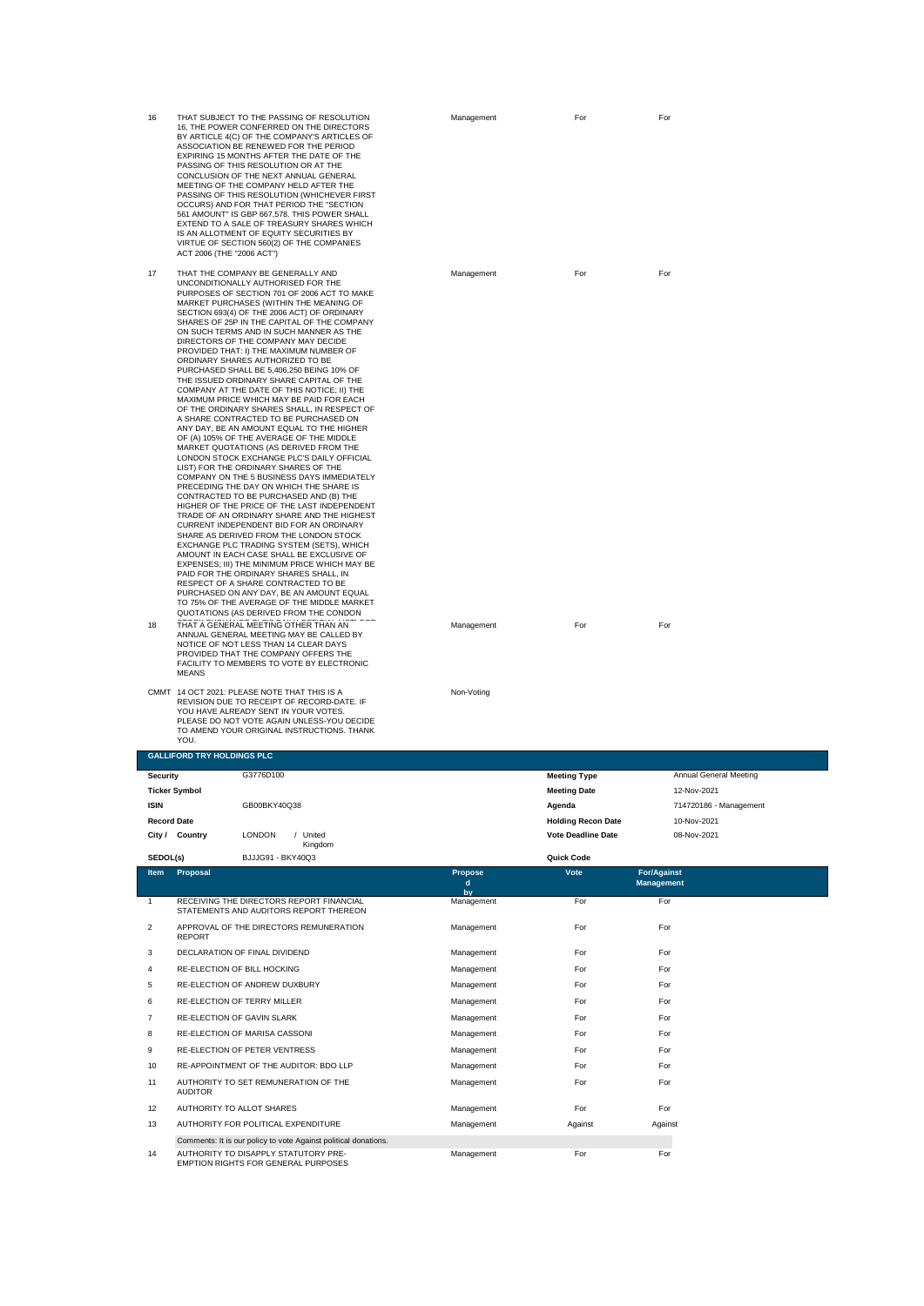| Item | Proposal | Proposed by | Vote | For/Against Management |
|---|---|---|---|---|
| 16 | THAT SUBJECT TO THE PASSING OF RESOLUTION 16, THE POWER CONFERRED ON THE DIRECTORS BY ARTICLE 4(C) OF THE COMPANY'S ARTICLES OF ASSOCIATION BE RENEWED FOR THE PERIOD EXPIRING 15 MONTHS AFTER THE DATE OF THE PASSING OF THIS RESOLUTION OR AT THE CONCLUSION OF THE NEXT ANNUAL GENERAL MEETING OF THE COMPANY HELD AFTER THE PASSING OF THIS RESOLUTION (WHICHEVER FIRST OCCURS) AND FOR THAT PERIOD THE "SECTION 561 AMOUNT" IS GBP 667,578. THIS POWER SHALL EXTEND TO A SALE OF TREASURY SHARES WHICH IS AN ALLOTMENT OF EQUITY SECURITIES BY VIRTUE OF SECTION 560(2) OF THE COMPANIES ACT 2006 (THE "2006 ACT") | Management | For | For |
| 17 | THAT THE COMPANY BE GENERALLY AND UNCONDITIONALLY AUTHORISED FOR THE PURPOSES OF SECTION 701 OF 2006 ACT TO MAKE MARKET PURCHASES (WITHIN THE MEANING OF SECTION 693(4) OF THE 2006 ACT) OF ORDINARY SHARES OF 25P IN THE CAPITAL OF THE COMPANY ON SUCH TERMS AND IN SUCH MANNER AS THE DIRECTORS OF THE COMPANY MAY DECIDE PROVIDED THAT: I) THE MAXIMUM NUMBER OF ORDINARY SHARES AUTHORIZED TO BE PURCHASED SHALL BE 5,406,250 BEING 10% OF THE ISSUED ORDINARY SHARE CAPITAL OF THE COMPANY AT THE DATE OF THIS NOTICE; II) THE MAXIMUM PRICE WHICH MAY BE PAID FOR EACH OF THE ORDINARY SHARES SHALL, IN RESPECT OF A SHARE CONTRACTED TO BE PURCHASED ON ANY DAY, BE AN AMOUNT EQUAL TO THE HIGHER OF (A) 105% OF THE AVERAGE OF THE MIDDLE MARKET QUOTATIONS (AS DERIVED FROM THE LONDON STOCK EXCHANGE PLC'S DAILY OFFICIAL LIST) FOR THE ORDINARY SHARES OF THE COMPANY ON THE 5 BUSINESS DAYS IMMEDIATELY PRECEDING THE DAY ON WHICH THE SHARE IS CONTRACTED TO BE PURCHASED AND (B) THE HIGHER OF THE PRICE OF THE LAST INDEPENDENT TRADE OF AN ORDINARY SHARE AND THE HIGHEST CURRENT INDEPENDENT BID FOR AN ORDINARY SHARE AS DERIVED FROM THE LONDON STOCK EXCHANGE PLC TRADING SYSTEM (SETS), WHICH AMOUNT IN EACH CASE SHALL BE EXCLUSIVE OF EXPENSES; III) THE MINIMUM PRICE WHICH MAY BE PAID FOR THE ORDINARY SHARES SHALL, IN RESPECT OF A SHARE CONTRACTED TO BE PURCHASED ON ANY DAY, BE AN AMOUNT EQUAL TO 75% OF THE AVERAGE OF THE MIDDLE MARKET QUOTATIONS (AS DERIVED FROM THE CONDON | Management | For | For |
| 18 | THAT A GENERAL MEETING OTHER THAN AN ANNUAL GENERAL MEETING MAY BE CALLED BY NOTICE OF NOT LESS THAN 14 CLEAR DAYS PROVIDED THAT THE COMPANY OFFERS THE FACILITY TO MEMBERS TO VOTE BY ELECTRONIC MEANS | Management | For | For |
| CMMT | 14 OCT 2021: PLEASE NOTE THAT THIS IS A REVISION DUE TO RECEIPT OF RECORD-DATE. IF YOU HAVE ALREADY SENT IN YOUR VOTES, PLEASE DO NOT VOTE AGAIN UNLESS-YOU DECIDE TO AMEND YOUR ORIGINAL INSTRUCTIONS. THANK YOU. | Non-Voting | | |

## GALLIFORD TRY HOLDINGS PLC

| | | | |
|---|---|---|---|
| **Security** | G3776D100 | **Meeting Type** | Annual General Meeting |
| **Ticker Symbol** | | **Meeting Date** | 12-Nov-2021 |
| **ISIN** | GB00BKY40Q38 | **Agenda** | 714720186 - Management |
| **Record Date** | | **Holding Recon Date** | 10-Nov-2021 |
| **City / Country** | LONDON / United Kingdom | **Vote Deadline Date** | 08-Nov-2021 |
| **SEDOL(s)** | BJJJG91 - BKY40Q3 | **Quick Code** | |

| Item | Proposal | Proposed by | Vote | For/Against Management |
|---|---|---|---|---|
| 1 | RECEIVING THE DIRECTORS REPORT FINANCIAL STATEMENTS AND AUDITORS REPORT THEREON | Management | For | For |
| 2 | APPROVAL OF THE DIRECTORS REMUNERATION REPORT | Management | For | For |
| 3 | DECLARATION OF FINAL DIVIDEND | Management | For | For |
| 4 | RE-ELECTION OF BILL HOCKING | Management | For | For |
| 5 | RE-ELECTION OF ANDREW DUXBURY | Management | For | For |
| 6 | RE-ELECTION OF TERRY MILLER | Management | For | For |
| 7 | RE-ELECTION OF GAVIN SLARK | Management | For | For |
| 8 | RE-ELECTION OF MARISA CASSONI | Management | For | For |
| 9 | RE-ELECTION OF PETER VENTRESS | Management | For | For |
| 10 | RE-APPOINTMENT OF THE AUDITOR: BDO LLP | Management | For | For |
| 11 | AUTHORITY TO SET REMUNERATION OF THE AUDITOR | Management | For | For |
| 12 | AUTHORITY TO ALLOT SHARES | Management | For | For |
| 13 | AUTHORITY FOR POLITICAL EXPENDITURE | Management | Against | Against |
| | Comments: It is our policy to vote Against political donations. | | | |
| 14 | AUTHORITY TO DISAPPLY STATUTORY PRE-EMPTION RIGHTS FOR GENERAL PURPOSES | Management | For | For |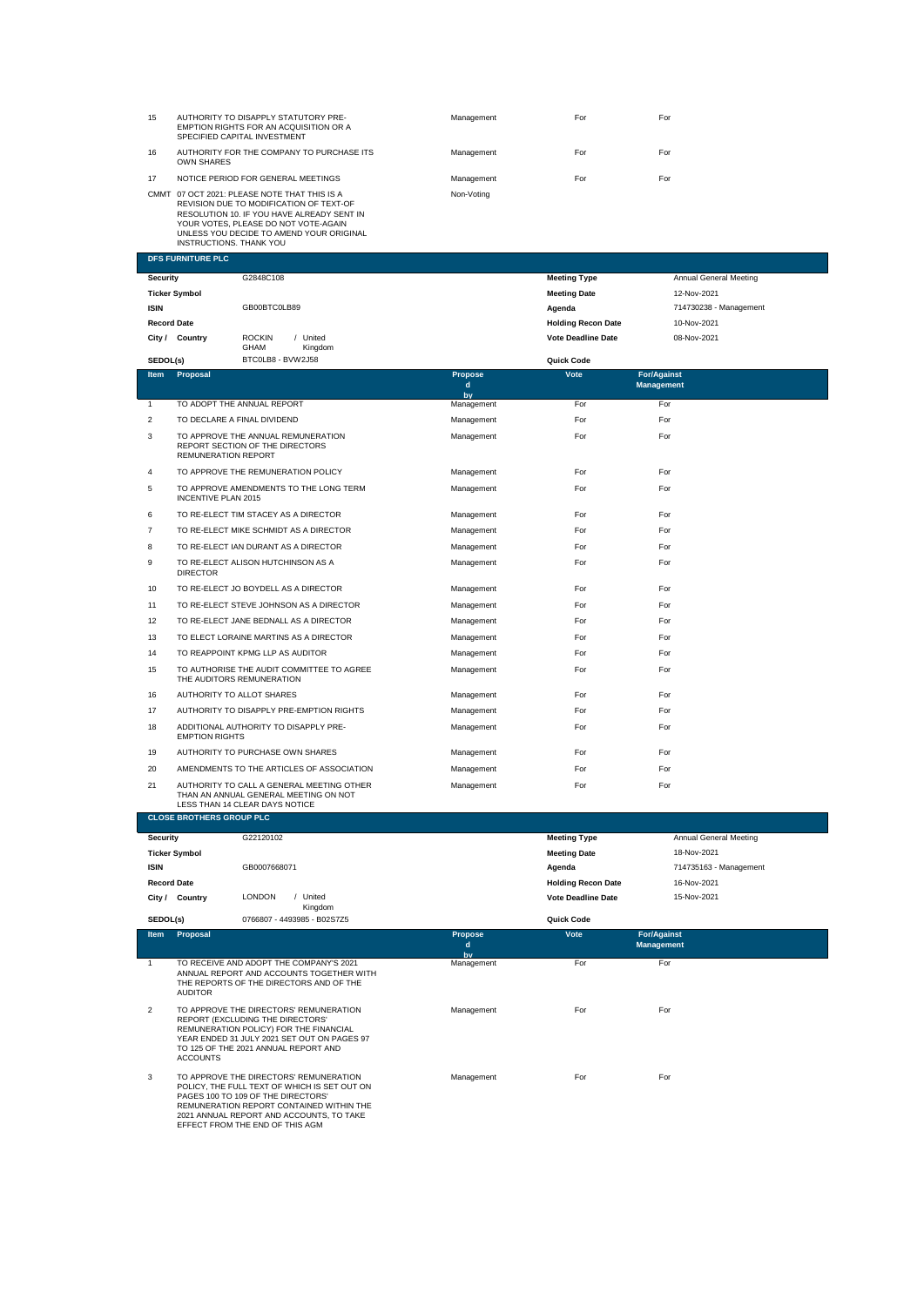| Item | Proposal | Proposed by | Vote | For/Against Management |
|---|---|---|---|---|
| 15 | AUTHORITY TO DISAPPLY STATUTORY PRE-EMPTION RIGHTS FOR AN ACQUISITION OR A SPECIFIED CAPITAL INVESTMENT | Management | For | For |
| 16 | AUTHORITY FOR THE COMPANY TO PURCHASE ITS OWN SHARES | Management | For | For |
| 17 | NOTICE PERIOD FOR GENERAL MEETINGS | Management | For | For |
| CMMT | 07 OCT 2021: PLEASE NOTE THAT THIS IS A REVISION DUE TO MODIFICATION OF TEXT-OF RESOLUTION 10. IF YOU HAVE ALREADY SENT IN YOUR VOTES, PLEASE DO NOT VOTE AGAIN UNLESS YOU DECIDE TO AMEND YOUR ORIGINAL INSTRUCTIONS. THANK YOU | Non-Voting | | |

## DFS FURNITURE PLC

| | | | |
|---|---|---|---|
| **Security** | G2848C108 | **Meeting Type** | Annual General Meeting |
| **Ticker Symbol** | | **Meeting Date** | 12-Nov-2021 |
| **ISIN** | GB00BTC0LB89 | **Agenda** | 714730238 - Management |
| **Record Date** | | **Holding Recon Date** | 10-Nov-2021 |
| **City / Country** | ROCKINGHAM / United Kingdom | **Vote Deadline Date** | 08-Nov-2021 |
| **SEDOL(s)** | BTC0LB8 - BVW2J58 | **Quick Code** | |

| Item | Proposal | Proposed by | Vote | For/Against Management |
|---|---|---|---|---|
| 1 | TO ADOPT THE ANNUAL REPORT | Management | For | For |
| 2 | TO DECLARE A FINAL DIVIDEND | Management | For | For |
| 3 | TO APPROVE THE ANNUAL REMUNERATION REPORT SECTION OF THE DIRECTORS REMUNERATION REPORT | Management | For | For |
| 4 | TO APPROVE THE REMUNERATION POLICY | Management | For | For |
| 5 | TO APPROVE AMENDMENTS TO THE LONG TERM INCENTIVE PLAN 2015 | Management | For | For |
| 6 | TO RE-ELECT TIM STACEY AS A DIRECTOR | Management | For | For |
| 7 | TO RE-ELECT MIKE SCHMIDT AS A DIRECTOR | Management | For | For |
| 8 | TO RE-ELECT IAN DURANT AS A DIRECTOR | Management | For | For |
| 9 | TO RE-ELECT ALISON HUTCHINSON AS A DIRECTOR | Management | For | For |
| 10 | TO RE-ELECT JO BOYDELL AS A DIRECTOR | Management | For | For |
| 11 | TO RE-ELECT STEVE JOHNSON AS A DIRECTOR | Management | For | For |
| 12 | TO RE-ELECT JANE BEDNALL AS A DIRECTOR | Management | For | For |
| 13 | TO ELECT LORAINE MARTINS AS A DIRECTOR | Management | For | For |
| 14 | TO REAPPOINT KPMG LLP AS AUDITOR | Management | For | For |
| 15 | TO AUTHORISE THE AUDIT COMMITTEE TO AGREE THE AUDITORS REMUNERATION | Management | For | For |
| 16 | AUTHORITY TO ALLOT SHARES | Management | For | For |
| 17 | AUTHORITY TO DISAPPLY PRE-EMPTION RIGHTS | Management | For | For |
| 18 | ADDITIONAL AUTHORITY TO DISAPPLY PRE-EMPTION RIGHTS | Management | For | For |
| 19 | AUTHORITY TO PURCHASE OWN SHARES | Management | For | For |
| 20 | AMENDMENTS TO THE ARTICLES OF ASSOCIATION | Management | For | For |
| 21 | AUTHORITY TO CALL A GENERAL MEETING OTHER THAN AN ANNUAL GENERAL MEETING ON NOT LESS THAN 14 CLEAR DAYS NOTICE | Management | For | For |

## CLOSE BROTHERS GROUP PLC

| | | | |
|---|---|---|---|
| **Security** | G22120102 | **Meeting Type** | Annual General Meeting |
| **Ticker Symbol** | | **Meeting Date** | 18-Nov-2021 |
| **ISIN** | GB0007668071 | **Agenda** | 714735163 - Management |
| **Record Date** | | **Holding Recon Date** | 16-Nov-2021 |
| **City / Country** | LONDON / United Kingdom | **Vote Deadline Date** | 15-Nov-2021 |
| **SEDOL(s)** | 0766807 - 4493985 - B02S7Z5 | **Quick Code** | |

| Item | Proposal | Proposed by | Vote | For/Against Management |
|---|---|---|---|---|
| 1 | TO RECEIVE AND ADOPT THE COMPANY'S 2021 ANNUAL REPORT AND ACCOUNTS TOGETHER WITH THE REPORTS OF THE DIRECTORS AND OF THE AUDITOR | Management | For | For |
| 2 | TO APPROVE THE DIRECTORS' REMUNERATION REPORT (EXCLUDING THE DIRECTORS' REMUNERATION POLICY) FOR THE FINANCIAL YEAR ENDED 31 JULY 2021 SET OUT ON PAGES 97 TO 125 OF THE 2021 ANNUAL REPORT AND ACCOUNTS | Management | For | For |
| 3 | TO APPROVE THE DIRECTORS' REMUNERATION POLICY, THE FULL TEXT OF WHICH IS SET OUT ON PAGES 100 TO 109 OF THE DIRECTORS' REMUNERATION REPORT CONTAINED WITHIN THE 2021 ANNUAL REPORT AND ACCOUNTS, TO TAKE EFFECT FROM THE END OF THIS AGM | Management | For | For |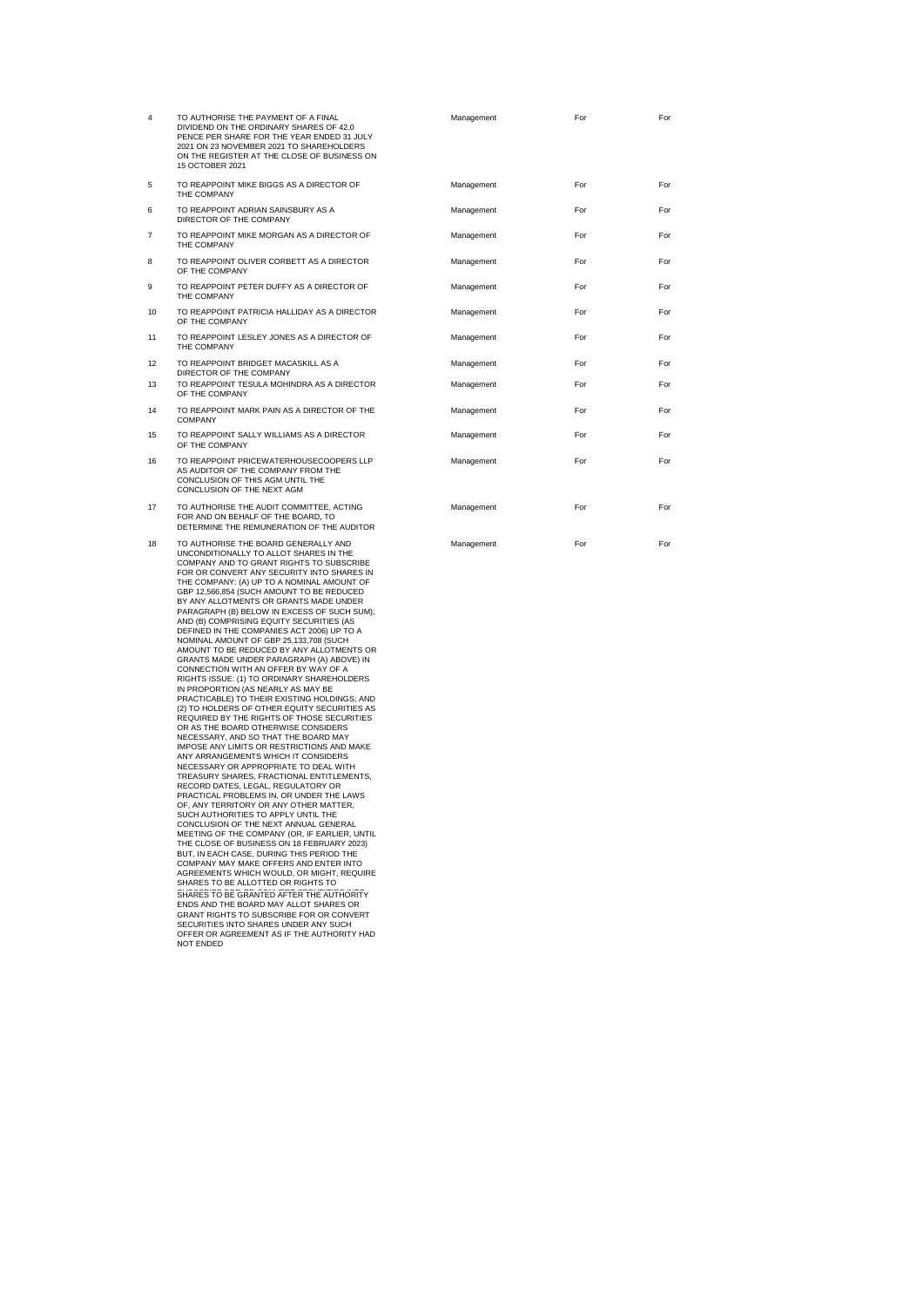| | | | | |
|---|---|---|---|---|
| 4 | TO AUTHORISE THE PAYMENT OF A FINAL DIVIDEND ON THE ORDINARY SHARES OF 42.0 PENCE PER SHARE FOR THE YEAR ENDED 31 JULY 2021 ON 23 NOVEMBER 2021 TO SHAREHOLDERS ON THE REGISTER AT THE CLOSE OF BUSINESS ON 15 OCTOBER 2021 | Management | For | For |
| 5 | TO REAPPOINT MIKE BIGGS AS A DIRECTOR OF THE COMPANY | Management | For | For |
| 6 | TO REAPPOINT ADRIAN SAINSBURY AS A DIRECTOR OF THE COMPANY | Management | For | For |
| 7 | TO REAPPOINT MIKE MORGAN AS A DIRECTOR OF THE COMPANY | Management | For | For |
| 8 | TO REAPPOINT OLIVER CORBETT AS A DIRECTOR OF THE COMPANY | Management | For | For |
| 9 | TO REAPPOINT PETER DUFFY AS A DIRECTOR OF THE COMPANY | Management | For | For |
| 10 | TO REAPPOINT PATRICIA HALLIDAY AS A DIRECTOR OF THE COMPANY | Management | For | For |
| 11 | TO REAPPOINT LESLEY JONES AS A DIRECTOR OF THE COMPANY | Management | For | For |
| 12 | TO REAPPOINT BRIDGET MACASKILL AS A DIRECTOR OF THE COMPANY | Management | For | For |
| 13 | TO REAPPOINT TESULA MOHINDRA AS A DIRECTOR OF THE COMPANY | Management | For | For |
| 14 | TO REAPPOINT MARK PAIN AS A DIRECTOR OF THE COMPANY | Management | For | For |
| 15 | TO REAPPOINT SALLY WILLIAMS AS A DIRECTOR OF THE COMPANY | Management | For | For |
| 16 | TO REAPPOINT PRICEWATERHOUSECOOPERS LLP AS AUDITOR OF THE COMPANY FROM THE CONCLUSION OF THIS AGM UNTIL THE CONCLUSION OF THE NEXT AGM | Management | For | For |
| 17 | TO AUTHORISE THE AUDIT COMMITTEE, ACTING FOR AND ON BEHALF OF THE BOARD, TO DETERMINE THE REMUNERATION OF THE AUDITOR | Management | For | For |
| 18 | TO AUTHORISE THE BOARD GENERALLY AND UNCONDITIONALLY TO ALLOT SHARES IN THE COMPANY AND TO GRANT RIGHTS TO SUBSCRIBE FOR OR CONVERT ANY SECURITY INTO SHARES IN THE COMPANY: (A) UP TO A NOMINAL AMOUNT OF GBP 12,566,854 (SUCH AMOUNT TO BE REDUCED BY ANY ALLOTMENTS OR GRANTS MADE UNDER PARAGRAPH (B) BELOW IN EXCESS OF SUCH SUM); AND (B) COMPRISING EQUITY SECURITIES (AS DEFINED IN THE COMPANIES ACT 2006) UP TO A NOMINAL AMOUNT OF GBP 25,133,708 (SUCH AMOUNT TO BE REDUCED BY ANY ALLOTMENTS OR GRANTS MADE UNDER PARAGRAPH (A) ABOVE) IN CONNECTION WITH AN OFFER BY WAY OF A RIGHTS ISSUE: (1) TO ORDINARY SHAREHOLDERS IN PROPORTION (AS NEARLY AS MAY BE PRACTICABLE) TO THEIR EXISTING HOLDINGS; AND (2) TO HOLDERS OF OTHER EQUITY SECURITIES AS REQUIRED BY THE RIGHTS OF THOSE SECURITIES OR AS THE BOARD OTHERWISE CONSIDERS NECESSARY, AND SO THAT THE BOARD MAY IMPOSE ANY LIMITS OR RESTRICTIONS AND MAKE ANY ARRANGEMENTS WHICH IT CONSIDERS NECESSARY OR APPROPRIATE TO DEAL WITH TREASURY SHARES, FRACTIONAL ENTITLEMENTS, RECORD DATES, LEGAL, REGULATORY OR PRACTICAL PROBLEMS IN, OR UNDER THE LAWS OF, ANY TERRITORY OR ANY OTHER MATTER, SUCH AUTHORITIES TO APPLY UNTIL THE CONCLUSION OF THE NEXT ANNUAL GENERAL MEETING OF THE COMPANY (OR, IF EARLIER, UNTIL THE CLOSE OF BUSINESS ON 18 FEBRUARY 2023) BUT, IN EACH CASE, DURING THIS PERIOD THE COMPANY MAY MAKE OFFERS AND ENTER INTO AGREEMENTS WHICH WOULD, OR MIGHT, REQUIRE SHARES TO BE ALLOTTED OR RIGHTS TO SUBSCRIBE FOR OR CONVERT SECURITIES INTO SHARES TO BE GRANTED AFTER THE AUTHORITY ENDS AND THE BOARD MAY ALLOT SHARES OR GRANT RIGHTS TO SUBSCRIBE FOR OR CONVERT SECURITIES INTO SHARES UNDER ANY SUCH OFFER OR AGREEMENT AS IF THE AUTHORITY HAD NOT ENDED | Management | For | For |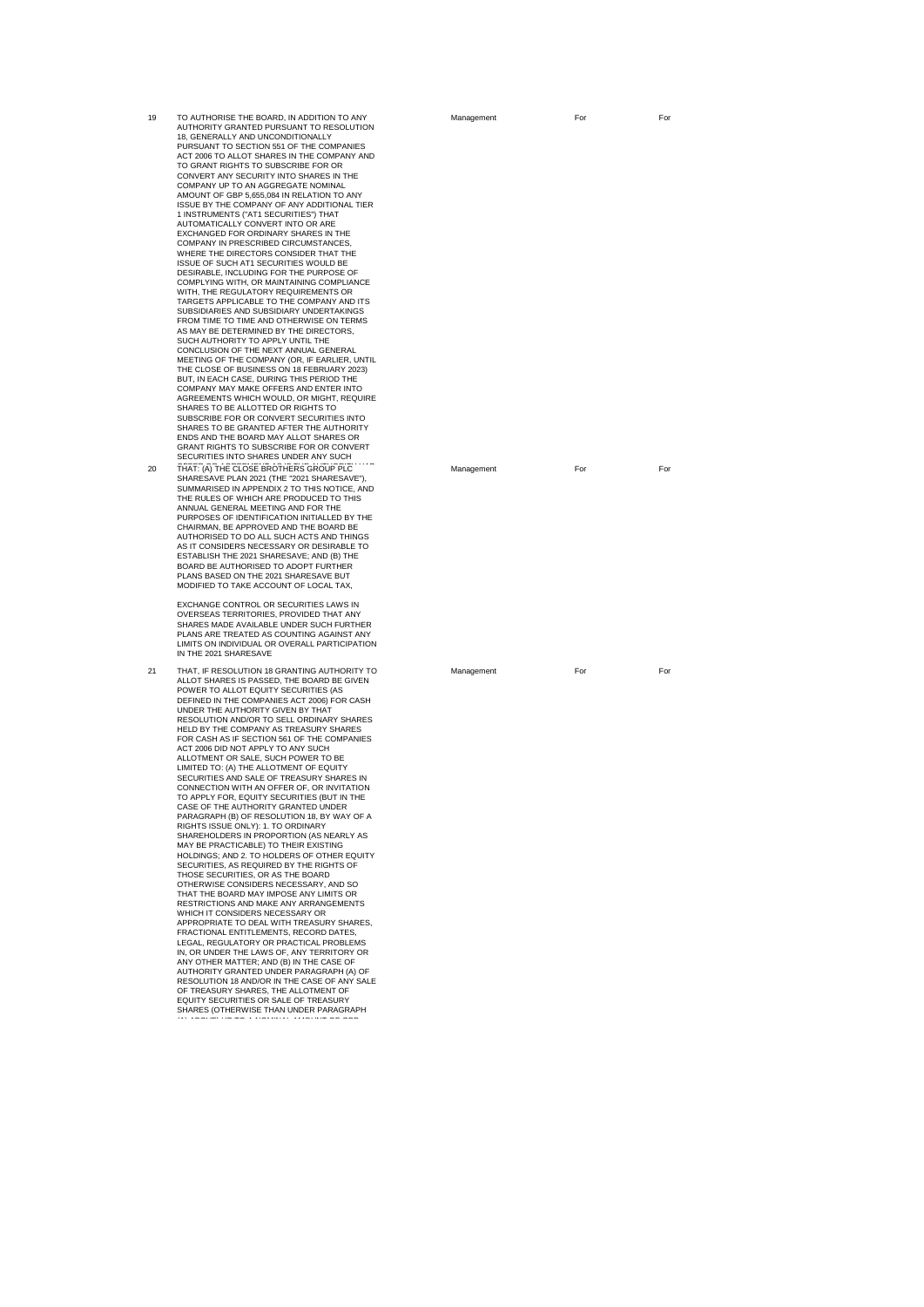| 19 | TO AUTHORISE THE BOARD, IN ADDITION TO ANY AUTHORITY GRANTED PURSUANT TO RESOLUTION 18, GENERALLY AND UNCONDITIONALLY PURSUANT TO SECTION 551 OF THE COMPANIES ACT 2006 TO ALLOT SHARES IN THE COMPANY AND TO GRANT RIGHTS TO SUBSCRIBE FOR OR CONVERT ANY SECURITY INTO SHARES IN THE COMPANY UP TO AN AGGREGATE NOMINAL AMOUNT OF GBP 5,655,084 IN RELATION TO ANY ISSUE BY THE COMPANY OF ANY ADDITIONAL TIER 1 INSTRUMENTS ("AT1 SECURITIES") THAT AUTOMATICALLY CONVERT INTO OR ARE EXCHANGED FOR ORDINARY SHARES IN THE COMPANY IN PRESCRIBED CIRCUMSTANCES, WHERE THE DIRECTORS CONSIDER THAT THE ISSUE OF SUCH AT1 SECURITIES WOULD BE DESIRABLE, INCLUDING FOR THE PURPOSE OF COMPLYING WITH, OR MAINTAINING COMPLIANCE WITH, THE REGULATORY REQUIREMENTS OR TARGETS APPLICABLE TO THE COMPANY AND ITS SUBSIDIARIES AND SUBSIDIARY UNDERTAKINGS FROM TIME TO TIME AND OTHERWISE ON TERMS AS MAY BE DETERMINED BY THE DIRECTORS, SUCH AUTHORITY TO APPLY UNTIL THE CONCLUSION OF THE NEXT ANNUAL GENERAL MEETING OF THE COMPANY (OR, IF EARLIER, UNTIL THE CLOSE OF BUSINESS ON 18 FEBRUARY 2023) BUT, IN EACH CASE, DURING THIS PERIOD THE COMPANY MAY MAKE OFFERS AND ENTER INTO AGREEMENTS WHICH WOULD, OR MIGHT, REQUIRE SHARES TO BE ALLOTTED OR RIGHTS TO SUBSCRIBE FOR OR CONVERT SECURITIES INTO SHARES TO BE GRANTED AFTER THE AUTHORITY ENDS AND THE BOARD MAY ALLOT SHARES OR GRANT RIGHTS TO SUBSCRIBE FOR OR CONVERT SECURITIES INTO SHARES UNDER ANY SUCH | Management | For | For |
|---|---|---|---|---|
| 20 | THAT: (A) THE CLOSE BROTHERS GROUP PLC SHARESAVE PLAN 2021 (THE "2021 SHARESAVE"), SUMMARISED IN APPENDIX 2 TO THIS NOTICE, AND THE RULES OF WHICH ARE PRODUCED TO THIS ANNUAL GENERAL MEETING AND FOR THE PURPOSES OF IDENTIFICATION INITIALLED BY THE CHAIRMAN, BE APPROVED AND THE BOARD BE AUTHORISED TO DO ALL SUCH ACTS AND THINGS AS IT CONSIDERS NECESSARY OR DESIRABLE TO ESTABLISH THE 2021 SHARESAVE; AND (B) THE BOARD BE AUTHORISED TO ADOPT FURTHER PLANS BASED ON THE 2021 SHARESAVE BUT MODIFIED TO TAKE ACCOUNT OF LOCAL TAX, EXCHANGE CONTROL OR SECURITIES LAWS IN OVERSEAS TERRITORIES, PROVIDED THAT ANY SHARES MADE AVAILABLE UNDER SUCH FURTHER PLANS ARE TREATED AS COUNTING AGAINST ANY LIMITS ON INDIVIDUAL OR OVERALL PARTICIPATION IN THE 2021 SHARESAVE | Management | For | For |
| 21 | THAT, IF RESOLUTION 18 GRANTING AUTHORITY TO ALLOT SHARES IS PASSED, THE BOARD BE GIVEN POWER TO ALLOT EQUITY SECURITIES (AS DEFINED IN THE COMPANIES ACT 2006) FOR CASH UNDER THE AUTHORITY GIVEN BY THAT RESOLUTION AND/OR TO SELL ORDINARY SHARES HELD BY THE COMPANY AS TREASURY SHARES FOR CASH AS IF SECTION 561 OF THE COMPANIES ACT 2006 DID NOT APPLY TO ANY SUCH ALLOTMENT OR SALE, SUCH POWER TO BE LIMITED TO: (A) THE ALLOTMENT OF EQUITY SECURITIES AND SALE OF TREASURY SHARES IN CONNECTION WITH AN OFFER OF, OR INVITATION TO APPLY FOR, EQUITY SECURITIES (BUT IN THE CASE OF THE AUTHORITY GRANTED UNDER PARAGRAPH (B) OF RESOLUTION 18, BY WAY OF A RIGHTS ISSUE ONLY): 1. TO ORDINARY SHAREHOLDERS IN PROPORTION (AS NEARLY AS MAY BE PRACTICABLE) TO THEIR EXISTING HOLDINGS; AND 2. TO HOLDERS OF OTHER EQUITY SECURITIES, AS REQUIRED BY THE RIGHTS OF THOSE SECURITIES, OR AS THE BOARD OTHERWISE CONSIDERS NECESSARY, AND SO THAT THE BOARD MAY IMPOSE ANY LIMITS OR RESTRICTIONS AND MAKE ANY ARRANGEMENTS WHICH IT CONSIDERS NECESSARY OR APPROPRIATE TO DEAL WITH TREASURY SHARES, FRACTIONAL ENTITLEMENTS, RECORD DATES, LEGAL, REGULATORY OR PRACTICAL PROBLEMS IN, OR UNDER THE LAWS OF, ANY TERRITORY OR ANY OTHER MATTER; AND (B) IN THE CASE OF AUTHORITY GRANTED UNDER PARAGRAPH (A) OF RESOLUTION 18 AND/OR IN THE CASE OF ANY SALE OF TREASURY SHARES, THE ALLOTMENT OF EQUITY SECURITIES OR SALE OF TREASURY SHARES (OTHERWISE THAN UNDER PARAGRAPH | Management | For | For |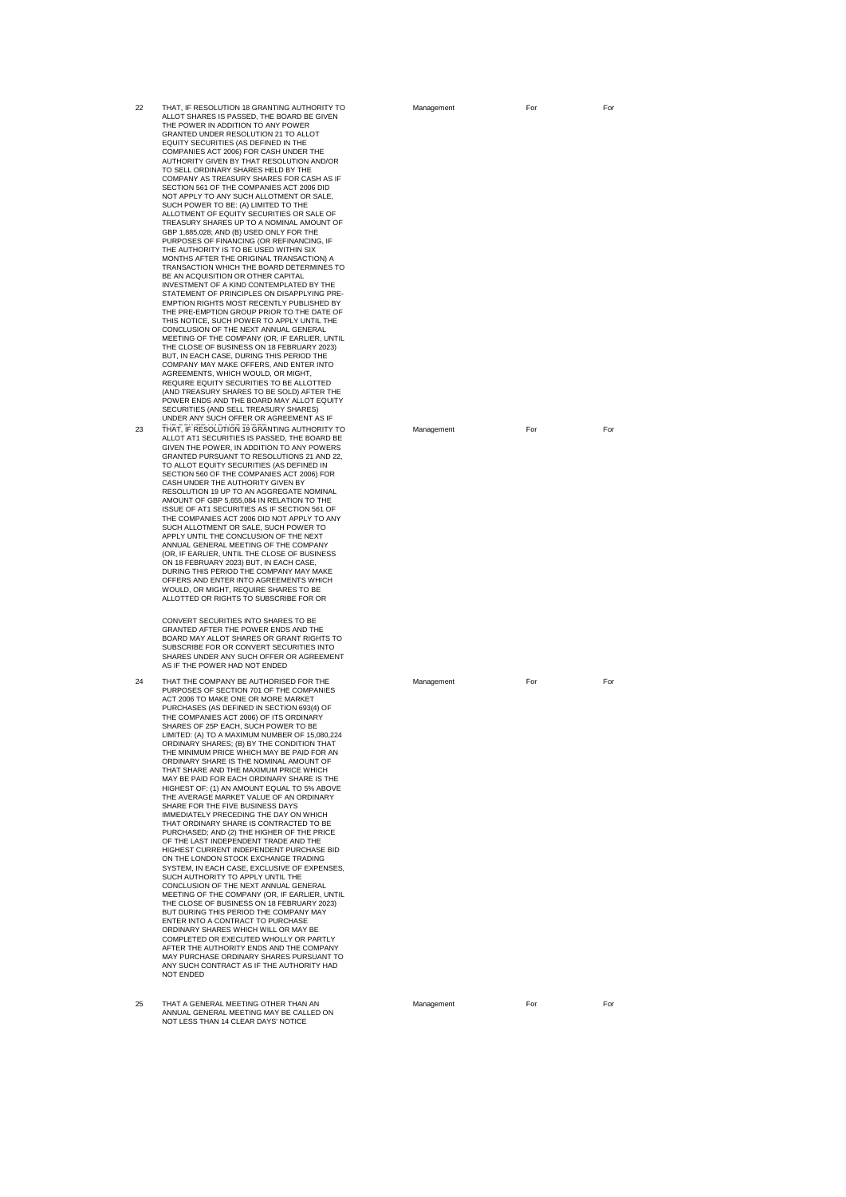| 22 | THAT, IF RESOLUTION 18 GRANTING AUTHORITY TO ALLOT SHARES IS PASSED, THE BOARD BE GIVEN THE POWER IN ADDITION TO ANY POWER GRANTED UNDER RESOLUTION 21 TO ALLOT EQUITY SECURITIES (AS DEFINED IN THE COMPANIES ACT 2006) FOR CASH UNDER THE AUTHORITY GIVEN BY THAT RESOLUTION AND/OR TO SELL ORDINARY SHARES HELD BY THE COMPANY AS TREASURY SHARES FOR CASH AS IF SECTION 561 OF THE COMPANIES ACT 2006 DID NOT APPLY TO ANY SUCH ALLOTMENT OR SALE, SUCH POWER TO BE: (A) LIMITED TO THE ALLOTMENT OF EQUITY SECURITIES OR SALE OF TREASURY SHARES UP TO A NOMINAL AMOUNT OF GBP 1,885,028; AND (B) USED ONLY FOR THE PURPOSES OF FINANCING (OR REFINANCING, IF THE AUTHORITY IS TO BE USED WITHIN SIX MONTHS AFTER THE ORIGINAL TRANSACTION) A TRANSACTION WHICH THE BOARD DETERMINES TO BE AN ACQUISITION OR OTHER CAPITAL INVESTMENT OF A KIND CONTEMPLATED BY THE STATEMENT OF PRINCIPLES ON DISAPPLYING PRE-EMPTION RIGHTS MOST RECENTLY PUBLISHED BY THE PRE-EMPTION GROUP PRIOR TO THE DATE OF THIS NOTICE, SUCH POWER TO APPLY UNTIL THE CONCLUSION OF THE NEXT ANNUAL GENERAL MEETING OF THE COMPANY (OR, IF EARLIER, UNTIL THE CLOSE OF BUSINESS ON 18 FEBRUARY 2023) BUT, IN EACH CASE, DURING THIS PERIOD THE COMPANY MAY MAKE OFFERS, AND ENTER INTO AGREEMENTS, WHICH WOULD, OR MIGHT, REQUIRE EQUITY SECURITIES TO BE ALLOTTED (AND TREASURY SHARES TO BE SOLD) AFTER THE POWER ENDS AND THE BOARD MAY ALLOT EQUITY SECURITIES (AND SELL TREASURY SHARES) UNDER ANY SUCH OFFER OR AGREEMENT AS IF | Management | For | For |
|---|---|---|---|---|
| 23 | THAT, IF RESOLUTION 19 GRANTING AUTHORITY TO ALLOT AT1 SECURITIES IS PASSED, THE BOARD BE GIVEN THE POWER, IN ADDITION TO ANY POWERS GRANTED PURSUANT TO RESOLUTIONS 21 AND 22, TO ALLOT EQUITY SECURITIES (AS DEFINED IN SECTION 560 OF THE COMPANIES ACT 2006) FOR CASH UNDER THE AUTHORITY GIVEN BY RESOLUTION 19 UP TO AN AGGREGATE NOMINAL AMOUNT OF GBP 5,655,084 IN RELATION TO THE ISSUE OF AT1 SECURITIES AS IF SECTION 561 OF THE COMPANIES ACT 2006 DID NOT APPLY TO ANY SUCH ALLOTMENT OR SALE, SUCH POWER TO APPLY UNTIL THE CONCLUSION OF THE NEXT ANNUAL GENERAL MEETING OF THE COMPANY (OR, IF EARLIER, UNTIL THE CLOSE OF BUSINESS ON 18 FEBRUARY 2023) BUT, IN EACH CASE, DURING THIS PERIOD THE COMPANY MAY MAKE OFFERS AND ENTER INTO AGREEMENTS WHICH WOULD, OR MIGHT, REQUIRE SHARES TO BE ALLOTTED OR RIGHTS TO SUBSCRIBE FOR OR CONVERT SECURITIES INTO SHARES TO BE GRANTED AFTER THE POWER ENDS AND THE BOARD MAY ALLOT SHARES OR GRANT RIGHTS TO SUBSCRIBE FOR OR CONVERT SECURITIES INTO SHARES UNDER ANY SUCH OFFER OR AGREEMENT AS IF THE POWER HAD NOT ENDED | Management | For | For |
| 24 | THAT THE COMPANY BE AUTHORISED FOR THE PURPOSES OF SECTION 701 OF THE COMPANIES ACT 2006 TO MAKE ONE OR MORE MARKET PURCHASES (AS DEFINED IN SECTION 693(4) OF THE COMPANIES ACT 2006) OF ITS ORDINARY SHARES OF 25P EACH, SUCH POWER TO BE LIMITED: (A) TO A MAXIMUM NUMBER OF 15,080,224 ORDINARY SHARES; (B) BY THE CONDITION THAT THE MINIMUM PRICE WHICH MAY BE PAID FOR AN ORDINARY SHARE IS THE NOMINAL AMOUNT OF THAT SHARE AND THE MAXIMUM PRICE WHICH MAY BE PAID FOR EACH ORDINARY SHARE IS THE HIGHEST OF: (1) AN AMOUNT EQUAL TO 5% ABOVE THE AVERAGE MARKET VALUE OF AN ORDINARY SHARE FOR THE FIVE BUSINESS DAYS IMMEDIATELY PRECEDING THE DAY ON WHICH THAT ORDINARY SHARE IS CONTRACTED TO BE PURCHASED; AND (2) THE HIGHER OF THE PRICE OF THE LAST INDEPENDENT TRADE AND THE HIGHEST CURRENT INDEPENDENT PURCHASE BID ON THE LONDON STOCK EXCHANGE TRADING SYSTEM, IN EACH CASE, EXCLUSIVE OF EXPENSES, SUCH AUTHORITY TO APPLY UNTIL THE CONCLUSION OF THE NEXT ANNUAL GENERAL MEETING OF THE COMPANY (OR, IF EARLIER, UNTIL THE CLOSE OF BUSINESS ON 18 FEBRUARY 2023) BUT DURING THIS PERIOD THE COMPANY MAY ENTER INTO A CONTRACT TO PURCHASE ORDINARY SHARES WHICH WILL OR MAY BE COMPLETED OR EXECUTED WHOLLY OR PARTLY AFTER THE AUTHORITY ENDS AND THE COMPANY MAY PURCHASE ORDINARY SHARES PURSUANT TO ANY SUCH CONTRACT AS IF THE AUTHORITY HAD NOT ENDED | Management | For | For |
| 25 | THAT A GENERAL MEETING OTHER THAN AN ANNUAL GENERAL MEETING MAY BE CALLED ON NOT LESS THAN 14 CLEAR DAYS' NOTICE | Management | For | For |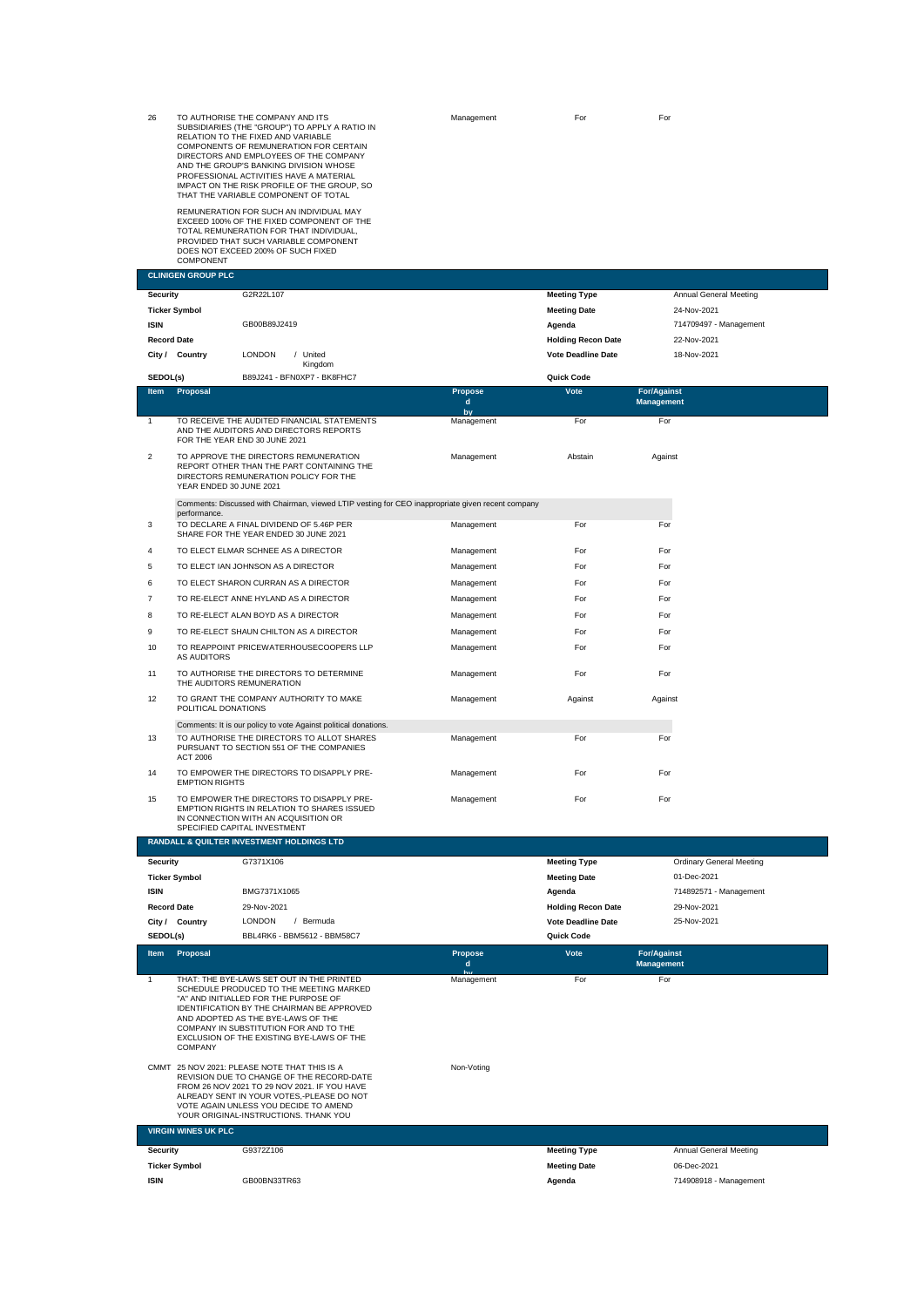| Item | Proposal | Proposed by | Vote | For/Against Management |
|---|---|---|---|---|
| 26 | TO AUTHORISE THE COMPANY AND ITS SUBSIDIARIES (THE "GROUP") TO APPLY A RATIO IN RELATION TO THE FIXED AND VARIABLE COMPONENTS OF REMUNERATION FOR CERTAIN DIRECTORS AND EMPLOYEES OF THE COMPANY AND THE GROUP'S BANKING DIVISION WHOSE PROFESSIONAL ACTIVITIES HAVE A MATERIAL IMPACT ON THE RISK PROFILE OF THE GROUP, SO THAT THE VARIABLE COMPONENT OF TOTAL REMUNERATION FOR SUCH AN INDIVIDUAL MAY EXCEED 100% OF THE FIXED COMPONENT OF THE TOTAL REMUNERATION FOR THAT INDIVIDUAL, PROVIDED THAT SUCH VARIABLE COMPONENT DOES NOT EXCEED 200% OF SUCH FIXED COMPONENT | Management | For | For |

## CLINIGEN GROUP PLC

| | | | |
|---|---|---|---|
| **Security** | G2R22L107 | **Meeting Type** | Annual General Meeting |
| **Ticker Symbol** | | **Meeting Date** | 24-Nov-2021 |
| **ISIN** | GB00B89J2419 | **Agenda** | 714709497 - Management |
| **Record Date** | | **Holding Recon Date** | 22-Nov-2021 |
| **City / Country** | LONDON / United Kingdom | **Vote Deadline Date** | 18-Nov-2021 |
| **SEDOL(s)** | B89J241 - BFN0XP7 - BK8FHC7 | **Quick Code** | |

| Item | Proposal | Proposed by | Vote | For/Against Management |
|---|---|---|---|---|
| 1 | TO RECEIVE THE AUDITED FINANCIAL STATEMENTS AND THE AUDITORS AND DIRECTORS REPORTS FOR THE YEAR END 30 JUNE 2021 | Management | For | For |
| 2 | TO APPROVE THE DIRECTORS REMUNERATION REPORT OTHER THAN THE PART CONTAINING THE DIRECTORS REMUNERATION POLICY FOR THE YEAR ENDED 30 JUNE 2021 | Management | Abstain | Against |
| | Comments: Discussed with Chairman, viewed LTIP vesting for CEO inappropriate given recent company performance. | | | |
| 3 | TO DECLARE A FINAL DIVIDEND OF 5.46P PER SHARE FOR THE YEAR ENDED 30 JUNE 2021 | Management | For | For |
| 4 | TO ELECT ELMAR SCHNEE AS A DIRECTOR | Management | For | For |
| 5 | TO ELECT IAN JOHNSON AS A DIRECTOR | Management | For | For |
| 6 | TO ELECT SHARON CURRAN AS A DIRECTOR | Management | For | For |
| 7 | TO RE-ELECT ANNE HYLAND AS A DIRECTOR | Management | For | For |
| 8 | TO RE-ELECT ALAN BOYD AS A DIRECTOR | Management | For | For |
| 9 | TO RE-ELECT SHAUN CHILTON AS A DIRECTOR | Management | For | For |
| 10 | TO REAPPOINT PRICEWATERHOUSECOOPERS LLP AS AUDITORS | Management | For | For |
| 11 | TO AUTHORISE THE DIRECTORS TO DETERMINE THE AUDITORS REMUNERATION | Management | For | For |
| 12 | TO GRANT THE COMPANY AUTHORITY TO MAKE POLITICAL DONATIONS | Management | Against | Against |
| | Comments: It is our policy to vote Against political donations. | | | |
| 13 | TO AUTHORISE THE DIRECTORS TO ALLOT SHARES PURSUANT TO SECTION 551 OF THE COMPANIES ACT 2006 | Management | For | For |
| 14 | TO EMPOWER THE DIRECTORS TO DISAPPLY PRE-EMPTION RIGHTS | Management | For | For |
| 15 | TO EMPOWER THE DIRECTORS TO DISAPPLY PRE-EMPTION RIGHTS IN RELATION TO SHARES ISSUED IN CONNECTION WITH AN ACQUISITION OR SPECIFIED CAPITAL INVESTMENT | Management | For | For |

## RANDALL & QUILTER INVESTMENT HOLDINGS LTD

| | | | |
|---|---|---|---|
| **Security** | G7371X106 | **Meeting Type** | Ordinary General Meeting |
| **Ticker Symbol** | | **Meeting Date** | 01-Dec-2021 |
| **ISIN** | BMG7371X1065 | **Agenda** | 714892571 - Management |
| **Record Date** | 29-Nov-2021 | **Holding Recon Date** | 29-Nov-2021 |
| **City / Country** | LONDON / Bermuda | **Vote Deadline Date** | 25-Nov-2021 |
| **SEDOL(s)** | BBL4RK6 - BBM5612 - BBM58C7 | **Quick Code** | |

| Item | Proposal | Proposed by | Vote | For/Against Management |
|---|---|---|---|---|
| 1 | THAT: THE BYE-LAWS SET OUT IN THE PRINTED SCHEDULE PRODUCED TO THE MEETING MARKED "A" AND INITIALLED FOR THE PURPOSE OF IDENTIFICATION BY THE CHAIRMAN BE APPROVED AND ADOPTED AS THE BYE-LAWS OF THE COMPANY IN SUBSTITUTION FOR AND TO THE EXCLUSION OF THE EXISTING BYE-LAWS OF THE COMPANY | Management | For | For |
| CMMT | 25 NOV 2021: PLEASE NOTE THAT THIS IS A REVISION DUE TO CHANGE OF THE RECORD-DATE FROM 26 NOV 2021 TO 29 NOV 2021. IF YOU HAVE ALREADY SENT IN YOUR VOTES,-PLEASE DO NOT VOTE AGAIN UNLESS YOU DECIDE TO AMEND YOUR ORIGINAL-INSTRUCTIONS. THANK YOU | Non-Voting | | |

## VIRGIN WINES UK PLC

| | | | |
|---|---|---|---|
| **Security** | G9372Z106 | **Meeting Type** | Annual General Meeting |
| **Ticker Symbol** | | **Meeting Date** | 06-Dec-2021 |
| **ISIN** | GB00BN33TR63 | **Agenda** | 714908918 - Management |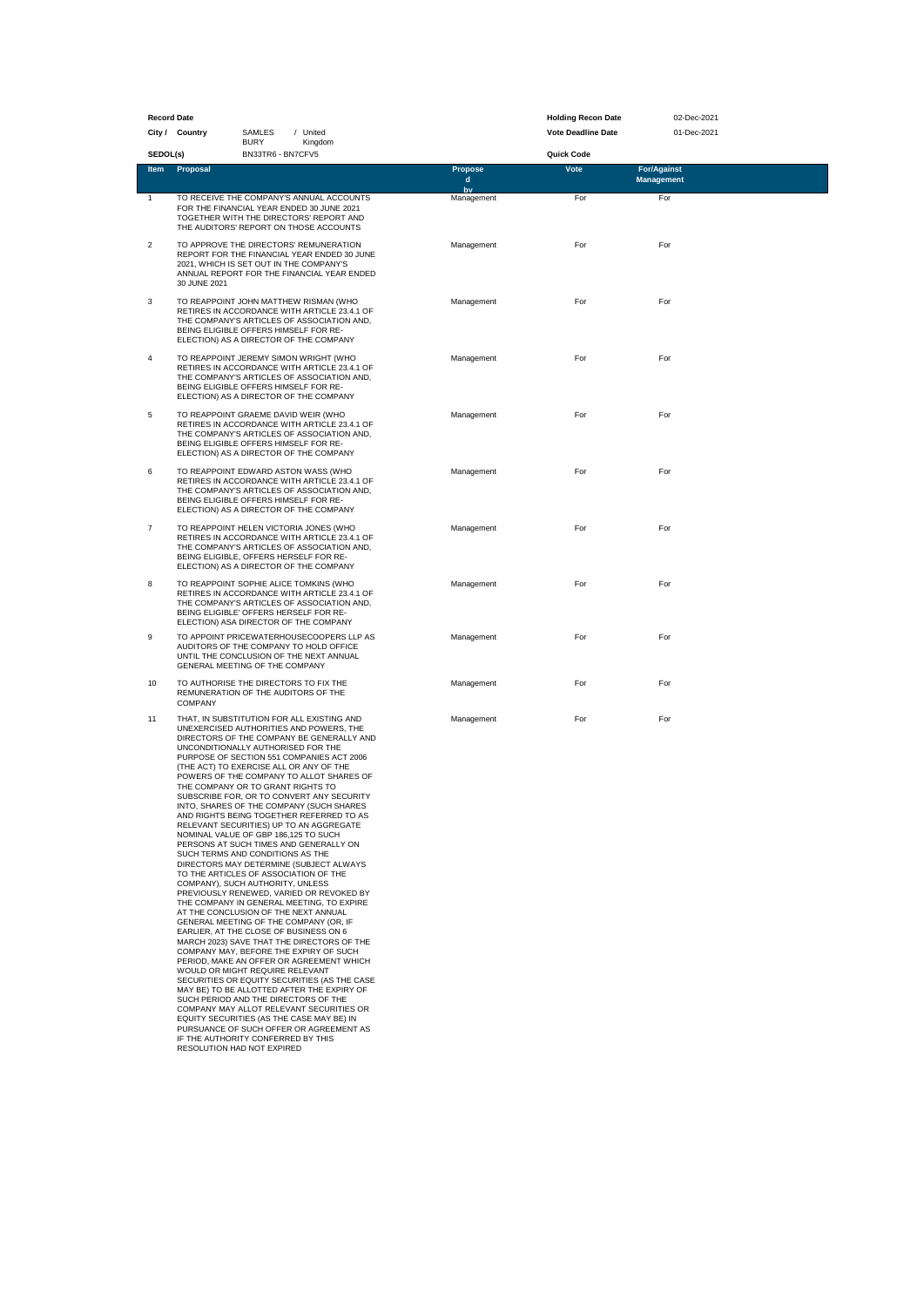| **Record Date** | | | **Holding Recon Date** | 02-Dec-2021 |
|---|---|---|---|---|
| **City / Country** | SAMLES BURY / United Kingdom | | **Vote Deadline Date** | 01-Dec-2021 |
| **SEDOL(s)** | BN33TR6 - BN7CFV5 | | **Quick Code** | |

| Item | Proposal | Proposed by | Vote | For/Against Management |
|---|---|---|---|---|
| 1 | TO RECEIVE THE COMPANY'S ANNUAL ACCOUNTS FOR THE FINANCIAL YEAR ENDED 30 JUNE 2021 TOGETHER WITH THE DIRECTORS' REPORT AND THE AUDITORS' REPORT ON THOSE ACCOUNTS | Management | For | For |
| 2 | TO APPROVE THE DIRECTORS' REMUNERATION REPORT FOR THE FINANCIAL YEAR ENDED 30 JUNE 2021, WHICH IS SET OUT IN THE COMPANY'S ANNUAL REPORT FOR THE FINANCIAL YEAR ENDED 30 JUNE 2021 | Management | For | For |
| 3 | TO REAPPOINT JOHN MATTHEW RISMAN (WHO RETIRES IN ACCORDANCE WITH ARTICLE 23.4.1 OF THE COMPANY'S ARTICLES OF ASSOCIATION AND, BEING ELIGIBLE OFFERS HIMSELF FOR RE-ELECTION) AS A DIRECTOR OF THE COMPANY | Management | For | For |
| 4 | TO REAPPOINT JEREMY SIMON WRIGHT (WHO RETIRES IN ACCORDANCE WITH ARTICLE 23.4.1 OF THE COMPANY'S ARTICLES OF ASSOCIATION AND, BEING ELIGIBLE OFFERS HIMSELF FOR RE-ELECTION) AS A DIRECTOR OF THE COMPANY | Management | For | For |
| 5 | TO REAPPOINT GRAEME DAVID WEIR (WHO RETIRES IN ACCORDANCE WITH ARTICLE 23.4.1 OF THE COMPANY'S ARTICLES OF ASSOCIATION AND, BEING ELIGIBLE OFFERS HIMSELF FOR RE-ELECTION) AS A DIRECTOR OF THE COMPANY | Management | For | For |
| 6 | TO REAPPOINT EDWARD ASTON WASS (WHO RETIRES IN ACCORDANCE WITH ARTICLE 23.4.1 OF THE COMPANY'S ARTICLES OF ASSOCIATION AND, BEING ELIGIBLE OFFERS HIMSELF FOR RE-ELECTION) AS A DIRECTOR OF THE COMPANY | Management | For | For |
| 7 | TO REAPPOINT HELEN VICTORIA JONES (WHO RETIRES IN ACCORDANCE WITH ARTICLE 23.4.1 OF THE COMPANY'S ARTICLES OF ASSOCIATION AND, BEING ELIGIBLE, OFFERS HERSELF FOR RE-ELECTION) AS A DIRECTOR OF THE COMPANY | Management | For | For |
| 8 | TO REAPPOINT SOPHIE ALICE TOMKINS (WHO RETIRES IN ACCORDANCE WITH ARTICLE 23.4.1 OF THE COMPANY'S ARTICLES OF ASSOCIATION AND, BEING ELIGIBLE' OFFERS HERSELF FOR RE-ELECTION) ASA DIRECTOR OF THE COMPANY | Management | For | For |
| 9 | TO APPOINT PRICEWATERHOUSECOOPERS LLP AS AUDITORS OF THE COMPANY TO HOLD OFFICE UNTIL THE CONCLUSION OF THE NEXT ANNUAL GENERAL MEETING OF THE COMPANY | Management | For | For |
| 10 | TO AUTHORISE THE DIRECTORS TO FIX THE REMUNERATION OF THE AUDITORS OF THE COMPANY | Management | For | For |
| 11 | THAT, IN SUBSTITUTION FOR ALL EXISTING AND UNEXERCISED AUTHORITIES AND POWERS, THE DIRECTORS OF THE COMPANY BE GENERALLY AND UNCONDITIONALLY AUTHORISED FOR THE PURPOSE OF SECTION 551 COMPANIES ACT 2006 (THE ACT) TO EXERCISE ALL OR ANY OF THE POWERS OF THE COMPANY TO ALLOT SHARES OF THE COMPANY OR TO GRANT RIGHTS TO SUBSCRIBE FOR, OR TO CONVERT ANY SECURITY INTO, SHARES OF THE COMPANY (SUCH SHARES AND RIGHTS BEING TOGETHER REFERRED TO AS RELEVANT SECURITIES) UP TO AN AGGREGATE NOMINAL VALUE OF GBP 186,125 TO SUCH PERSONS AT SUCH TIMES AND GENERALLY ON SUCH TERMS AND CONDITIONS AS THE DIRECTORS MAY DETERMINE (SUBJECT ALWAYS TO THE ARTICLES OF ASSOCIATION OF THE COMPANY), SUCH AUTHORITY, UNLESS PREVIOUSLY RENEWED, VARIED OR REVOKED BY THE COMPANY IN GENERAL MEETING, TO EXPIRE AT THE CONCLUSION OF THE NEXT ANNUAL GENERAL MEETING OF THE COMPANY (OR, IF EARLIER, AT THE CLOSE OF BUSINESS ON 6 MARCH 2023) SAVE THAT THE DIRECTORS OF THE COMPANY MAY, BEFORE THE EXPIRY OF SUCH PERIOD, MAKE AN OFFER OR AGREEMENT WHICH WOULD OR MIGHT REQUIRE RELEVANT SECURITIES OR EQUITY SECURITIES (AS THE CASE MAY BE) TO BE ALLOTTED AFTER THE EXPIRY OF SUCH PERIOD AND THE DIRECTORS OF THE COMPANY MAY ALLOT RELEVANT SECURITIES OR EQUITY SECURITIES (AS THE CASE MAY BE) IN PURSUANCE OF SUCH OFFER OR AGREEMENT AS IF THE AUTHORITY CONFERRED BY THIS RESOLUTION HAD NOT EXPIRED | Management | For | For |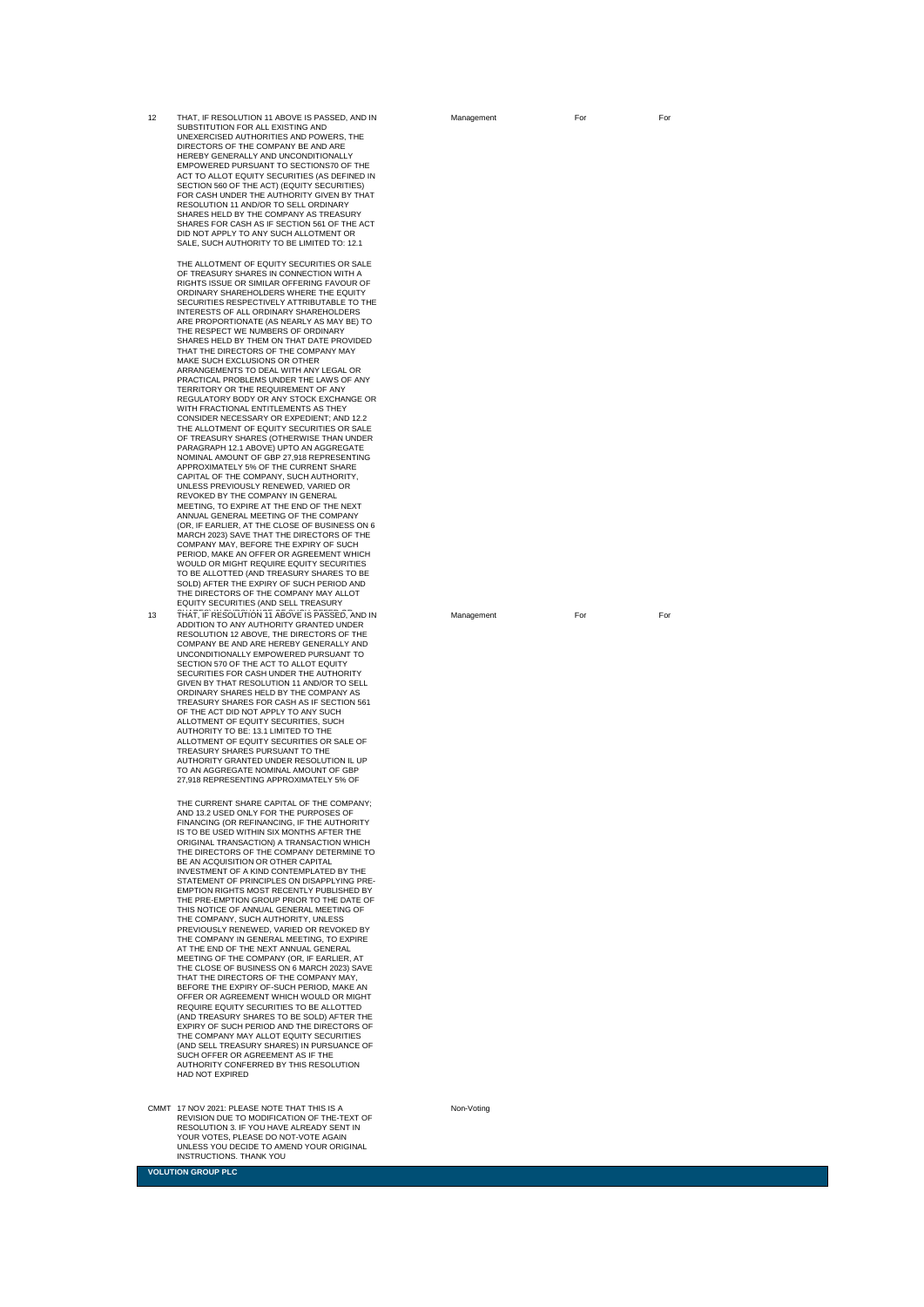| | | | | |
|---|---|---|---|---|
| 12 | THAT, IF RESOLUTION 11 ABOVE IS PASSED, AND IN SUBSTITUTION FOR ALL EXISTING AND UNEXERCISED AUTHORITIES AND POWERS, THE DIRECTORS OF THE COMPANY BE AND ARE HEREBY GENERALLY AND UNCONDITIONALLY EMPOWERED PURSUANT TO SECTIONS70 OF THE ACT TO ALLOT EQUITY SECURITIES (AS DEFINED IN SECTION 560 OF THE ACT) (EQUITY SECURITIES) FOR CASH UNDER THE AUTHORITY GIVEN BY THAT RESOLUTION 11 AND/OR TO SELL ORDINARY SHARES HELD BY THE COMPANY AS TREASURY SHARES FOR CASH AS IF SECTION 561 OF THE ACT DID NOT APPLY TO ANY SUCH ALLOTMENT OR SALE, SUCH AUTHORITY TO BE LIMITED TO: 12.1 THE ALLOTMENT OF EQUITY SECURITIES OR SALE OF TREASURY SHARES IN CONNECTION WITH A RIGHTS ISSUE OR SIMILAR OFFERING FAVOUR OF ORDINARY SHAREHOLDERS WHERE THE EQUITY SECURITIES RESPECTIVELY ATTRIBUTABLE TO THE INTERESTS OF ALL ORDINARY SHAREHOLDERS ARE PROPORTIONATE (AS NEARLY AS MAY BE) TO THE RESPECT WE NUMBERS OF ORDINARY SHARES HELD BY THEM ON THAT DATE PROVIDED THAT THE DIRECTORS OF THE COMPANY MAY MAKE SUCH EXCLUSIONS OR OTHER ARRANGEMENTS TO DEAL WITH ANY LEGAL OR PRACTICAL PROBLEMS UNDER THE LAWS OF ANY TERRITORY OR THE REQUIREMENT OF ANY REGULATORY BODY OR ANY STOCK EXCHANGE OR WITH FRACTIONAL ENTITLEMENTS AS THEY CONSIDER NECESSARY OR EXPEDIENT; AND 12.2 THE ALLOTMENT OF EQUITY SECURITIES OR SALE OF TREASURY SHARES (OTHERWISE THAN UNDER PARAGRAPH 12.1 ABOVE) UPTO AN AGGREGATE NOMINAL AMOUNT OF GBP 27,918 REPRESENTING APPROXIMATELY 5% OF THE CURRENT SHARE CAPITAL OF THE COMPANY, SUCH AUTHORITY, UNLESS PREVIOUSLY RENEWED, VARIED OR REVOKED BY THE COMPANY IN GENERAL MEETING, TO EXPIRE AT THE END OF THE NEXT ANNUAL GENERAL MEETING OF THE COMPANY (OR, IF EARLIER, AT THE CLOSE OF BUSINESS ON 6 MARCH 2023) SAVE THAT THE DIRECTORS OF THE COMPANY MAY, BEFORE THE EXPIRY OF SUCH PERIOD, MAKE AN OFFER OR AGREEMENT WHICH WOULD OR MIGHT REQUIRE EQUITY SECURITIES TO BE ALLOTTED (AND TREASURY SHARES TO BE SOLD) AFTER THE EXPIRY OF SUCH PERIOD AND THE DIRECTORS OF THE COMPANY MAY ALLOT EQUITY SECURITIES (AND SELL TREASURY | Management | For | For |
| 13 | THAT, IF RESOLUTION 11 ABOVE IS PASSED, AND IN ADDITION TO ANY AUTHORITY GRANTED UNDER RESOLUTION 12 ABOVE, THE DIRECTORS OF THE COMPANY BE AND ARE HEREBY GENERALLY AND UNCONDITIONALLY EMPOWERED PURSUANT TO SECTION 570 OF THE ACT TO ALLOT EQUITY SECURITIES FOR CASH UNDER THE AUTHORITY GIVEN BY THAT RESOLUTION 11 AND/OR TO SELL ORDINARY SHARES HELD BY THE COMPANY AS TREASURY SHARES FOR CASH AS IF SECTION 561 OF THE ACT DID NOT APPLY TO ANY SUCH ALLOTMENT OF EQUITY SECURITIES, SUCH AUTHORITY TO BE: 13.1 LIMITED TO THE ALLOTMENT OF EQUITY SECURITIES OR SALE OF TREASURY SHARES PURSUANT TO THE AUTHORITY GRANTED UNDER RESOLUTION IL UP TO AN AGGREGATE NOMINAL AMOUNT OF GBP 27,918 REPRESENTING APPROXIMATELY 5% OF THE CURRENT SHARE CAPITAL OF THE COMPANY; AND 13.2 USED ONLY FOR THE PURPOSES OF FINANCING (OR REFINANCING, IF THE AUTHORITY IS TO BE USED WITHIN SIX MONTHS AFTER THE ORIGINAL TRANSACTION) A TRANSACTION WHICH THE DIRECTORS OF THE COMPANY DETERMINE TO BE AN ACQUISITION OR OTHER CAPITAL INVESTMENT OF A KIND CONTEMPLATED BY THE STATEMENT OF PRINCIPLES ON DISAPPLYING PRE-EMPTION RIGHTS MOST RECENTLY PUBLISHED BY THE PRE-EMPTION GROUP PRIOR TO THE DATE OF THIS NOTICE OF ANNUAL GENERAL MEETING OF THE COMPANY, SUCH AUTHORITY, UNLESS PREVIOUSLY RENEWED, VARIED OR REVOKED BY THE COMPANY IN GENERAL MEETING, TO EXPIRE AT THE END OF THE NEXT ANNUAL GENERAL MEETING OF THE COMPANY (OR, IF EARLIER, AT THE CLOSE OF BUSINESS ON 6 MARCH 2023) SAVE THAT THE DIRECTORS OF THE COMPANY MAY, BEFORE THE EXPIRY OF-SUCH PERIOD, MAKE AN OFFER OR AGREEMENT WHICH WOULD OR MIGHT REQUIRE EQUITY SECURITIES TO BE ALLOTTED (AND TREASURY SHARES TO BE SOLD) AFTER THE EXPIRY OF SUCH PERIOD AND THE DIRECTORS OF THE COMPANY MAY ALLOT EQUITY SECURITIES (AND SELL TREASURY SHARES) IN PURSUANCE OF SUCH OFFER OR AGREEMENT AS IF THE AUTHORITY CONFERRED BY THIS RESOLUTION HAD NOT EXPIRED | Management | For | For |
| CMMT | 17 NOV 2021: PLEASE NOTE THAT THIS IS A REVISION DUE TO MODIFICATION OF THE-TEXT OF RESOLUTION 3. IF YOU HAVE ALREADY SENT IN YOUR VOTES, PLEASE DO NOT-VOTE AGAIN UNLESS YOU DECIDE TO AMEND YOUR ORIGINAL INSTRUCTIONS. THANK YOU | Non-Voting | | |

**VOLUTION GROUP PLC**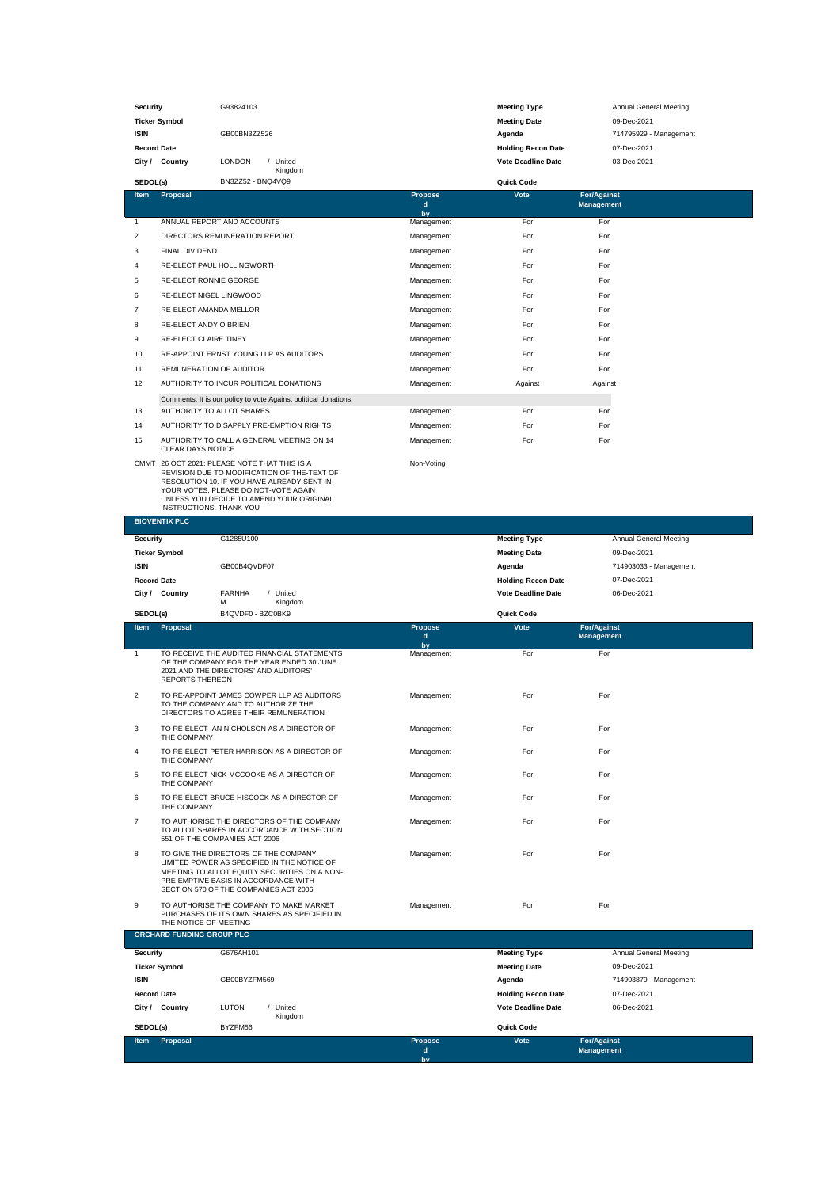| Security | G93824103 | Meeting Type | Annual General Meeting |
|---|---|---|---|
| Ticker Symbol | | Meeting Date | 09-Dec-2021 |
| ISIN | GB00BN3ZZ526 | Agenda | 714795929 - Management |
| Record Date | | Holding Recon Date | 07-Dec-2021 |
| City / Country | LONDON / United Kingdom | Vote Deadline Date | 03-Dec-2021 |
| SEDOL(s) | BN3ZZ52 - BNQ4VQ9 | Quick Code | |

| Item | Proposal | Proposed by | Vote | For/Against Management |
|---|---|---|---|---|
| 1 | ANNUAL REPORT AND ACCOUNTS | Management | For | For |
| 2 | DIRECTORS REMUNERATION REPORT | Management | For | For |
| 3 | FINAL DIVIDEND | Management | For | For |
| 4 | RE-ELECT PAUL HOLLINGWORTH | Management | For | For |
| 5 | RE-ELECT RONNIE GEORGE | Management | For | For |
| 6 | RE-ELECT NIGEL LINGWOOD | Management | For | For |
| 7 | RE-ELECT AMANDA MELLOR | Management | For | For |
| 8 | RE-ELECT ANDY O BRIEN | Management | For | For |
| 9 | RE-ELECT CLAIRE TINEY | Management | For | For |
| 10 | RE-APPOINT ERNST YOUNG LLP AS AUDITORS | Management | For | For |
| 11 | REMUNERATION OF AUDITOR | Management | For | For |
| 12 | AUTHORITY TO INCUR POLITICAL DONATIONS | Management | Against | Against |
| | Comments: It is our policy to vote Against political donations. | | | |
| 13 | AUTHORITY TO ALLOT SHARES | Management | For | For |
| 14 | AUTHORITY TO DISAPPLY PRE-EMPTION RIGHTS | Management | For | For |
| 15 | AUTHORITY TO CALL A GENERAL MEETING ON 14 CLEAR DAYS NOTICE | Management | For | For |
| CMMT | 26 OCT 2021: PLEASE NOTE THAT THIS IS A REVISION DUE TO MODIFICATION OF THE-TEXT OF RESOLUTION 10. IF YOU HAVE ALREADY SENT IN YOUR VOTES, PLEASE DO NOT-VOTE AGAIN UNLESS YOU DECIDE TO AMEND YOUR ORIGINAL INSTRUCTIONS. THANK YOU | Non-Voting | | |

## BIOVENTIX PLC

| Security | G1285U100 | Meeting Type | Annual General Meeting |
|---|---|---|---|
| Ticker Symbol | | Meeting Date | 09-Dec-2021 |
| ISIN | GB00B4QVDF07 | Agenda | 714903033 - Management |
| Record Date | | Holding Recon Date | 07-Dec-2021 |
| City / Country | FARNHAM / United Kingdom | Vote Deadline Date | 06-Dec-2021 |
| SEDOL(s) | B4QVDF0 - BZC0BK9 | Quick Code | |

| Item | Proposal | Proposed by | Vote | For/Against Management |
|---|---|---|---|---|
| 1 | TO RECEIVE THE AUDITED FINANCIAL STATEMENTS OF THE COMPANY FOR THE YEAR ENDED 30 JUNE 2021 AND THE DIRECTORS' AND AUDITORS' REPORTS THEREON | Management | For | For |
| 2 | TO RE-APPOINT JAMES COWPER LLP AS AUDITORS TO THE COMPANY AND TO AUTHORIZE THE DIRECTORS TO AGREE THEIR REMUNERATION | Management | For | For |
| 3 | TO RE-ELECT IAN NICHOLSON AS A DIRECTOR OF THE COMPANY | Management | For | For |
| 4 | TO RE-ELECT PETER HARRISON AS A DIRECTOR OF THE COMPANY | Management | For | For |
| 5 | TO RE-ELECT NICK MCCOOKE AS A DIRECTOR OF THE COMPANY | Management | For | For |
| 6 | TO RE-ELECT BRUCE HISCOCK AS A DIRECTOR OF THE COMPANY | Management | For | For |
| 7 | TO AUTHORISE THE DIRECTORS OF THE COMPANY TO ALLOT SHARES IN ACCORDANCE WITH SECTION 551 OF THE COMPANIES ACT 2006 | Management | For | For |
| 8 | TO GIVE THE DIRECTORS OF THE COMPANY LIMITED POWER AS SPECIFIED IN THE NOTICE OF MEETING TO ALLOT EQUITY SECURITIES ON A NON-PRE-EMPTIVE BASIS IN ACCORDANCE WITH SECTION 570 OF THE COMPANIES ACT 2006 | Management | For | For |
| 9 | TO AUTHORISE THE COMPANY TO MAKE MARKET PURCHASES OF ITS OWN SHARES AS SPECIFIED IN THE NOTICE OF MEETING | Management | For | For |

## ORCHARD FUNDING GROUP PLC

| Security | G676AH101 | Meeting Type | Annual General Meeting |
|---|---|---|---|
| Ticker Symbol | | Meeting Date | 09-Dec-2021 |
| ISIN | GB00BYZFM569 | Agenda | 714903879 - Management |
| Record Date | | Holding Recon Date | 07-Dec-2021 |
| City / Country | LUTON / United Kingdom | Vote Deadline Date | 06-Dec-2021 |
| SEDOL(s) | BYZFM56 | Quick Code | |

| Item | Proposal | Proposed by | Vote | For/Against Management |
|---|---|---|---|---|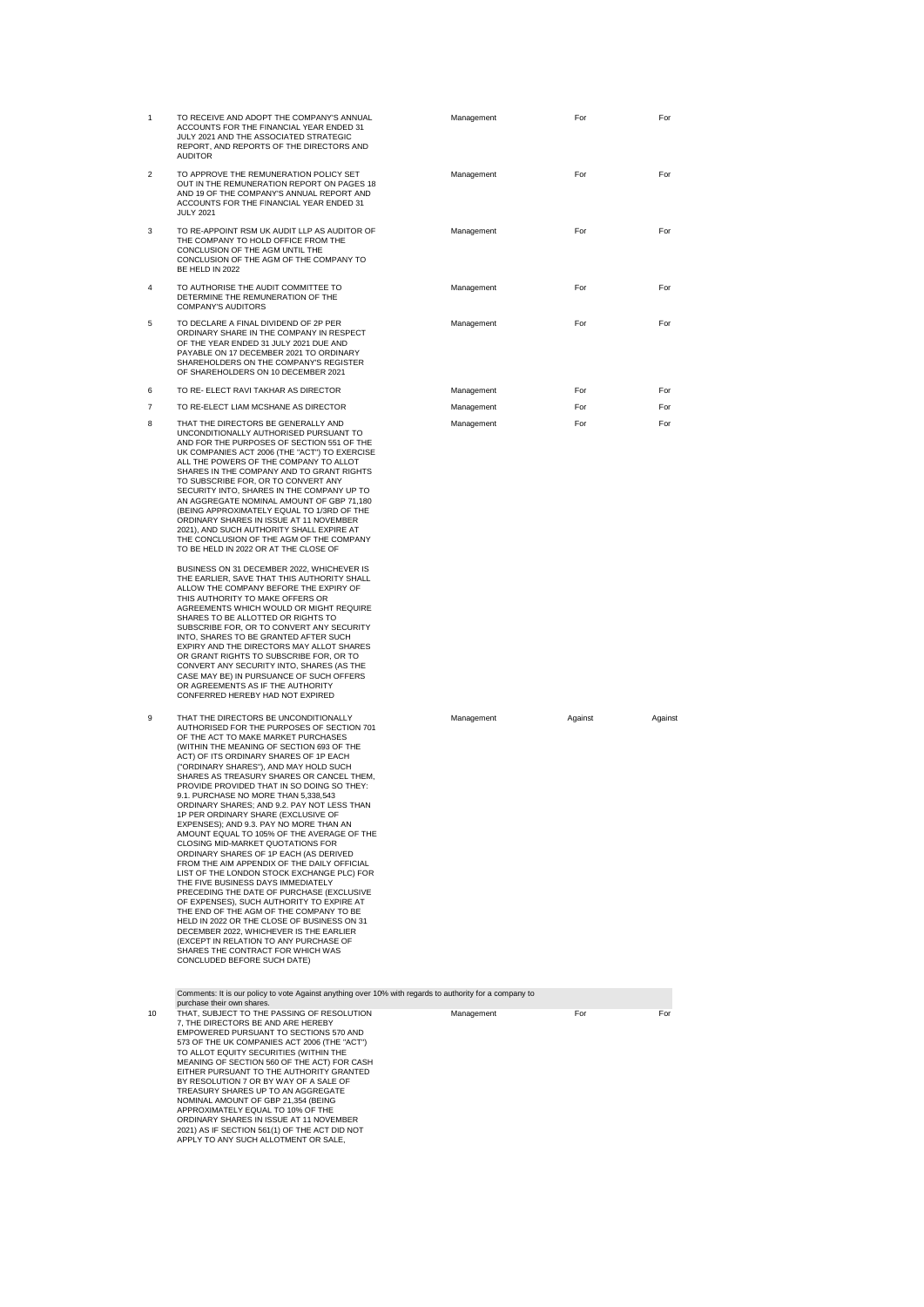| | | | | |
|---|---|---|---|---|
| 1 | TO RECEIVE AND ADOPT THE COMPANY'S ANNUAL ACCOUNTS FOR THE FINANCIAL YEAR ENDED 31 JULY 2021 AND THE ASSOCIATED STRATEGIC REPORT, AND REPORTS OF THE DIRECTORS AND AUDITOR | Management | For | For |
| 2 | TO APPROVE THE REMUNERATION POLICY SET OUT IN THE REMUNERATION REPORT ON PAGES 18 AND 19 OF THE COMPANY'S ANNUAL REPORT AND ACCOUNTS FOR THE FINANCIAL YEAR ENDED 31 JULY 2021 | Management | For | For |
| 3 | TO RE-APPOINT RSM UK AUDIT LLP AS AUDITOR OF THE COMPANY TO HOLD OFFICE FROM THE CONCLUSION OF THE AGM UNTIL THE CONCLUSION OF THE AGM OF THE COMPANY TO BE HELD IN 2022 | Management | For | For |
| 4 | TO AUTHORISE THE AUDIT COMMITTEE TO DETERMINE THE REMUNERATION OF THE COMPANY'S AUDITORS | Management | For | For |
| 5 | TO DECLARE A FINAL DIVIDEND OF 2P PER ORDINARY SHARE IN THE COMPANY IN RESPECT OF THE YEAR ENDED 31 JULY 2021 DUE AND PAYABLE ON 17 DECEMBER 2021 TO ORDINARY SHAREHOLDERS ON THE COMPANY'S REGISTER OF SHAREHOLDERS ON 10 DECEMBER 2021 | Management | For | For |
| 6 | TO RE- ELECT RAVI TAKHAR AS DIRECTOR | Management | For | For |
| 7 | TO RE-ELECT LIAM MCSHANE AS DIRECTOR | Management | For | For |
| 8 | THAT THE DIRECTORS BE GENERALLY AND UNCONDITIONALLY AUTHORISED PURSUANT TO AND FOR THE PURPOSES OF SECTION 551 OF THE UK COMPANIES ACT 2006 (THE "ACT") TO EXERCISE ALL THE POWERS OF THE COMPANY TO ALLOT SHARES IN THE COMPANY AND TO GRANT RIGHTS TO SUBSCRIBE FOR, OR TO CONVERT ANY SECURITY INTO, SHARES IN THE COMPANY UP TO AN AGGREGATE NOMINAL AMOUNT OF GBP 71,180 (BEING APPROXIMATELY EQUAL TO 1/3RD OF THE ORDINARY SHARES IN ISSUE AT 11 NOVEMBER 2021), AND SUCH AUTHORITY SHALL EXPIRE AT THE CONCLUSION OF THE AGM OF THE COMPANY TO BE HELD IN 2022 OR AT THE CLOSE OF BUSINESS ON 31 DECEMBER 2022, WHICHEVER IS THE EARLIER, SAVE THAT THIS AUTHORITY SHALL ALLOW THE COMPANY BEFORE THE EXPIRY OF THIS AUTHORITY TO MAKE OFFERS OR AGREEMENTS WHICH WOULD OR MIGHT REQUIRE SHARES TO BE ALLOTTED OR RIGHTS TO SUBSCRIBE FOR, OR TO CONVERT ANY SECURITY INTO, SHARES TO BE GRANTED AFTER SUCH EXPIRY AND THE DIRECTORS MAY ALLOT SHARES OR GRANT RIGHTS TO SUBSCRIBE FOR, OR TO CONVERT ANY SECURITY INTO, SHARES (AS THE CASE MAY BE) IN PURSUANCE OF SUCH OFFERS OR AGREEMENTS AS IF THE AUTHORITY CONFERRED HEREBY HAD NOT EXPIRED | Management | For | For |
| 9 | THAT THE DIRECTORS BE UNCONDITIONALLY AUTHORISED FOR THE PURPOSES OF SECTION 701 OF THE ACT TO MAKE MARKET PURCHASES (WITHIN THE MEANING OF SECTION 693 OF THE ACT) OF ITS ORDINARY SHARES OF 1P EACH ("ORDINARY SHARES"), AND MAY HOLD SUCH SHARES AS TREASURY SHARES OR CANCEL THEM, PROVIDE PROVIDED THAT IN SO DOING SO THEY: 9.1. PURCHASE NO MORE THAN 5,338,543 ORDINARY SHARES; AND 9.2. PAY NOT LESS THAN 1P PER ORDINARY SHARE (EXCLUSIVE OF EXPENSES); AND 9.3. PAY NO MORE THAN AN AMOUNT EQUAL TO 105% OF THE AVERAGE OF THE CLOSING MID-MARKET QUOTATIONS FOR ORDINARY SHARES OF 1P EACH (AS DERIVED FROM THE AIM APPENDIX OF THE DAILY OFFICIAL LIST OF THE LONDON STOCK EXCHANGE PLC) FOR THE FIVE BUSINESS DAYS IMMEDIATELY PRECEDING THE DATE OF PURCHASE (EXCLUSIVE OF EXPENSES), SUCH AUTHORITY TO EXPIRE AT THE END OF THE AGM OF THE COMPANY TO BE HELD IN 2022 OR THE CLOSE OF BUSINESS ON 31 DECEMBER 2022, WHICHEVER IS THE EARLIER (EXCEPT IN RELATION TO ANY PURCHASE OF SHARES THE CONTRACT FOR WHICH WAS CONCLUDED BEFORE SUCH DATE) | Management | Against | Against |
| | Comments: It is our policy to vote Against anything over 10% with regards to authority for a company to purchase their own shares. | | | |
| 10 | THAT, SUBJECT TO THE PASSING OF RESOLUTION 7, THE DIRECTORS BE AND ARE HEREBY EMPOWERED PURSUANT TO SECTIONS 570 AND 573 OF THE UK COMPANIES ACT 2006 (THE "ACT") TO ALLOT EQUITY SECURITIES (WITHIN THE MEANING OF SECTION 560 OF THE ACT) FOR CASH EITHER PURSUANT TO THE AUTHORITY GRANTED BY RESOLUTION 7 OR BY WAY OF A SALE OF TREASURY SHARES UP TO AN AGGREGATE NOMINAL AMOUNT OF GBP 21,354 (BEING APPROXIMATELY EQUAL TO 10% OF THE ORDINARY SHARES IN ISSUE AT 11 NOVEMBER 2021) AS IF SECTION 561(1) OF THE ACT DID NOT APPLY TO ANY SUCH ALLOTMENT OR SALE, | Management | For | For |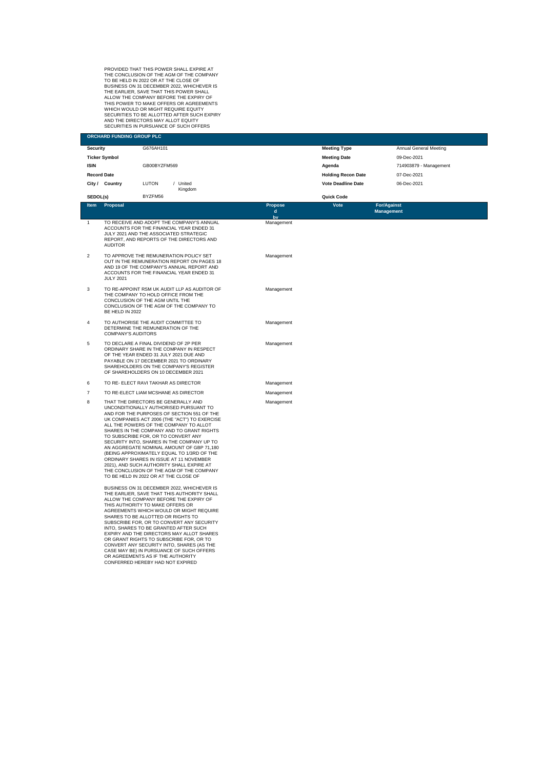PROVIDED THAT THIS POWER SHALL EXPIRE AT THE CONCLUSION OF THE AGM OF THE COMPANY TO BE HELD IN 2022 OR AT THE CLOSE OF BUSINESS ON 31 DECEMBER 2022, WHICHEVER IS THE EARLIER, SAVE THAT THIS POWER SHALL ALLOW THE COMPANY BEFORE THE EXPIRY OF THIS POWER TO MAKE OFFERS OR AGREEMENTS WHICH WOULD OR MIGHT REQUIRE EQUITY SECURITIES TO BE ALLOTTED AFTER SUCH EXPIRY AND THE DIRECTORS MAY ALLOT EQUITY SECURITIES IN PURSUANCE OF SUCH OFFERS

## ORCHARD FUNDING GROUP PLC

| | | | |
|---|---|---|---|
| **Security** | G676AH101 | **Meeting Type** | Annual General Meeting |
| **Ticker Symbol** | | **Meeting Date** | 09-Dec-2021 |
| **ISIN** | GB00BYZFM569 | **Agenda** | 714903879 - Management |
| **Record Date** | | **Holding Recon Date** | 07-Dec-2021 |
| **City / Country** | LUTON / United Kingdom | **Vote Deadline Date** | 06-Dec-2021 |
| **SEDOL(s)** | BYZFM56 | **Quick Code** | |

| Item | Proposal | Proposed by | Vote | For/Against Management |
|---|---|---|---|---|
| 1 | TO RECEIVE AND ADOPT THE COMPANY'S ANNUAL ACCOUNTS FOR THE FINANCIAL YEAR ENDED 31 JULY 2021 AND THE ASSOCIATED STRATEGIC REPORT, AND REPORTS OF THE DIRECTORS AND AUDITOR | Management | | |
| 2 | TO APPROVE THE REMUNERATION POLICY SET OUT IN THE REMUNERATION REPORT ON PAGES 18 AND 19 OF THE COMPANY'S ANNUAL REPORT AND ACCOUNTS FOR THE FINANCIAL YEAR ENDED 31 JULY 2021 | Management | | |
| 3 | TO RE-APPOINT RSM UK AUDIT LLP AS AUDITOR OF THE COMPANY TO HOLD OFFICE FROM THE CONCLUSION OF THE AGM UNTIL THE CONCLUSION OF THE AGM OF THE COMPANY TO BE HELD IN 2022 | Management | | |
| 4 | TO AUTHORISE THE AUDIT COMMITTEE TO DETERMINE THE REMUNERATION OF THE COMPANY'S AUDITORS | Management | | |
| 5 | TO DECLARE A FINAL DIVIDEND OF 2P PER ORDINARY SHARE IN THE COMPANY IN RESPECT OF THE YEAR ENDED 31 JULY 2021 DUE AND PAYABLE ON 17 DECEMBER 2021 TO ORDINARY SHAREHOLDERS ON THE COMPANY'S REGISTER OF SHAREHOLDERS ON 10 DECEMBER 2021 | Management | | |
| 6 | TO RE- ELECT RAVI TAKHAR AS DIRECTOR | Management | | |
| 7 | TO RE-ELECT LIAM MCSHANE AS DIRECTOR | Management | | |
| 8 | THAT THE DIRECTORS BE GENERALLY AND UNCONDITIONALLY AUTHORISED PURSUANT TO AND FOR THE PURPOSES OF SECTION 551 OF THE UK COMPANIES ACT 2006 (THE "ACT") TO EXERCISE ALL THE POWERS OF THE COMPANY TO ALLOT SHARES IN THE COMPANY AND TO GRANT RIGHTS TO SUBSCRIBE FOR, OR TO CONVERT ANY SECURITY INTO, SHARES IN THE COMPANY UP TO AN AGGREGATE NOMINAL AMOUNT OF GBP 71,180 (BEING APPROXIMATELY EQUAL TO 1/3RD OF THE ORDINARY SHARES IN ISSUE AT 11 NOVEMBER 2021), AND SUCH AUTHORITY SHALL EXPIRE AT THE CONCLUSION OF THE AGM OF THE COMPANY TO BE HELD IN 2022 OR AT THE CLOSE OF BUSINESS ON 31 DECEMBER 2022, WHICHEVER IS THE EARLIER, SAVE THAT THIS AUTHORITY SHALL ALLOW THE COMPANY BEFORE THE EXPIRY OF THIS AUTHORITY TO MAKE OFFERS OR AGREEMENTS WHICH WOULD OR MIGHT REQUIRE SHARES TO BE ALLOTTED OR RIGHTS TO SUBSCRIBE FOR, OR TO CONVERT ANY SECURITY INTO, SHARES TO BE GRANTED AFTER SUCH EXPIRY AND THE DIRECTORS MAY ALLOT SHARES OR GRANT RIGHTS TO SUBSCRIBE FOR, OR TO CONVERT ANY SECURITY INTO, SHARES (AS THE CASE MAY BE) IN PURSUANCE OF SUCH OFFERS OR AGREEMENTS AS IF THE AUTHORITY CONFERRED HEREBY HAD NOT EXPIRED | Management | | |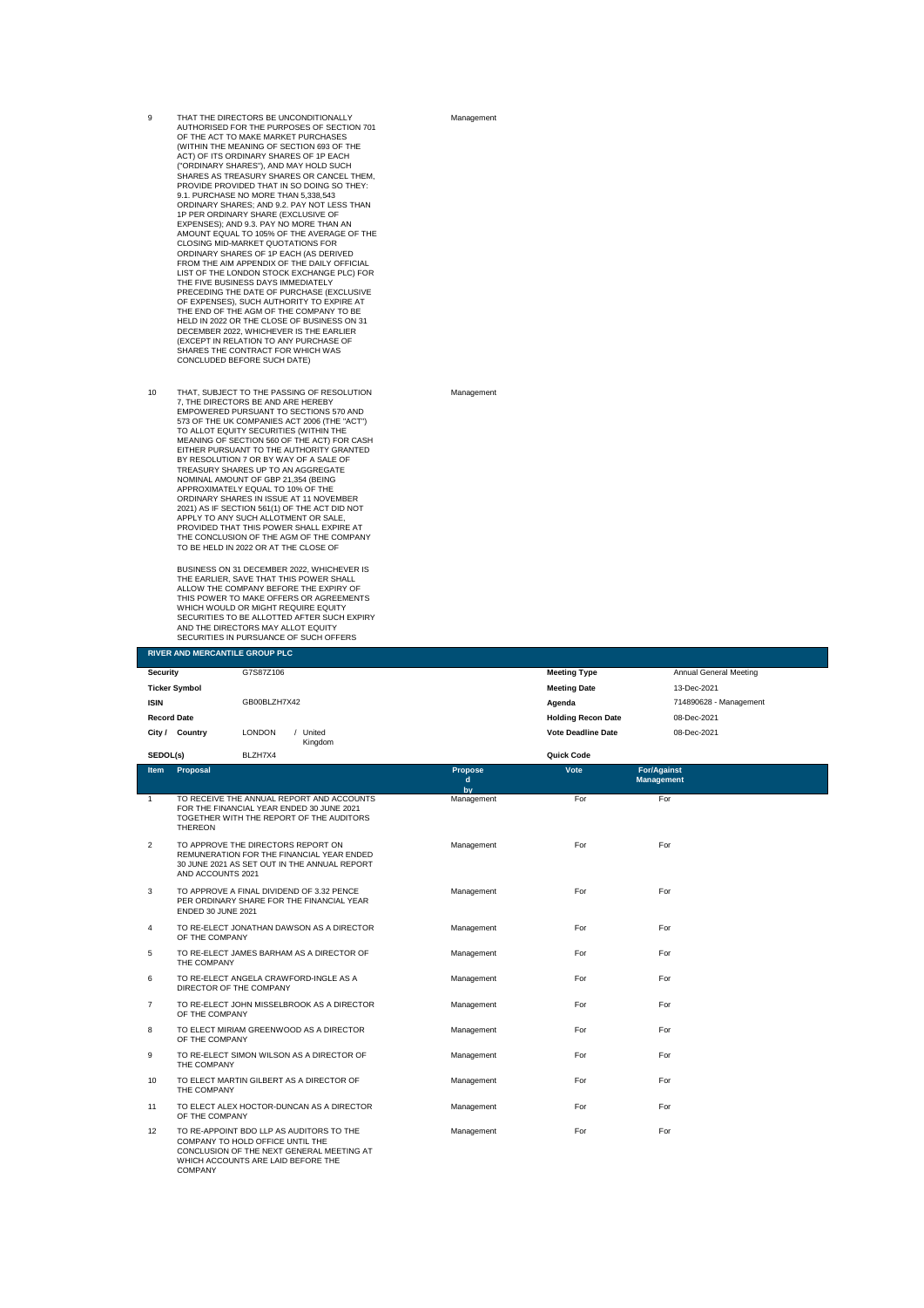| Item | Proposal | Proposed by | Vote | For/Against Management |
|---|---|---|---|---|
| 9 | THAT THE DIRECTORS BE UNCONDITIONALLY AUTHORISED FOR THE PURPOSES OF SECTION 701 OF THE ACT TO MAKE MARKET PURCHASES (WITHIN THE MEANING OF SECTION 693 OF THE ACT) OF ITS ORDINARY SHARES OF 1P EACH ("ORDINARY SHARES"), AND MAY HOLD SUCH SHARES AS TREASURY SHARES OR CANCEL THEM, PROVIDE PROVIDED THAT IN SO DOING SO THEY: 9.1. PURCHASE NO MORE THAN 5,338,543 ORDINARY SHARES; AND 9.2. PAY NOT LESS THAN 1P PER ORDINARY SHARE (EXCLUSIVE OF EXPENSES); AND 9.3. PAY NO MORE THAN AN AMOUNT EQUAL TO 105% OF THE AVERAGE OF THE CLOSING MID-MARKET QUOTATIONS FOR ORDINARY SHARES OF 1P EACH (AS DERIVED FROM THE AIM APPENDIX OF THE DAILY OFFICIAL LIST OF THE LONDON STOCK EXCHANGE PLC) FOR THE FIVE BUSINESS DAYS IMMEDIATELY PRECEDING THE DATE OF PURCHASE (EXCLUSIVE OF EXPENSES), SUCH AUTHORITY TO EXPIRE AT THE END OF THE AGM OF THE COMPANY TO BE HELD IN 2022 OR THE CLOSE OF BUSINESS ON 31 DECEMBER 2022, WHICHEVER IS THE EARLIER (EXCEPT IN RELATION TO ANY PURCHASE OF SHARES THE CONTRACT FOR WHICH WAS CONCLUDED BEFORE SUCH DATE) | Management | | |
| 10 | THAT, SUBJECT TO THE PASSING OF RESOLUTION 7, THE DIRECTORS BE AND ARE HEREBY EMPOWERED PURSUANT TO SECTIONS 570 AND 573 OF THE UK COMPANIES ACT 2006 (THE "ACT") TO ALLOT EQUITY SECURITIES (WITHIN THE MEANING OF SECTION 560 OF THE ACT) FOR CASH EITHER PURSUANT TO THE AUTHORITY GRANTED BY RESOLUTION 7 OR BY WAY OF A SALE OF TREASURY SHARES UP TO AN AGGREGATE NOMINAL AMOUNT OF GBP 21,354 (BEING APPROXIMATELY EQUAL TO 10% OF THE ORDINARY SHARES IN ISSUE AT 11 NOVEMBER 2021) AS IF SECTION 561(1) OF THE ACT DID NOT APPLY TO ANY SUCH ALLOTMENT OR SALE, PROVIDED THAT THIS POWER SHALL EXPIRE AT THE CONCLUSION OF THE AGM OF THE COMPANY TO BE HELD IN 2022 OR AT THE CLOSE OF BUSINESS ON 31 DECEMBER 2022, WHICHEVER IS THE EARLIER, SAVE THAT THIS POWER SHALL ALLOW THE COMPANY BEFORE THE EXPIRY OF THIS POWER TO MAKE OFFERS OR AGREEMENTS WHICH WOULD OR MIGHT REQUIRE EQUITY SECURITIES TO BE ALLOTTED AFTER SUCH EXPIRY AND THE DIRECTORS MAY ALLOT EQUITY SECURITIES IN PURSUANCE OF SUCH OFFERS | Management | | |

## RIVER AND MERCANTILE GROUP PLC

| | | | |
|---|---|---|---|
| **Security** | G7S87Z106 | **Meeting Type** | Annual General Meeting |
| **Ticker Symbol** | | **Meeting Date** | 13-Dec-2021 |
| **ISIN** | GB00BLZH7X42 | **Agenda** | 714890628 - Management |
| **Record Date** | | **Holding Recon Date** | 08-Dec-2021 |
| **City / Country** | LONDON / United Kingdom | **Vote Deadline Date** | 08-Dec-2021 |
| **SEDOL(s)** | BLZH7X4 | **Quick Code** | |

| Item | Proposal | Proposed by | Vote | For/Against Management |
|---|---|---|---|---|
| 1 | TO RECEIVE THE ANNUAL REPORT AND ACCOUNTS FOR THE FINANCIAL YEAR ENDED 30 JUNE 2021 TOGETHER WITH THE REPORT OF THE AUDITORS THEREON | Management | For | For |
| 2 | TO APPROVE THE DIRECTORS REPORT ON REMUNERATION FOR THE FINANCIAL YEAR ENDED 30 JUNE 2021 AS SET OUT IN THE ANNUAL REPORT AND ACCOUNTS 2021 | Management | For | For |
| 3 | TO APPROVE A FINAL DIVIDEND OF 3.32 PENCE PER ORDINARY SHARE FOR THE FINANCIAL YEAR ENDED 30 JUNE 2021 | Management | For | For |
| 4 | TO RE-ELECT JONATHAN DAWSON AS A DIRECTOR OF THE COMPANY | Management | For | For |
| 5 | TO RE-ELECT JAMES BARHAM AS A DIRECTOR OF THE COMPANY | Management | For | For |
| 6 | TO RE-ELECT ANGELA CRAWFORD-INGLE AS A DIRECTOR OF THE COMPANY | Management | For | For |
| 7 | TO RE-ELECT JOHN MISSELBROOK AS A DIRECTOR OF THE COMPANY | Management | For | For |
| 8 | TO ELECT MIRIAM GREENWOOD AS A DIRECTOR OF THE COMPANY | Management | For | For |
| 9 | TO RE-ELECT SIMON WILSON AS A DIRECTOR OF THE COMPANY | Management | For | For |
| 10 | TO ELECT MARTIN GILBERT AS A DIRECTOR OF THE COMPANY | Management | For | For |
| 11 | TO ELECT ALEX HOCTOR-DUNCAN AS A DIRECTOR OF THE COMPANY | Management | For | For |
| 12 | TO RE-APPOINT BDO LLP AS AUDITORS TO THE COMPANY TO HOLD OFFICE UNTIL THE CONCLUSION OF THE NEXT GENERAL MEETING AT WHICH ACCOUNTS ARE LAID BEFORE THE COMPANY | Management | For | For |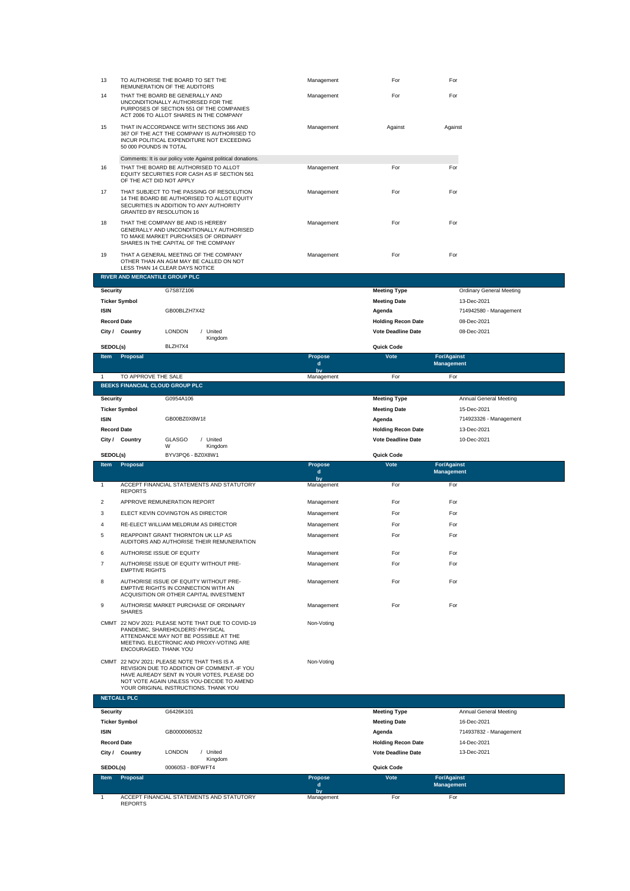| Item | Proposal | Proposed by | Vote | For/Against Management |
|---|---|---|---|---|
| 13 | TO AUTHORISE THE BOARD TO SET THE REMUNERATION OF THE AUDITORS | Management | For | For |
| 14 | THAT THE BOARD BE GENERALLY AND UNCONDITIONALLY AUTHORISED FOR THE PURPOSES OF SECTION 551 OF THE COMPANIES ACT 2006 TO ALLOT SHARES IN THE COMPANY | Management | For | For |
| 15 | THAT IN ACCORDANCE WITH SECTIONS 366 AND 367 OF THE ACT THE COMPANY IS AUTHORISED TO INCUR POLITICAL EXPENDITURE NOT EXCEEDING 50 000 POUNDS IN TOTAL | Management | Against | Against |
| | Comments: It is our policy vote Against political donations. | | | |
| 16 | THAT THE BOARD BE AUTHORISED TO ALLOT EQUITY SECURITIES FOR CASH AS IF SECTION 561 OF THE ACT DID NOT APPLY | Management | For | For |
| 17 | THAT SUBJECT TO THE PASSING OF RESOLUTION 14 THE BOARD BE AUTHORISED TO ALLOT EQUITY SECURITIES IN ADDITION TO ANY AUTHORITY GRANTED BY RESOLUTION 16 | Management | For | For |
| 18 | THAT THE COMPANY BE AND IS HEREBY GENERALLY AND UNCONDITIONALLY AUTHORISED TO MAKE MARKET PURCHASES OF ORDINARY SHARES IN THE CAPITAL OF THE COMPANY | Management | For | For |
| 19 | THAT A GENERAL MEETING OF THE COMPANY OTHER THAN AN AGM MAY BE CALLED ON NOT LESS THAN 14 CLEAR DAYS NOTICE | Management | For | For |

## RIVER AND MERCANTILE GROUP PLC

| | | | |
|---|---|---|---|
| **Security** | G7S87Z106 | **Meeting Type** | Ordinary General Meeting |
| **Ticker Symbol** | | **Meeting Date** | 13-Dec-2021 |
| **ISIN** | GB00BLZH7X42 | **Agenda** | 714942580 - Management |
| **Record Date** | | **Holding Recon Date** | 08-Dec-2021 |
| **City / Country** | LONDON / United Kingdom | **Vote Deadline Date** | 08-Dec-2021 |
| **SEDOL(s)** | BLZH7X4 | **Quick Code** | |

| Item | Proposal | Proposed by | Vote | For/Against Management |
|---|---|---|---|---|
| 1 | TO APPROVE THE SALE | Management | For | For |

## BEEKS FINANCIAL CLOUD GROUP PLC

| | | | |
|---|---|---|---|
| **Security** | G0954A106 | **Meeting Type** | Annual General Meeting |
| **Ticker Symbol** | | **Meeting Date** | 15-Dec-2021 |
| **ISIN** | GB00BZ0X8W18 | **Agenda** | 714923326 - Management |
| **Record Date** | | **Holding Recon Date** | 13-Dec-2021 |
| **City / Country** | GLASGOW / United Kingdom | **Vote Deadline Date** | 10-Dec-2021 |
| **SEDOL(s)** | BYV3PQ6 - BZ0X8W1 | **Quick Code** | |

| Item | Proposal | Proposed by | Vote | For/Against Management |
|---|---|---|---|---|
| 1 | ACCEPT FINANCIAL STATEMENTS AND STATUTORY REPORTS | Management | For | For |
| 2 | APPROVE REMUNERATION REPORT | Management | For | For |
| 3 | ELECT KEVIN COVINGTON AS DIRECTOR | Management | For | For |
| 4 | RE-ELECT WILLIAM MELDRUM AS DIRECTOR | Management | For | For |
| 5 | REAPPOINT GRANT THORNTON UK LLP AS AUDITORS AND AUTHORISE THEIR REMUNERATION | Management | For | For |
| 6 | AUTHORISE ISSUE OF EQUITY | Management | For | For |
| 7 | AUTHORISE ISSUE OF EQUITY WITHOUT PRE-EMPTIVE RIGHTS | Management | For | For |
| 8 | AUTHORISE ISSUE OF EQUITY WITHOUT PRE-EMPTIVE RIGHTS IN CONNECTION WITH AN ACQUISITION OR OTHER CAPITAL INVESTMENT | Management | For | For |
| 9 | AUTHORISE MARKET PURCHASE OF ORDINARY SHARES | Management | For | For |
| CMMT | 22 NOV 2021: PLEASE NOTE THAT DUE TO COVID-19 PANDEMIC, SHAREHOLDERS'-PHYSICAL ATTENDANCE MAY NOT BE POSSIBLE AT THE MEETING. ELECTRONIC AND PROXY-VOTING ARE ENCOURAGED. THANK YOU | Non-Voting | | |
| CMMT | 22 NOV 2021: PLEASE NOTE THAT THIS IS A REVISION DUE TO ADDITION OF COMMENT.-IF YOU HAVE ALREADY SENT IN YOUR VOTES, PLEASE DO NOT VOTE AGAIN UNLESS YOU-DECIDE TO AMEND YOUR ORIGINAL INSTRUCTIONS. THANK YOU | Non-Voting | | |

## NETCALL PLC

| | | | |
|---|---|---|---|
| **Security** | G6426K101 | **Meeting Type** | Annual General Meeting |
| **Ticker Symbol** | | **Meeting Date** | 16-Dec-2021 |
| **ISIN** | GB0000060532 | **Agenda** | 714937832 - Management |
| **Record Date** | | **Holding Recon Date** | 14-Dec-2021 |
| **City / Country** | LONDON / United Kingdom | **Vote Deadline Date** | 13-Dec-2021 |
| **SEDOL(s)** | 0006053 - B0FWFT4 | **Quick Code** | |

| Item | Proposal | Proposed by | Vote | For/Against Management |
|---|---|---|---|---|
| 1 | ACCEPT FINANCIAL STATEMENTS AND STATUTORY REPORTS | Management | For | For |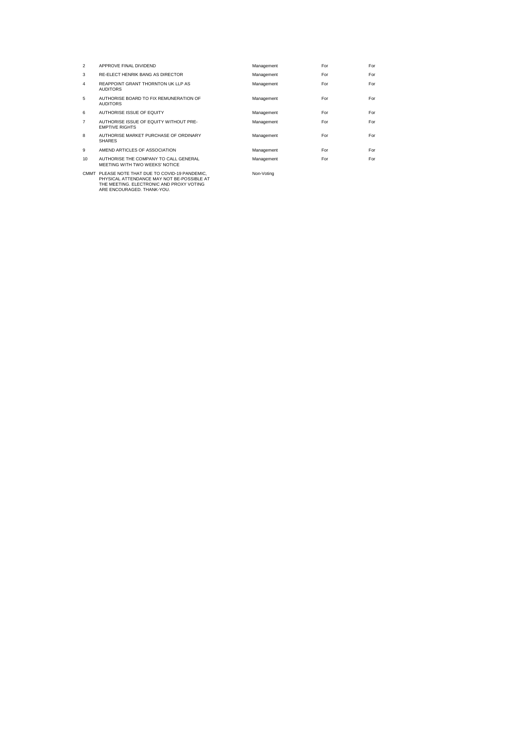| | | | | |
|---|---|---|---|---|
| 2 | APPROVE FINAL DIVIDEND | Management | For | For |
| 3 | RE-ELECT HENRIK BANG AS DIRECTOR | Management | For | For |
| 4 | REAPPOINT GRANT THORNTON UK LLP AS AUDITORS | Management | For | For |
| 5 | AUTHORISE BOARD TO FIX REMUNERATION OF AUDITORS | Management | For | For |
| 6 | AUTHORISE ISSUE OF EQUITY | Management | For | For |
| 7 | AUTHORISE ISSUE OF EQUITY WITHOUT PRE-EMPTIVE RIGHTS | Management | For | For |
| 8 | AUTHORISE MARKET PURCHASE OF ORDINARY SHARES | Management | For | For |
| 9 | AMEND ARTICLES OF ASSOCIATION | Management | For | For |
| 10 | AUTHORISE THE COMPANY TO CALL GENERAL MEETING WITH TWO WEEKS' NOTICE | Management | For | For |
| CMMT | PLEASE NOTE THAT DUE TO COVID-19 PANDEMIC, PHYSICAL ATTENDANCE MAY NOT BE-POSSIBLE AT THE MEETING. ELECTRONIC AND PROXY VOTING ARE ENCOURAGED. THANK-YOU. | Non-Voting | | |